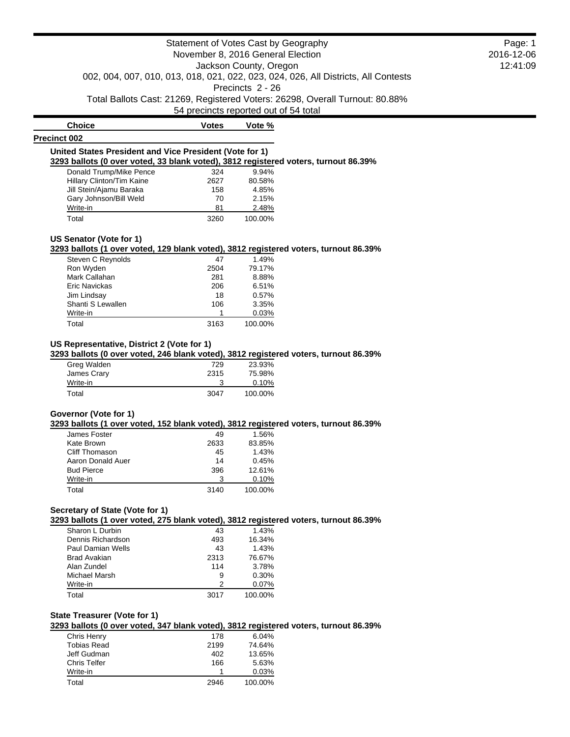# Statement of Votes Cast by Geography

November 8, 2016 General Election

Jackson County, Oregon

002, 004, 007, 010, 013, 018, 021, 022, 023, 024, 026, All Districts, All Contests

Precincts 2 - 26

Total Ballots Cast: 21269, Registered Voters: 26298, Overall Turnout: 80.88%

54 precincts reported out of 54 total

2016-12-06
12:41:09

| Choice | Votes | Vote % |
|---|---|---|

## Precinct 002

### United States President and Vice President (Vote for 1)

**3293 ballots (0 over voted, 33 blank voted), 3812 registered voters, turnout 86.39%**

| Choice | Votes | Vote % |
|---|---|---|
| Donald Trump/Mike Pence | 324 | 9.94% |
| Hillary Clinton/Tim Kaine | 2627 | 80.58% |
| Jill Stein/Ajamu Baraka | 158 | 4.85% |
| Gary Johnson/Bill Weld | 70 | 2.15% |
| Write-in | 81 | 2.48% |
| Total | 3260 | 100.00% |

### US Senator (Vote for 1)

**3293 ballots (1 over voted, 129 blank voted), 3812 registered voters, turnout 86.39%**

| Choice | Votes | Vote % |
|---|---|---|
| Steven C Reynolds | 47 | 1.49% |
| Ron Wyden | 2504 | 79.17% |
| Mark Callahan | 281 | 8.88% |
| Eric Navickas | 206 | 6.51% |
| Jim Lindsay | 18 | 0.57% |
| Shanti S Lewallen | 106 | 3.35% |
| Write-in | 1 | 0.03% |
| Total | 3163 | 100.00% |

### US Representative, District 2 (Vote for 1)

**3293 ballots (0 over voted, 246 blank voted), 3812 registered voters, turnout 86.39%**

| Choice | Votes | Vote % |
|---|---|---|
| Greg Walden | 729 | 23.93% |
| James Crary | 2315 | 75.98% |
| Write-in | 3 | 0.10% |
| Total | 3047 | 100.00% |

### Governor (Vote for 1)

**3293 ballots (1 over voted, 152 blank voted), 3812 registered voters, turnout 86.39%**

| Choice | Votes | Vote % |
|---|---|---|
| James Foster | 49 | 1.56% |
| Kate Brown | 2633 | 83.85% |
| Cliff Thomason | 45 | 1.43% |
| Aaron Donald Auer | 14 | 0.45% |
| Bud Pierce | 396 | 12.61% |
| Write-in | 3 | 0.10% |
| Total | 3140 | 100.00% |

### Secretary of State (Vote for 1)

**3293 ballots (1 over voted, 275 blank voted), 3812 registered voters, turnout 86.39%**

| Choice | Votes | Vote % |
|---|---|---|
| Sharon L Durbin | 43 | 1.43% |
| Dennis Richardson | 493 | 16.34% |
| Paul Damian Wells | 43 | 1.43% |
| Brad Avakian | 2313 | 76.67% |
| Alan Zundel | 114 | 3.78% |
| Michael Marsh | 9 | 0.30% |
| Write-in | 2 | 0.07% |
| Total | 3017 | 100.00% |

### State Treasurer (Vote for 1)

**3293 ballots (0 over voted, 347 blank voted), 3812 registered voters, turnout 86.39%**

| Choice | Votes | Vote % |
|---|---|---|
| Chris Henry | 178 | 6.04% |
| Tobias Read | 2199 | 74.64% |
| Jeff Gudman | 402 | 13.65% |
| Chris Telfer | 166 | 5.63% |
| Write-in | 1 | 0.03% |
| Total | 2946 | 100.00% |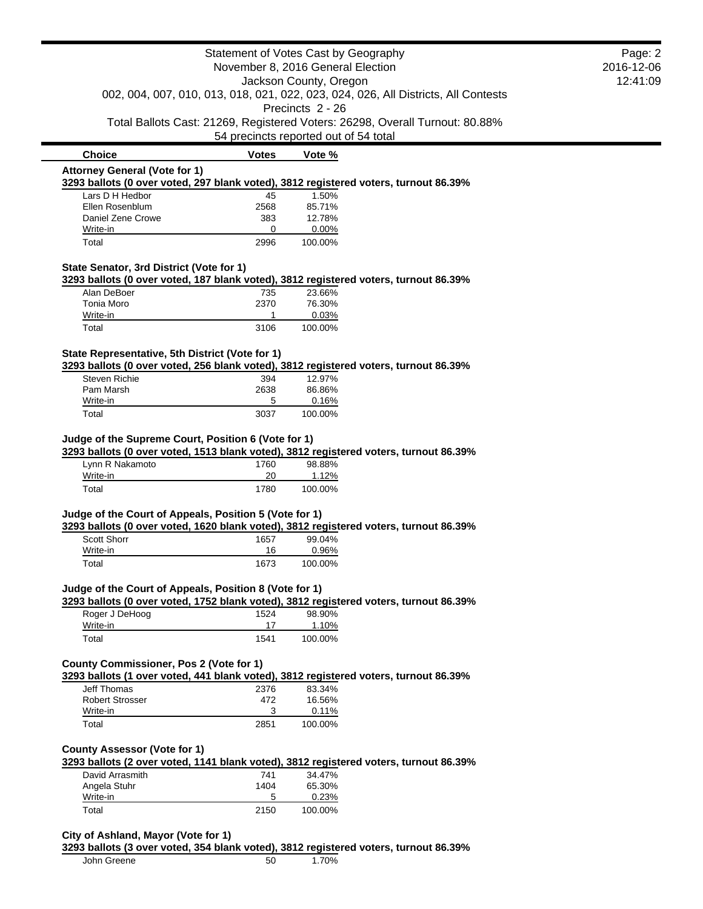# Statement of Votes Cast by Geography

November 8, 2016 General Election

Jackson County, Oregon

002, 004, 007, 010, 013, 018, 021, 022, 023, 024, 026, All Districts, All Contests

Precincts 2 - 26

Total Ballots Cast: 21269, Registered Voters: 26298, Overall Turnout: 80.88%

54 precincts reported out of 54 total

### Attorney General (Vote for 1)

**3293 ballots (0 over voted, 297 blank voted), 3812 registered voters, turnout 86.39%**

| Choice | Votes | Vote % |
|---|---|---|
| Lars D H Hedbor | 45 | 1.50% |
| Ellen Rosenblum | 2568 | 85.71% |
| Daniel Zene Crowe | 383 | 12.78% |
| Write-in | 0 | 0.00% |
| Total | 2996 | 100.00% |

### State Senator, 3rd District (Vote for 1)

**3293 ballots (0 over voted, 187 blank voted), 3812 registered voters, turnout 86.39%**

| Choice | Votes | Vote % |
|---|---|---|
| Alan DeBoer | 735 | 23.66% |
| Tonia Moro | 2370 | 76.30% |
| Write-in | 1 | 0.03% |
| Total | 3106 | 100.00% |

### State Representative, 5th District (Vote for 1)

**3293 ballots (0 over voted, 256 blank voted), 3812 registered voters, turnout 86.39%**

| Choice | Votes | Vote % |
|---|---|---|
| Steven Richie | 394 | 12.97% |
| Pam Marsh | 2638 | 86.86% |
| Write-in | 5 | 0.16% |
| Total | 3037 | 100.00% |

### Judge of the Supreme Court, Position 6 (Vote for 1)

**3293 ballots (0 over voted, 1513 blank voted), 3812 registered voters, turnout 86.39%**

| Choice | Votes | Vote % |
|---|---|---|
| Lynn R Nakamoto | 1760 | 98.88% |
| Write-in | 20 | 1.12% |
| Total | 1780 | 100.00% |

### Judge of the Court of Appeals, Position 5 (Vote for 1)

**3293 ballots (0 over voted, 1620 blank voted), 3812 registered voters, turnout 86.39%**

| Choice | Votes | Vote % |
|---|---|---|
| Scott Shorr | 1657 | 99.04% |
| Write-in | 16 | 0.96% |
| Total | 1673 | 100.00% |

### Judge of the Court of Appeals, Position 8 (Vote for 1)

**3293 ballots (0 over voted, 1752 blank voted), 3812 registered voters, turnout 86.39%**

| Choice | Votes | Vote % |
|---|---|---|
| Roger J DeHoog | 1524 | 98.90% |
| Write-in | 17 | 1.10% |
| Total | 1541 | 100.00% |

### County Commissioner, Pos 2 (Vote for 1)

**3293 ballots (1 over voted, 441 blank voted), 3812 registered voters, turnout 86.39%**

| Choice | Votes | Vote % |
|---|---|---|
| Jeff Thomas | 2376 | 83.34% |
| Robert Strosser | 472 | 16.56% |
| Write-in | 3 | 0.11% |
| Total | 2851 | 100.00% |

### County Assessor (Vote for 1)

**3293 ballots (2 over voted, 1141 blank voted), 3812 registered voters, turnout 86.39%**

| Choice | Votes | Vote % |
|---|---|---|
| David Arrasmith | 741 | 34.47% |
| Angela Stuhr | 1404 | 65.30% |
| Write-in | 5 | 0.23% |
| Total | 2150 | 100.00% |

### City of Ashland, Mayor (Vote for 1)

**3293 ballots (3 over voted, 354 blank voted), 3812 registered voters, turnout 86.39%**

| Choice | Votes | Vote % |
|---|---|---|
| John Greene | 50 | 1.70% |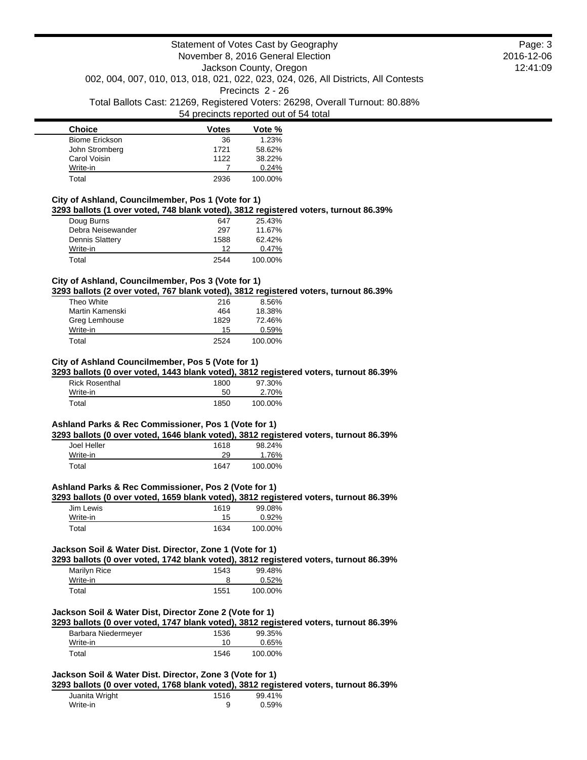| Choice | Votes | Vote % |
|---|---|---|
| Biome Erickson | 36 | 1.23% |
| John Stromberg | 1721 | 58.62% |
| Carol Voisin | 1122 | 38.22% |
| Write-in | 7 | 0.24% |
| Total | 2936 | 100.00% |

### City of Ashland, Councilmember, Pos 1 (Vote for 1)

**3293 ballots (1 over voted, 748 blank voted), 3812 registered voters, turnout 86.39%**

| Choice | Votes | Vote % |
|---|---|---|
| Doug Burns | 647 | 25.43% |
| Debra Neisewander | 297 | 11.67% |
| Dennis Slattery | 1588 | 62.42% |
| Write-in | 12 | 0.47% |
| Total | 2544 | 100.00% |

### City of Ashland, Councilmember, Pos 3 (Vote for 1)

**3293 ballots (2 over voted, 767 blank voted), 3812 registered voters, turnout 86.39%**

| Choice | Votes | Vote % |
|---|---|---|
| Theo White | 216 | 8.56% |
| Martin Kamenski | 464 | 18.38% |
| Greg Lemhouse | 1829 | 72.46% |
| Write-in | 15 | 0.59% |
| Total | 2524 | 100.00% |

### City of Ashland Councilmember, Pos 5 (Vote for 1)

**3293 ballots (0 over voted, 1443 blank voted), 3812 registered voters, turnout 86.39%**

| Choice | Votes | Vote % |
|---|---|---|
| Rick Rosenthal | 1800 | 97.30% |
| Write-in | 50 | 2.70% |
| Total | 1850 | 100.00% |

### Ashland Parks & Rec Commissioner, Pos 1 (Vote for 1)

**3293 ballots (0 over voted, 1646 blank voted), 3812 registered voters, turnout 86.39%**

| Choice | Votes | Vote % |
|---|---|---|
| Joel Heller | 1618 | 98.24% |
| Write-in | 29 | 1.76% |
| Total | 1647 | 100.00% |

### Ashland Parks & Rec Commissioner, Pos 2 (Vote for 1)

**3293 ballots (0 over voted, 1659 blank voted), 3812 registered voters, turnout 86.39%**

| Choice | Votes | Vote % |
|---|---|---|
| Jim Lewis | 1619 | 99.08% |
| Write-in | 15 | 0.92% |
| Total | 1634 | 100.00% |

### Jackson Soil & Water Dist. Director, Zone 1 (Vote for 1)

**3293 ballots (0 over voted, 1742 blank voted), 3812 registered voters, turnout 86.39%**

| Choice | Votes | Vote % |
|---|---|---|
| Marilyn Rice | 1543 | 99.48% |
| Write-in | 8 | 0.52% |
| Total | 1551 | 100.00% |

### Jackson Soil & Water Dist, Director Zone 2 (Vote for 1)

**3293 ballots (0 over voted, 1747 blank voted), 3812 registered voters, turnout 86.39%**

| Choice | Votes | Vote % |
|---|---|---|
| Barbara Niedermeyer | 1536 | 99.35% |
| Write-in | 10 | 0.65% |
| Total | 1546 | 100.00% |

### Jackson Soil & Water Dist. Director, Zone 3 (Vote for 1)

**3293 ballots (0 over voted, 1768 blank voted), 3812 registered voters, turnout 86.39%**

| Choice | Votes | Vote % |
|---|---|---|
| Juanita Wright | 1516 | 99.41% |
| Write-in | 9 | 0.59% |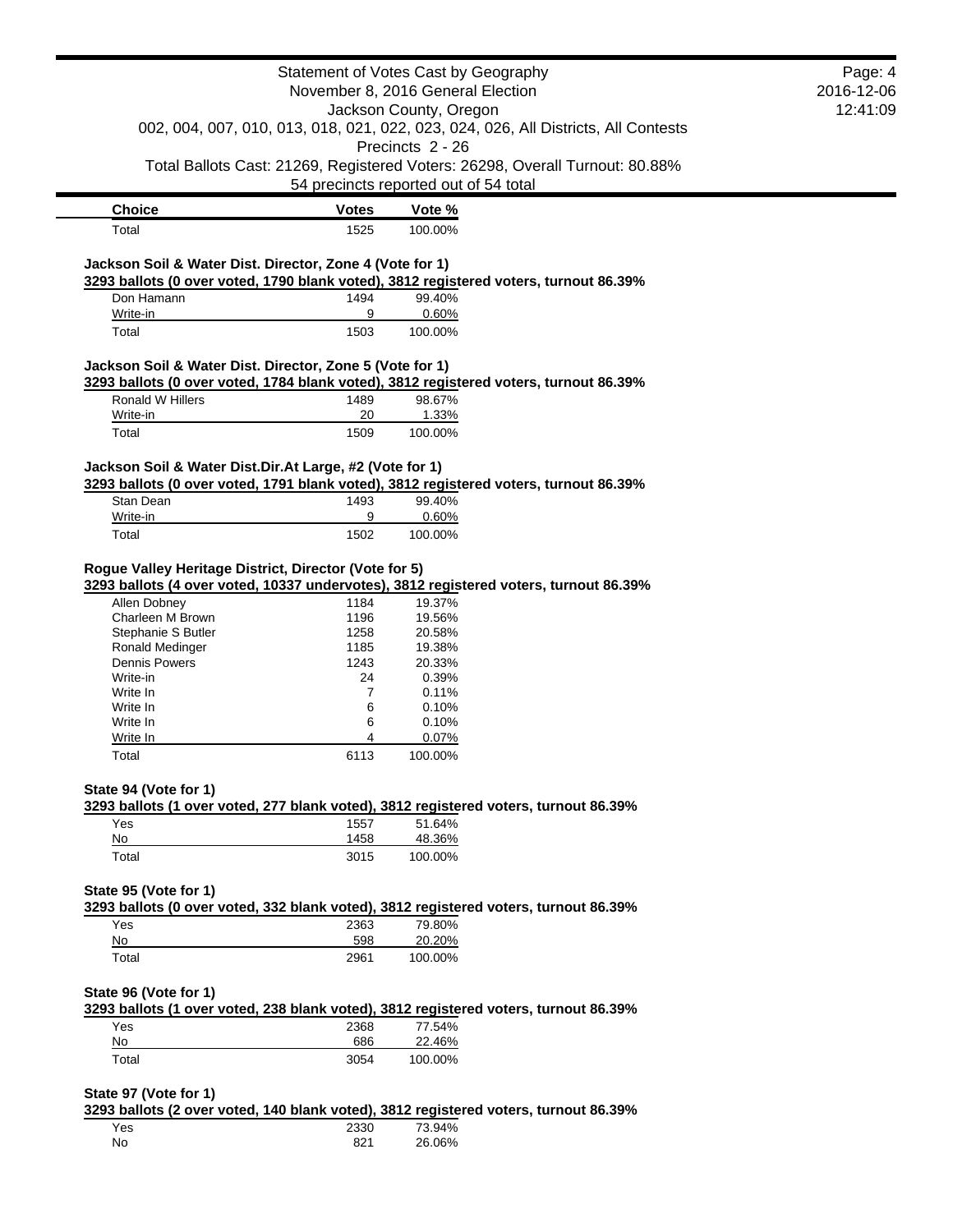| Choice | Votes | Vote % |
|---|---|---|
| Total | 1525 | 100.00% |

**Jackson Soil & Water Dist. Director, Zone 4 (Vote for 1)**

**3293 ballots (0 over voted, 1790 blank voted), 3812 registered voters, turnout 86.39%**

| Choice | Votes | Vote % |
|---|---|---|
| Don Hamann | 1494 | 99.40% |
| Write-in | 9 | 0.60% |
| Total | 1503 | 100.00% |

**Jackson Soil & Water Dist. Director, Zone 5 (Vote for 1)**

**3293 ballots (0 over voted, 1784 blank voted), 3812 registered voters, turnout 86.39%**

| Choice | Votes | Vote % |
|---|---|---|
| Ronald W Hillers | 1489 | 98.67% |
| Write-in | 20 | 1.33% |
| Total | 1509 | 100.00% |

**Jackson Soil & Water Dist.Dir.At Large, #2 (Vote for 1)**

**3293 ballots (0 over voted, 1791 blank voted), 3812 registered voters, turnout 86.39%**

| Choice | Votes | Vote % |
|---|---|---|
| Stan Dean | 1493 | 99.40% |
| Write-in | 9 | 0.60% |
| Total | 1502 | 100.00% |

**Rogue Valley Heritage District, Director (Vote for 5)**

**3293 ballots (4 over voted, 10337 undervotes), 3812 registered voters, turnout 86.39%**

| Choice | Votes | Vote % |
|---|---|---|
| Allen Dobney | 1184 | 19.37% |
| Charleen M Brown | 1196 | 19.56% |
| Stephanie S Butler | 1258 | 20.58% |
| Ronald Medinger | 1185 | 19.38% |
| Dennis Powers | 1243 | 20.33% |
| Write-in | 24 | 0.39% |
| Write In | 7 | 0.11% |
| Write In | 6 | 0.10% |
| Write In | 6 | 0.10% |
| Write In | 4 | 0.07% |
| Total | 6113 | 100.00% |

**State 94 (Vote for 1)**

**3293 ballots (1 over voted, 277 blank voted), 3812 registered voters, turnout 86.39%**

| Choice | Votes | Vote % |
|---|---|---|
| Yes | 1557 | 51.64% |
| No | 1458 | 48.36% |
| Total | 3015 | 100.00% |

**State 95 (Vote for 1)**

**3293 ballots (0 over voted, 332 blank voted), 3812 registered voters, turnout 86.39%**

| Choice | Votes | Vote % |
|---|---|---|
| Yes | 2363 | 79.80% |
| No | 598 | 20.20% |
| Total | 2961 | 100.00% |

**State 96 (Vote for 1)**

**3293 ballots (1 over voted, 238 blank voted), 3812 registered voters, turnout 86.39%**

| Choice | Votes | Vote % |
|---|---|---|
| Yes | 2368 | 77.54% |
| No | 686 | 22.46% |
| Total | 3054 | 100.00% |

**State 97 (Vote for 1)**

**3293 ballots (2 over voted, 140 blank voted), 3812 registered voters, turnout 86.39%**

| Choice | Votes | Vote % |
|---|---|---|
| Yes | 2330 | 73.94% |
| No | 821 | 26.06% |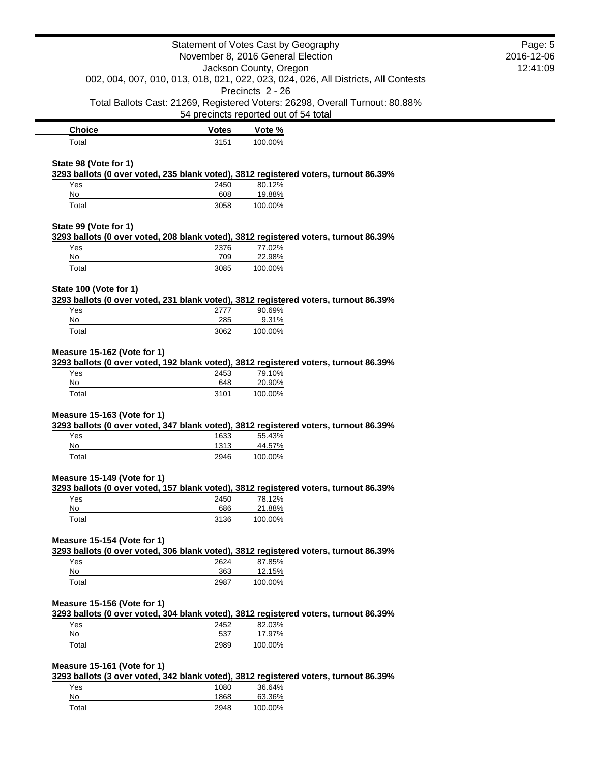| Choice | Votes | Vote % |
| --- | --- | --- |
| Total | 3151 | 100.00% |

**State 98 (Vote for 1)**

**3293 ballots (0 over voted, 235 blank voted), 3812 registered voters, turnout 86.39%**

| Choice | Votes | Vote % |
| --- | --- | --- |
| Yes | 2450 | 80.12% |
| No | 608 | 19.88% |
| Total | 3058 | 100.00% |

**State 99 (Vote for 1)**

**3293 ballots (0 over voted, 208 blank voted), 3812 registered voters, turnout 86.39%**

| Choice | Votes | Vote % |
| --- | --- | --- |
| Yes | 2376 | 77.02% |
| No | 709 | 22.98% |
| Total | 3085 | 100.00% |

**State 100 (Vote for 1)**

**3293 ballots (0 over voted, 231 blank voted), 3812 registered voters, turnout 86.39%**

| Choice | Votes | Vote % |
| --- | --- | --- |
| Yes | 2777 | 90.69% |
| No | 285 | 9.31% |
| Total | 3062 | 100.00% |

**Measure 15-162 (Vote for 1)**

**3293 ballots (0 over voted, 192 blank voted), 3812 registered voters, turnout 86.39%**

| Choice | Votes | Vote % |
| --- | --- | --- |
| Yes | 2453 | 79.10% |
| No | 648 | 20.90% |
| Total | 3101 | 100.00% |

**Measure 15-163 (Vote for 1)**

**3293 ballots (0 over voted, 347 blank voted), 3812 registered voters, turnout 86.39%**

| Choice | Votes | Vote % |
| --- | --- | --- |
| Yes | 1633 | 55.43% |
| No | 1313 | 44.57% |
| Total | 2946 | 100.00% |

**Measure 15-149 (Vote for 1)**

**3293 ballots (0 over voted, 157 blank voted), 3812 registered voters, turnout 86.39%**

| Choice | Votes | Vote % |
| --- | --- | --- |
| Yes | 2450 | 78.12% |
| No | 686 | 21.88% |
| Total | 3136 | 100.00% |

**Measure 15-154 (Vote for 1)**

**3293 ballots (0 over voted, 306 blank voted), 3812 registered voters, turnout 86.39%**

| Choice | Votes | Vote % |
| --- | --- | --- |
| Yes | 2624 | 87.85% |
| No | 363 | 12.15% |
| Total | 2987 | 100.00% |

**Measure 15-156 (Vote for 1)**

**3293 ballots (0 over voted, 304 blank voted), 3812 registered voters, turnout 86.39%**

| Choice | Votes | Vote % |
| --- | --- | --- |
| Yes | 2452 | 82.03% |
| No | 537 | 17.97% |
| Total | 2989 | 100.00% |

**Measure 15-161 (Vote for 1)**

**3293 ballots (3 over voted, 342 blank voted), 3812 registered voters, turnout 86.39%**

| Choice | Votes | Vote % |
| --- | --- | --- |
| Yes | 1080 | 36.64% |
| No | 1868 | 63.36% |
| Total | 2948 | 100.00% |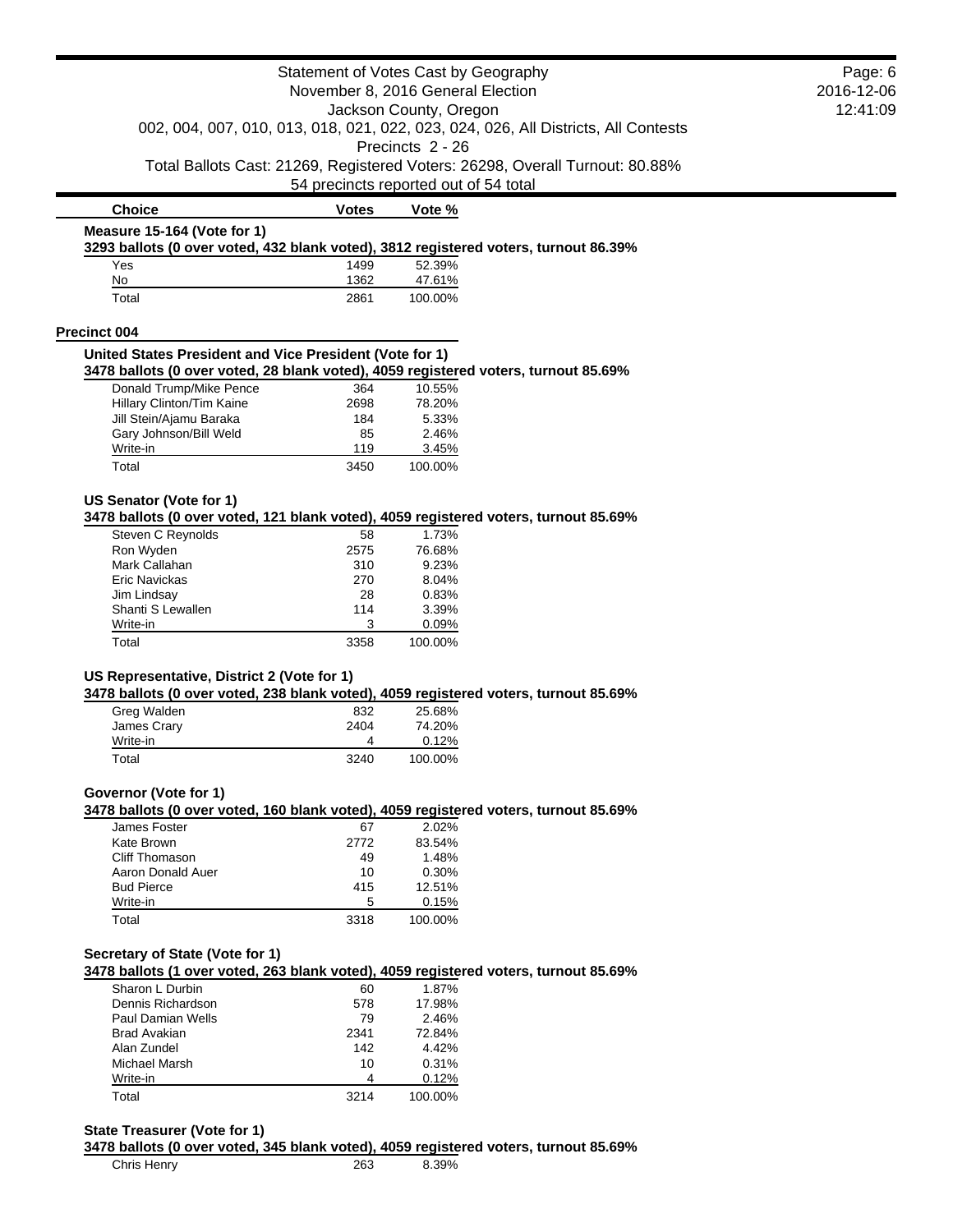| Choice | Votes | Vote % |
|---|---|---|

**Measure 15-164 (Vote for 1)**

**3293 ballots (0 over voted, 432 blank voted), 3812 registered voters, turnout 86.39%**

| Choice | Votes | Vote % |
|---|---|---|
| Yes | 1499 | 52.39% |
| No | 1362 | 47.61% |
| Total | 2861 | 100.00% |

## Precinct 004

**United States President and Vice President (Vote for 1)**

**3478 ballots (0 over voted, 28 blank voted), 4059 registered voters, turnout 85.69%**

| Choice | Votes | Vote % |
|---|---|---|
| Donald Trump/Mike Pence | 364 | 10.55% |
| Hillary Clinton/Tim Kaine | 2698 | 78.20% |
| Jill Stein/Ajamu Baraka | 184 | 5.33% |
| Gary Johnson/Bill Weld | 85 | 2.46% |
| Write-in | 119 | 3.45% |
| Total | 3450 | 100.00% |

**US Senator (Vote for 1)**

**3478 ballots (0 over voted, 121 blank voted), 4059 registered voters, turnout 85.69%**

| Choice | Votes | Vote % |
|---|---|---|
| Steven C Reynolds | 58 | 1.73% |
| Ron Wyden | 2575 | 76.68% |
| Mark Callahan | 310 | 9.23% |
| Eric Navickas | 270 | 8.04% |
| Jim Lindsay | 28 | 0.83% |
| Shanti S Lewallen | 114 | 3.39% |
| Write-in | 3 | 0.09% |
| Total | 3358 | 100.00% |

**US Representative, District 2 (Vote for 1)**

**3478 ballots (0 over voted, 238 blank voted), 4059 registered voters, turnout 85.69%**

| Choice | Votes | Vote % |
|---|---|---|
| Greg Walden | 832 | 25.68% |
| James Crary | 2404 | 74.20% |
| Write-in | 4 | 0.12% |
| Total | 3240 | 100.00% |

**Governor (Vote for 1)**

**3478 ballots (0 over voted, 160 blank voted), 4059 registered voters, turnout 85.69%**

| Choice | Votes | Vote % |
|---|---|---|
| James Foster | 67 | 2.02% |
| Kate Brown | 2772 | 83.54% |
| Cliff Thomason | 49 | 1.48% |
| Aaron Donald Auer | 10 | 0.30% |
| Bud Pierce | 415 | 12.51% |
| Write-in | 5 | 0.15% |
| Total | 3318 | 100.00% |

**Secretary of State (Vote for 1)**

**3478 ballots (1 over voted, 263 blank voted), 4059 registered voters, turnout 85.69%**

| Choice | Votes | Vote % |
|---|---|---|
| Sharon L Durbin | 60 | 1.87% |
| Dennis Richardson | 578 | 17.98% |
| Paul Damian Wells | 79 | 2.46% |
| Brad Avakian | 2341 | 72.84% |
| Alan Zundel | 142 | 4.42% |
| Michael Marsh | 10 | 0.31% |
| Write-in | 4 | 0.12% |
| Total | 3214 | 100.00% |

**State Treasurer (Vote for 1)**

**3478 ballots (0 over voted, 345 blank voted), 4059 registered voters, turnout 85.69%**

| Choice | Votes | Vote % |
|---|---|---|
| Chris Henry | 263 | 8.39% |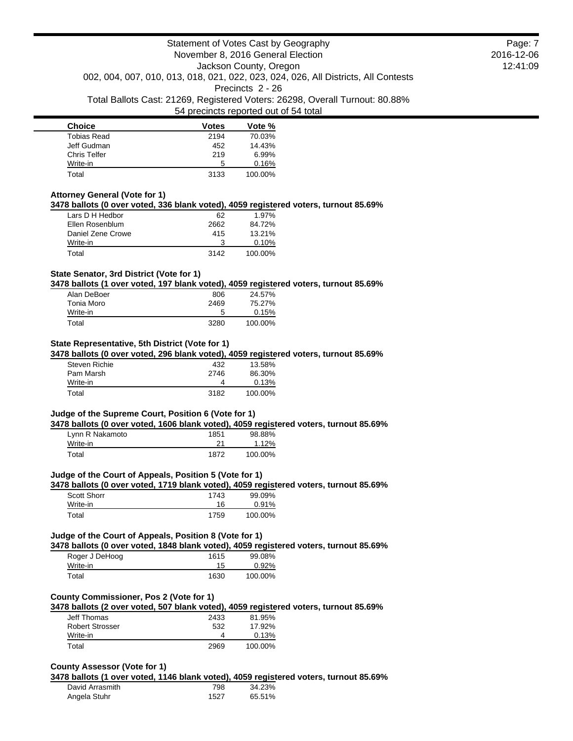| Choice | Votes | Vote % |
| --- | --- | --- |
| Tobias Read | 2194 | 70.03% |
| Jeff Gudman | 452 | 14.43% |
| Chris Telfer | 219 | 6.99% |
| Write-in | 5 | 0.16% |
| Total | 3133 | 100.00% |

### Attorney General (Vote for 1)

**3478 ballots (0 over voted, 336 blank voted), 4059 registered voters, turnout 85.69%**

| Choice | Votes | Vote % |
| --- | --- | --- |
| Lars D H Hedbor | 62 | 1.97% |
| Ellen Rosenblum | 2662 | 84.72% |
| Daniel Zene Crowe | 415 | 13.21% |
| Write-in | 3 | 0.10% |
| Total | 3142 | 100.00% |

### State Senator, 3rd District (Vote for 1)

**3478 ballots (1 over voted, 197 blank voted), 4059 registered voters, turnout 85.69%**

| Choice | Votes | Vote % |
| --- | --- | --- |
| Alan DeBoer | 806 | 24.57% |
| Tonia Moro | 2469 | 75.27% |
| Write-in | 5 | 0.15% |
| Total | 3280 | 100.00% |

### State Representative, 5th District (Vote for 1)

**3478 ballots (0 over voted, 296 blank voted), 4059 registered voters, turnout 85.69%**

| Choice | Votes | Vote % |
| --- | --- | --- |
| Steven Richie | 432 | 13.58% |
| Pam Marsh | 2746 | 86.30% |
| Write-in | 4 | 0.13% |
| Total | 3182 | 100.00% |

### Judge of the Supreme Court, Position 6 (Vote for 1)

**3478 ballots (0 over voted, 1606 blank voted), 4059 registered voters, turnout 85.69%**

| Choice | Votes | Vote % |
| --- | --- | --- |
| Lynn R Nakamoto | 1851 | 98.88% |
| Write-in | 21 | 1.12% |
| Total | 1872 | 100.00% |

### Judge of the Court of Appeals, Position 5 (Vote for 1)

**3478 ballots (0 over voted, 1719 blank voted), 4059 registered voters, turnout 85.69%**

| Choice | Votes | Vote % |
| --- | --- | --- |
| Scott Shorr | 1743 | 99.09% |
| Write-in | 16 | 0.91% |
| Total | 1759 | 100.00% |

### Judge of the Court of Appeals, Position 8 (Vote for 1)

**3478 ballots (0 over voted, 1848 blank voted), 4059 registered voters, turnout 85.69%**

| Choice | Votes | Vote % |
| --- | --- | --- |
| Roger J DeHoog | 1615 | 99.08% |
| Write-in | 15 | 0.92% |
| Total | 1630 | 100.00% |

### County Commissioner, Pos 2 (Vote for 1)

**3478 ballots (2 over voted, 507 blank voted), 4059 registered voters, turnout 85.69%**

| Choice | Votes | Vote % |
| --- | --- | --- |
| Jeff Thomas | 2433 | 81.95% |
| Robert Strosser | 532 | 17.92% |
| Write-in | 4 | 0.13% |
| Total | 2969 | 100.00% |

### County Assessor (Vote for 1)

**3478 ballots (1 over voted, 1146 blank voted), 4059 registered voters, turnout 85.69%**

| Choice | Votes | Vote % |
| --- | --- | --- |
| David Arrasmith | 798 | 34.23% |
| Angela Stuhr | 1527 | 65.51% |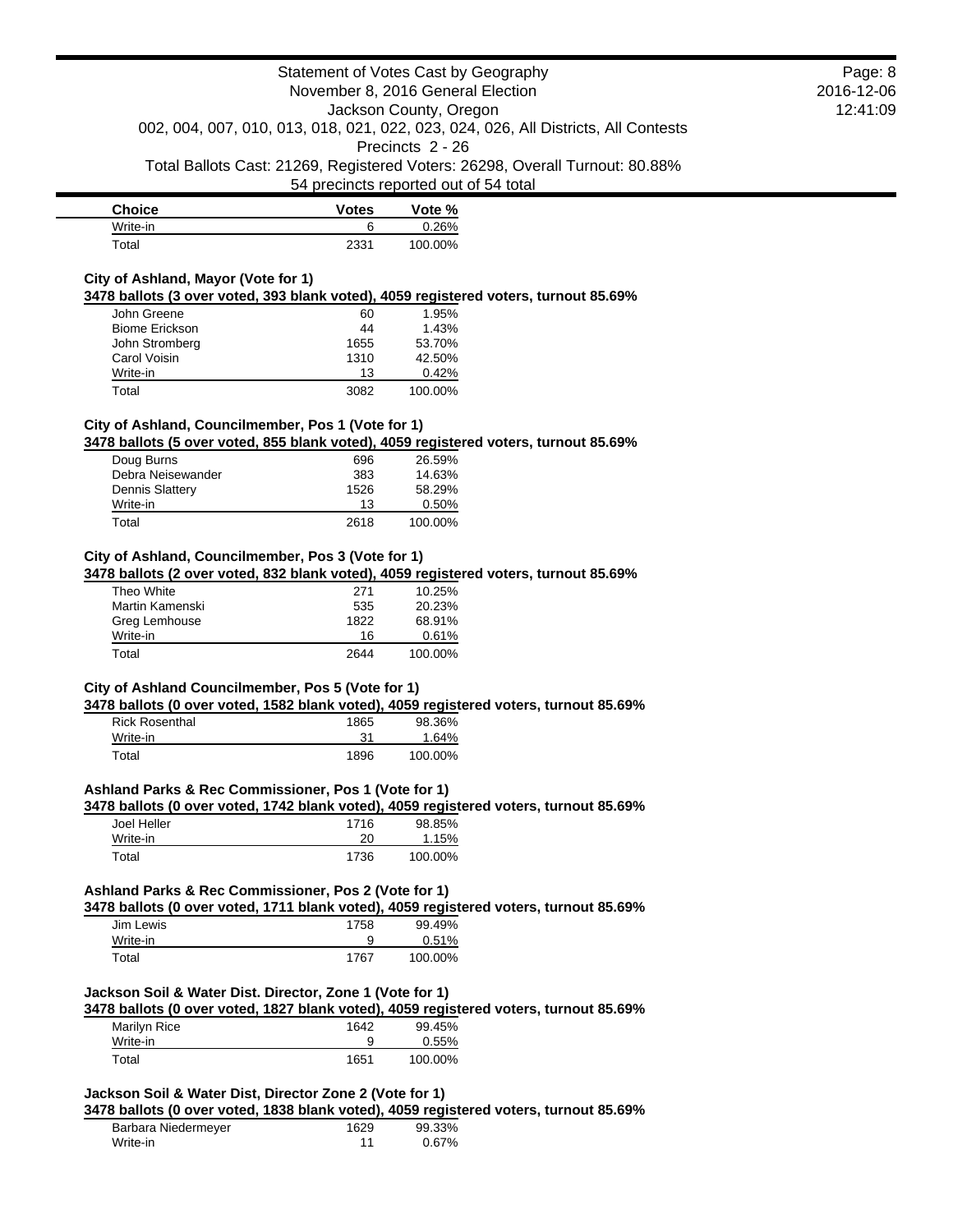| Choice | Votes | Vote % |
|---|---|---|
| Write-in | 6 | 0.26% |
| Total | 2331 | 100.00% |

### City of Ashland, Mayor (Vote for 1)

**3478 ballots (3 over voted, 393 blank voted), 4059 registered voters, turnout 85.69%**

| Choice | Votes | Vote % |
|---|---|---|
| John Greene | 60 | 1.95% |
| Biome Erickson | 44 | 1.43% |
| John Stromberg | 1655 | 53.70% |
| Carol Voisin | 1310 | 42.50% |
| Write-in | 13 | 0.42% |
| Total | 3082 | 100.00% |

### City of Ashland, Councilmember, Pos 1 (Vote for 1)

**3478 ballots (5 over voted, 855 blank voted), 4059 registered voters, turnout 85.69%**

| Choice | Votes | Vote % |
|---|---|---|
| Doug Burns | 696 | 26.59% |
| Debra Neisewander | 383 | 14.63% |
| Dennis Slattery | 1526 | 58.29% |
| Write-in | 13 | 0.50% |
| Total | 2618 | 100.00% |

### City of Ashland, Councilmember, Pos 3 (Vote for 1)

**3478 ballots (2 over voted, 832 blank voted), 4059 registered voters, turnout 85.69%**

| Choice | Votes | Vote % |
|---|---|---|
| Theo White | 271 | 10.25% |
| Martin Kamenski | 535 | 20.23% |
| Greg Lemhouse | 1822 | 68.91% |
| Write-in | 16 | 0.61% |
| Total | 2644 | 100.00% |

### City of Ashland Councilmember, Pos 5 (Vote for 1)

**3478 ballots (0 over voted, 1582 blank voted), 4059 registered voters, turnout 85.69%**

| Choice | Votes | Vote % |
|---|---|---|
| Rick Rosenthal | 1865 | 98.36% |
| Write-in | 31 | 1.64% |
| Total | 1896 | 100.00% |

### Ashland Parks & Rec Commissioner, Pos 1 (Vote for 1)

**3478 ballots (0 over voted, 1742 blank voted), 4059 registered voters, turnout 85.69%**

| Choice | Votes | Vote % |
|---|---|---|
| Joel Heller | 1716 | 98.85% |
| Write-in | 20 | 1.15% |
| Total | 1736 | 100.00% |

### Ashland Parks & Rec Commissioner, Pos 2 (Vote for 1)

**3478 ballots (0 over voted, 1711 blank voted), 4059 registered voters, turnout 85.69%**

| Choice | Votes | Vote % |
|---|---|---|
| Jim Lewis | 1758 | 99.49% |
| Write-in | 9 | 0.51% |
| Total | 1767 | 100.00% |

### Jackson Soil & Water Dist. Director, Zone 1 (Vote for 1)

**3478 ballots (0 over voted, 1827 blank voted), 4059 registered voters, turnout 85.69%**

| Choice | Votes | Vote % |
|---|---|---|
| Marilyn Rice | 1642 | 99.45% |
| Write-in | 9 | 0.55% |
| Total | 1651 | 100.00% |

### Jackson Soil & Water Dist, Director Zone 2 (Vote for 1)

**3478 ballots (0 over voted, 1838 blank voted), 4059 registered voters, turnout 85.69%**

| Choice | Votes | Vote % |
|---|---|---|
| Barbara Niedermeyer | 1629 | 99.33% |
| Write-in | 11 | 0.67% |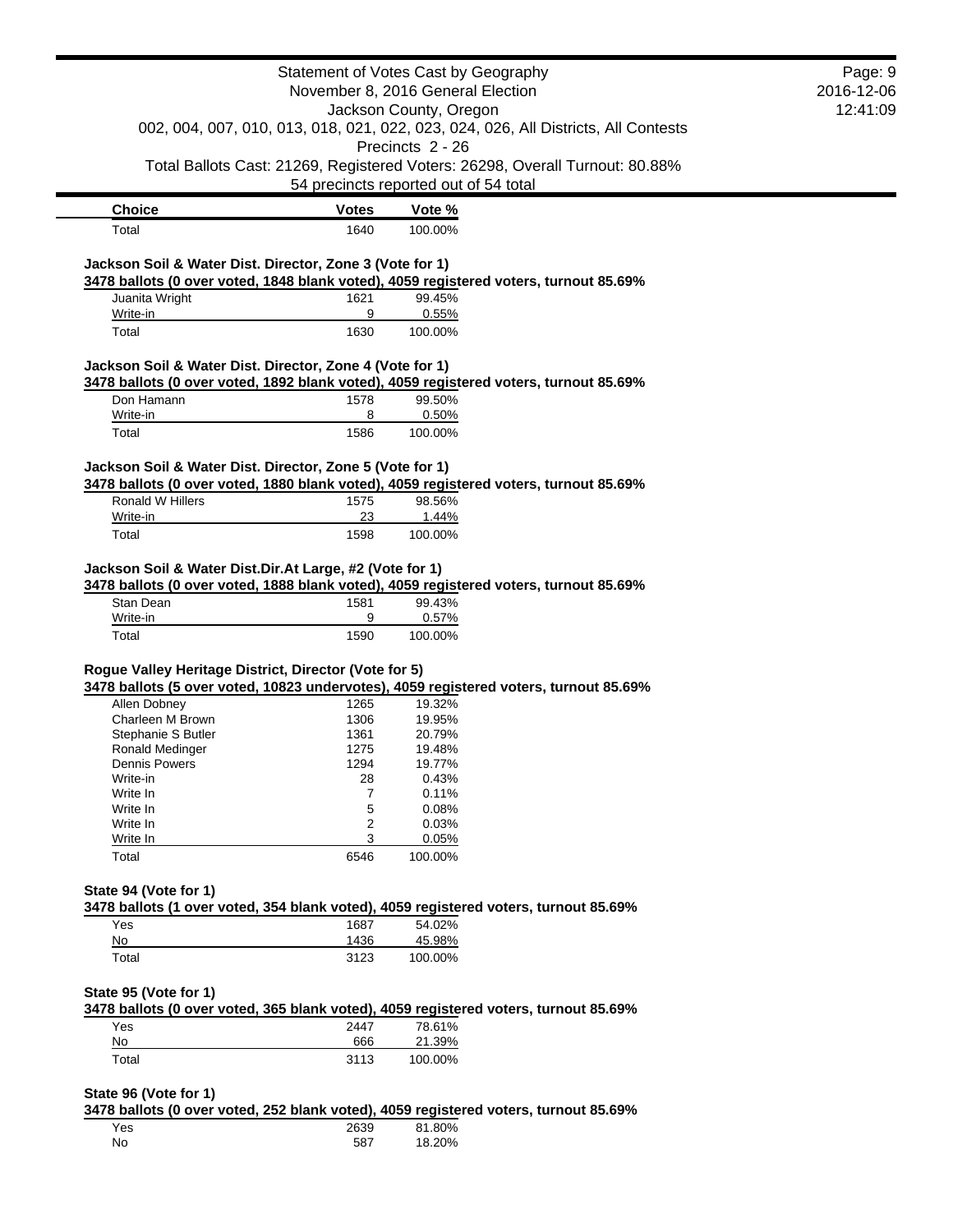| Choice | Votes | Vote % |
|---|---|---|
| Total | 1640 | 100.00% |

**Jackson Soil & Water Dist. Director, Zone 3 (Vote for 1)**

**3478 ballots (0 over voted, 1848 blank voted), 4059 registered voters, turnout 85.69%**

| Choice | Votes | Vote % |
|---|---|---|
| Juanita Wright | 1621 | 99.45% |
| Write-in | 9 | 0.55% |
| Total | 1630 | 100.00% |

**Jackson Soil & Water Dist. Director, Zone 4 (Vote for 1)**

**3478 ballots (0 over voted, 1892 blank voted), 4059 registered voters, turnout 85.69%**

| Choice | Votes | Vote % |
|---|---|---|
| Don Hamann | 1578 | 99.50% |
| Write-in | 8 | 0.50% |
| Total | 1586 | 100.00% |

**Jackson Soil & Water Dist. Director, Zone 5 (Vote for 1)**

**3478 ballots (0 over voted, 1880 blank voted), 4059 registered voters, turnout 85.69%**

| Choice | Votes | Vote % |
|---|---|---|
| Ronald W Hillers | 1575 | 98.56% |
| Write-in | 23 | 1.44% |
| Total | 1598 | 100.00% |

**Jackson Soil & Water Dist.Dir.At Large, #2 (Vote for 1)**

**3478 ballots (0 over voted, 1888 blank voted), 4059 registered voters, turnout 85.69%**

| Choice | Votes | Vote % |
|---|---|---|
| Stan Dean | 1581 | 99.43% |
| Write-in | 9 | 0.57% |
| Total | 1590 | 100.00% |

**Rogue Valley Heritage District, Director (Vote for 5)**

**3478 ballots (5 over voted, 10823 undervotes), 4059 registered voters, turnout 85.69%**

| Choice | Votes | Vote % |
|---|---|---|
| Allen Dobney | 1265 | 19.32% |
| Charleen M Brown | 1306 | 19.95% |
| Stephanie S Butler | 1361 | 20.79% |
| Ronald Medinger | 1275 | 19.48% |
| Dennis Powers | 1294 | 19.77% |
| Write-in | 28 | 0.43% |
| Write In | 7 | 0.11% |
| Write In | 5 | 0.08% |
| Write In | 2 | 0.03% |
| Write In | 3 | 0.05% |
| Total | 6546 | 100.00% |

**State 94 (Vote for 1)**

**3478 ballots (1 over voted, 354 blank voted), 4059 registered voters, turnout 85.69%**

| Choice | Votes | Vote % |
|---|---|---|
| Yes | 1687 | 54.02% |
| No | 1436 | 45.98% |
| Total | 3123 | 100.00% |

**State 95 (Vote for 1)**

**3478 ballots (0 over voted, 365 blank voted), 4059 registered voters, turnout 85.69%**

| Choice | Votes | Vote % |
|---|---|---|
| Yes | 2447 | 78.61% |
| No | 666 | 21.39% |
| Total | 3113 | 100.00% |

**State 96 (Vote for 1)**

**3478 ballots (0 over voted, 252 blank voted), 4059 registered voters, turnout 85.69%**

| Choice | Votes | Vote % |
|---|---|---|
| Yes | 2639 | 81.80% |
| No | 587 | 18.20% |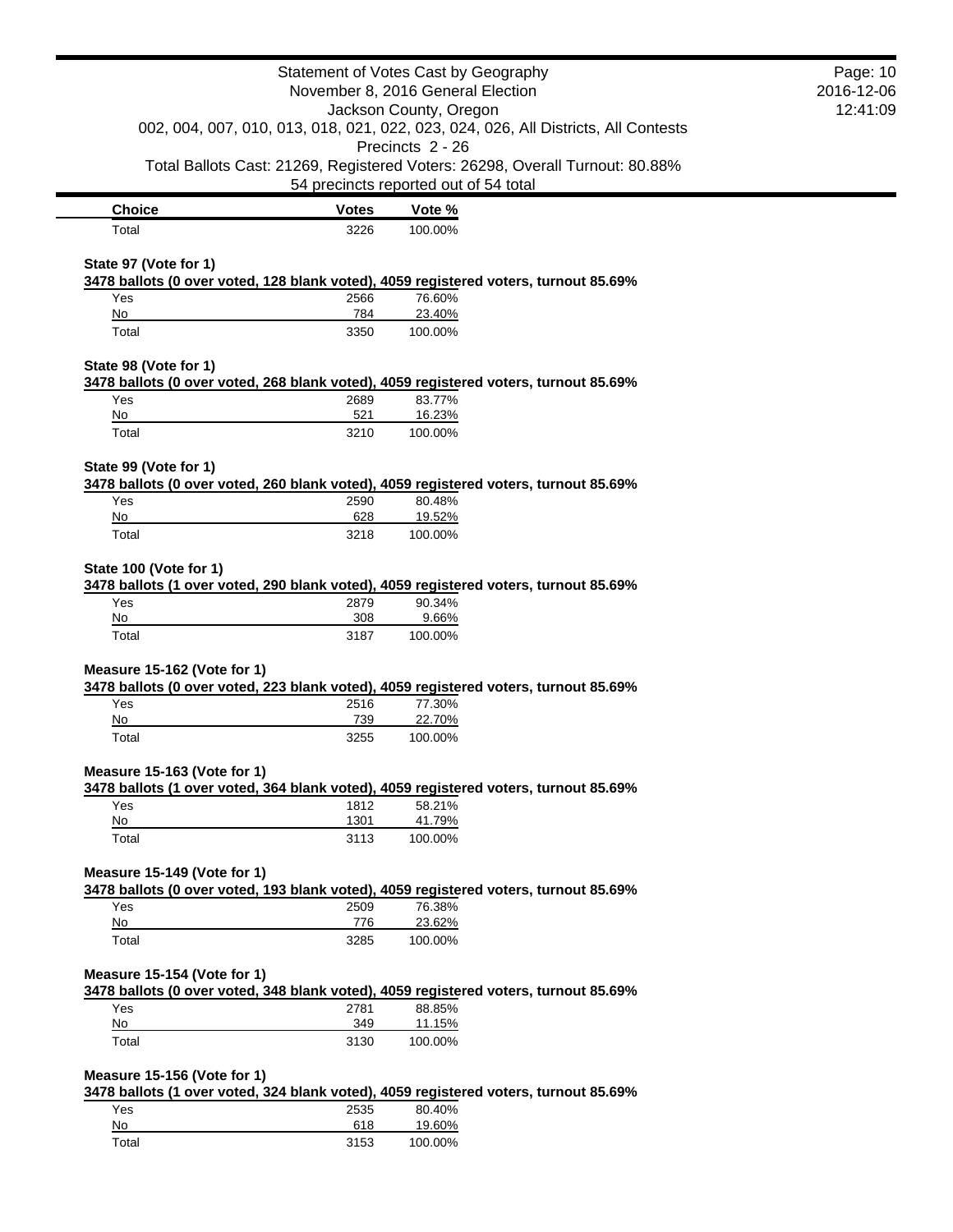| Choice | Votes | Vote % |
| --- | --- | --- |
| Total | 3226 | 100.00% |

**State 97 (Vote for 1)**

**3478 ballots (0 over voted, 128 blank voted), 4059 registered voters, turnout 85.69%**

| Choice | Votes | Vote % |
| --- | --- | --- |
| Yes | 2566 | 76.60% |
| No | 784 | 23.40% |
| Total | 3350 | 100.00% |

**State 98 (Vote for 1)**

**3478 ballots (0 over voted, 268 blank voted), 4059 registered voters, turnout 85.69%**

| Choice | Votes | Vote % |
| --- | --- | --- |
| Yes | 2689 | 83.77% |
| No | 521 | 16.23% |
| Total | 3210 | 100.00% |

**State 99 (Vote for 1)**

**3478 ballots (0 over voted, 260 blank voted), 4059 registered voters, turnout 85.69%**

| Choice | Votes | Vote % |
| --- | --- | --- |
| Yes | 2590 | 80.48% |
| No | 628 | 19.52% |
| Total | 3218 | 100.00% |

**State 100 (Vote for 1)**

**3478 ballots (1 over voted, 290 blank voted), 4059 registered voters, turnout 85.69%**

| Choice | Votes | Vote % |
| --- | --- | --- |
| Yes | 2879 | 90.34% |
| No | 308 | 9.66% |
| Total | 3187 | 100.00% |

**Measure 15-162 (Vote for 1)**

**3478 ballots (0 over voted, 223 blank voted), 4059 registered voters, turnout 85.69%**

| Choice | Votes | Vote % |
| --- | --- | --- |
| Yes | 2516 | 77.30% |
| No | 739 | 22.70% |
| Total | 3255 | 100.00% |

**Measure 15-163 (Vote for 1)**

**3478 ballots (1 over voted, 364 blank voted), 4059 registered voters, turnout 85.69%**

| Choice | Votes | Vote % |
| --- | --- | --- |
| Yes | 1812 | 58.21% |
| No | 1301 | 41.79% |
| Total | 3113 | 100.00% |

**Measure 15-149 (Vote for 1)**

**3478 ballots (0 over voted, 193 blank voted), 4059 registered voters, turnout 85.69%**

| Choice | Votes | Vote % |
| --- | --- | --- |
| Yes | 2509 | 76.38% |
| No | 776 | 23.62% |
| Total | 3285 | 100.00% |

**Measure 15-154 (Vote for 1)**

**3478 ballots (0 over voted, 348 blank voted), 4059 registered voters, turnout 85.69%**

| Choice | Votes | Vote % |
| --- | --- | --- |
| Yes | 2781 | 88.85% |
| No | 349 | 11.15% |
| Total | 3130 | 100.00% |

**Measure 15-156 (Vote for 1)**

**3478 ballots (1 over voted, 324 blank voted), 4059 registered voters, turnout 85.69%**

| Choice | Votes | Vote % |
| --- | --- | --- |
| Yes | 2535 | 80.40% |
| No | 618 | 19.60% |
| Total | 3153 | 100.00% |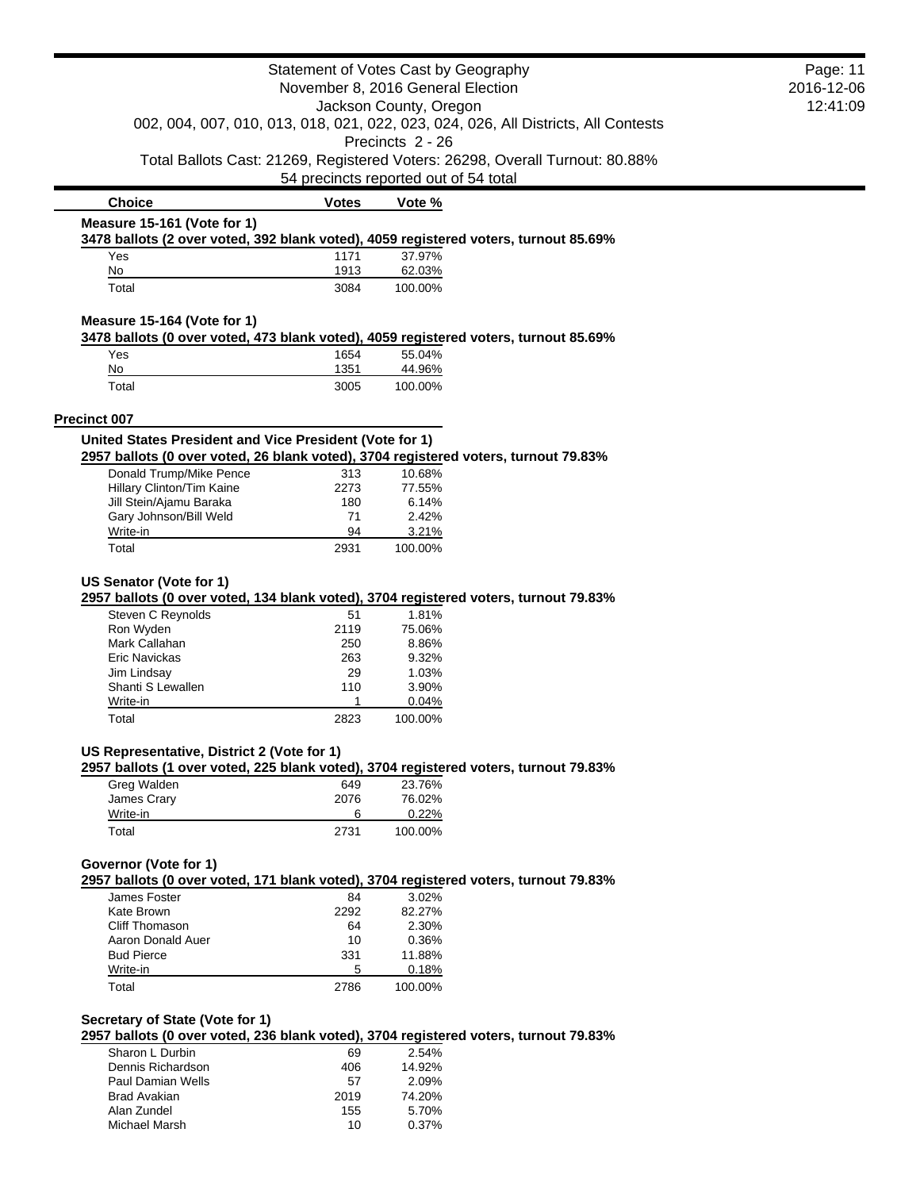Statement of Votes Cast by Geography
November 8, 2016 General Election
Jackson County, Oregon
002, 004, 007, 010, 013, 018, 021, 022, 023, 024, 026, All Districts, All Contests
Precincts 2 - 26
Total Ballots Cast: 21269, Registered Voters: 26298, Overall Turnout: 80.88%
54 precincts reported out of 54 total

### Measure 15-161 (Vote for 1)

**3478 ballots (2 over voted, 392 blank voted), 4059 registered voters, turnout 85.69%**

| Choice | Votes | Vote % |
|---|---|---|
| Yes | 1171 | 37.97% |
| No | 1913 | 62.03% |
| Total | 3084 | 100.00% |

### Measure 15-164 (Vote for 1)

**3478 ballots (0 over voted, 473 blank voted), 4059 registered voters, turnout 85.69%**

| Choice | Votes | Vote % |
|---|---|---|
| Yes | 1654 | 55.04% |
| No | 1351 | 44.96% |
| Total | 3005 | 100.00% |

## Precinct 007

### United States President and Vice President (Vote for 1)

**2957 ballots (0 over voted, 26 blank voted), 3704 registered voters, turnout 79.83%**

| Choice | Votes | Vote % |
|---|---|---|
| Donald Trump/Mike Pence | 313 | 10.68% |
| Hillary Clinton/Tim Kaine | 2273 | 77.55% |
| Jill Stein/Ajamu Baraka | 180 | 6.14% |
| Gary Johnson/Bill Weld | 71 | 2.42% |
| Write-in | 94 | 3.21% |
| Total | 2931 | 100.00% |

### US Senator (Vote for 1)

**2957 ballots (0 over voted, 134 blank voted), 3704 registered voters, turnout 79.83%**

| Choice | Votes | Vote % |
|---|---|---|
| Steven C Reynolds | 51 | 1.81% |
| Ron Wyden | 2119 | 75.06% |
| Mark Callahan | 250 | 8.86% |
| Eric Navickas | 263 | 9.32% |
| Jim Lindsay | 29 | 1.03% |
| Shanti S Lewallen | 110 | 3.90% |
| Write-in | 1 | 0.04% |
| Total | 2823 | 100.00% |

### US Representative, District 2 (Vote for 1)

**2957 ballots (1 over voted, 225 blank voted), 3704 registered voters, turnout 79.83%**

| Choice | Votes | Vote % |
|---|---|---|
| Greg Walden | 649 | 23.76% |
| James Crary | 2076 | 76.02% |
| Write-in | 6 | 0.22% |
| Total | 2731 | 100.00% |

### Governor (Vote for 1)

**2957 ballots (0 over voted, 171 blank voted), 3704 registered voters, turnout 79.83%**

| Choice | Votes | Vote % |
|---|---|---|
| James Foster | 84 | 3.02% |
| Kate Brown | 2292 | 82.27% |
| Cliff Thomason | 64 | 2.30% |
| Aaron Donald Auer | 10 | 0.36% |
| Bud Pierce | 331 | 11.88% |
| Write-in | 5 | 0.18% |
| Total | 2786 | 100.00% |

### Secretary of State (Vote for 1)

**2957 ballots (0 over voted, 236 blank voted), 3704 registered voters, turnout 79.83%**

| Choice | Votes | Vote % |
|---|---|---|
| Sharon L Durbin | 69 | 2.54% |
| Dennis Richardson | 406 | 14.92% |
| Paul Damian Wells | 57 | 2.09% |
| Brad Avakian | 2019 | 74.20% |
| Alan Zundel | 155 | 5.70% |
| Michael Marsh | 10 | 0.37% |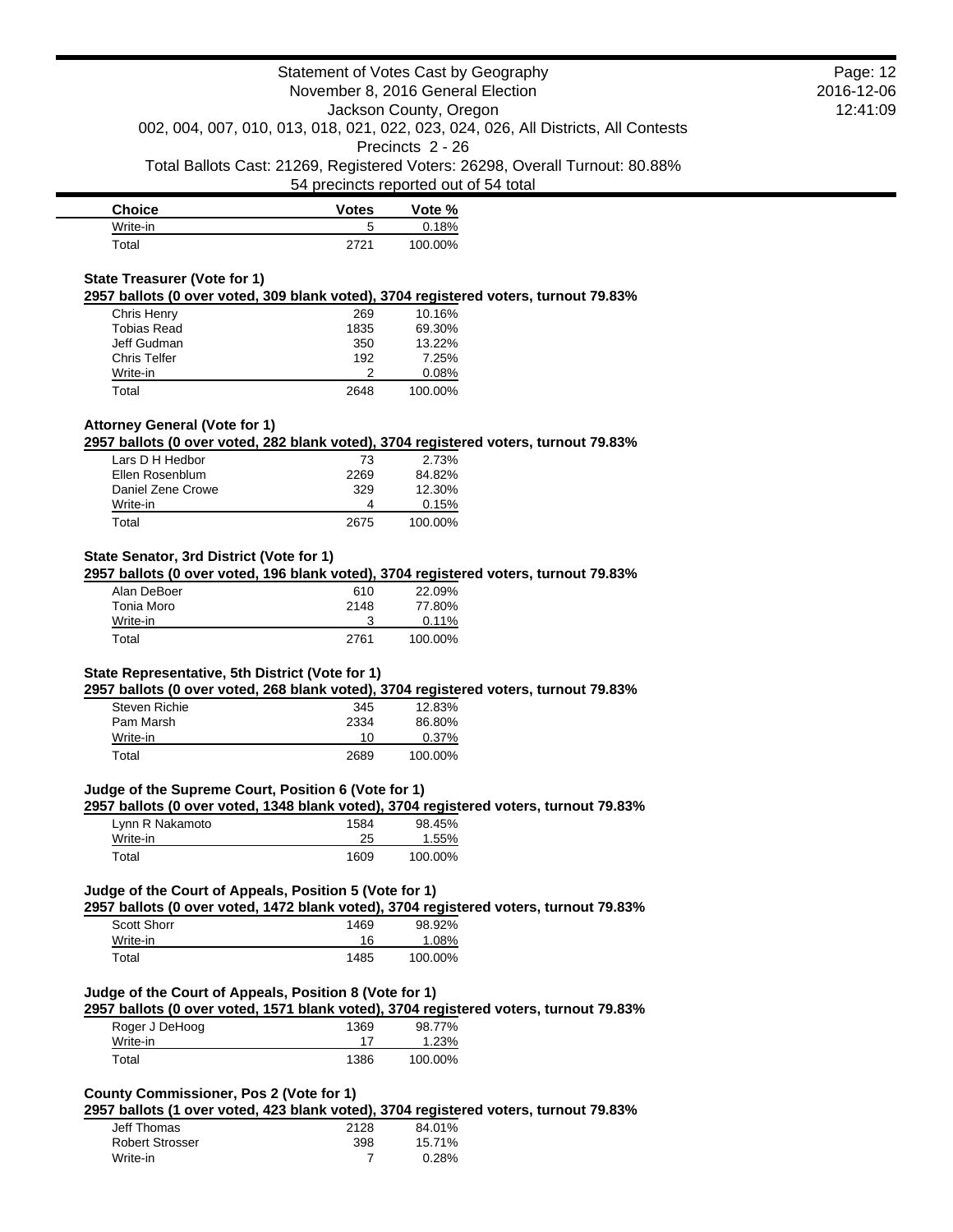| Choice | Votes | Vote % |
| --- | --- | --- |
| Write-in | 5 | 0.18% |
| Total | 2721 | 100.00% |

### State Treasurer (Vote for 1)

**2957 ballots (0 over voted, 309 blank voted), 3704 registered voters, turnout 79.83%**

| Choice | Votes | Vote % |
| --- | --- | --- |
| Chris Henry | 269 | 10.16% |
| Tobias Read | 1835 | 69.30% |
| Jeff Gudman | 350 | 13.22% |
| Chris Telfer | 192 | 7.25% |
| Write-in | 2 | 0.08% |
| Total | 2648 | 100.00% |

### Attorney General (Vote for 1)

**2957 ballots (0 over voted, 282 blank voted), 3704 registered voters, turnout 79.83%**

| Choice | Votes | Vote % |
| --- | --- | --- |
| Lars D H Hedbor | 73 | 2.73% |
| Ellen Rosenblum | 2269 | 84.82% |
| Daniel Zene Crowe | 329 | 12.30% |
| Write-in | 4 | 0.15% |
| Total | 2675 | 100.00% |

### State Senator, 3rd District (Vote for 1)

**2957 ballots (0 over voted, 196 blank voted), 3704 registered voters, turnout 79.83%**

| Choice | Votes | Vote % |
| --- | --- | --- |
| Alan DeBoer | 610 | 22.09% |
| Tonia Moro | 2148 | 77.80% |
| Write-in | 3 | 0.11% |
| Total | 2761 | 100.00% |

### State Representative, 5th District (Vote for 1)

**2957 ballots (0 over voted, 268 blank voted), 3704 registered voters, turnout 79.83%**

| Choice | Votes | Vote % |
| --- | --- | --- |
| Steven Richie | 345 | 12.83% |
| Pam Marsh | 2334 | 86.80% |
| Write-in | 10 | 0.37% |
| Total | 2689 | 100.00% |

### Judge of the Supreme Court, Position 6 (Vote for 1)

**2957 ballots (0 over voted, 1348 blank voted), 3704 registered voters, turnout 79.83%**

| Choice | Votes | Vote % |
| --- | --- | --- |
| Lynn R Nakamoto | 1584 | 98.45% |
| Write-in | 25 | 1.55% |
| Total | 1609 | 100.00% |

### Judge of the Court of Appeals, Position 5 (Vote for 1)

**2957 ballots (0 over voted, 1472 blank voted), 3704 registered voters, turnout 79.83%**

| Choice | Votes | Vote % |
| --- | --- | --- |
| Scott Shorr | 1469 | 98.92% |
| Write-in | 16 | 1.08% |
| Total | 1485 | 100.00% |

### Judge of the Court of Appeals, Position 8 (Vote for 1)

**2957 ballots (0 over voted, 1571 blank voted), 3704 registered voters, turnout 79.83%**

| Choice | Votes | Vote % |
| --- | --- | --- |
| Roger J DeHoog | 1369 | 98.77% |
| Write-in | 17 | 1.23% |
| Total | 1386 | 100.00% |

### County Commissioner, Pos 2 (Vote for 1)

**2957 ballots (1 over voted, 423 blank voted), 3704 registered voters, turnout 79.83%**

| Choice | Votes | Vote % |
| --- | --- | --- |
| Jeff Thomas | 2128 | 84.01% |
| Robert Strosser | 398 | 15.71% |
| Write-in | 7 | 0.28% |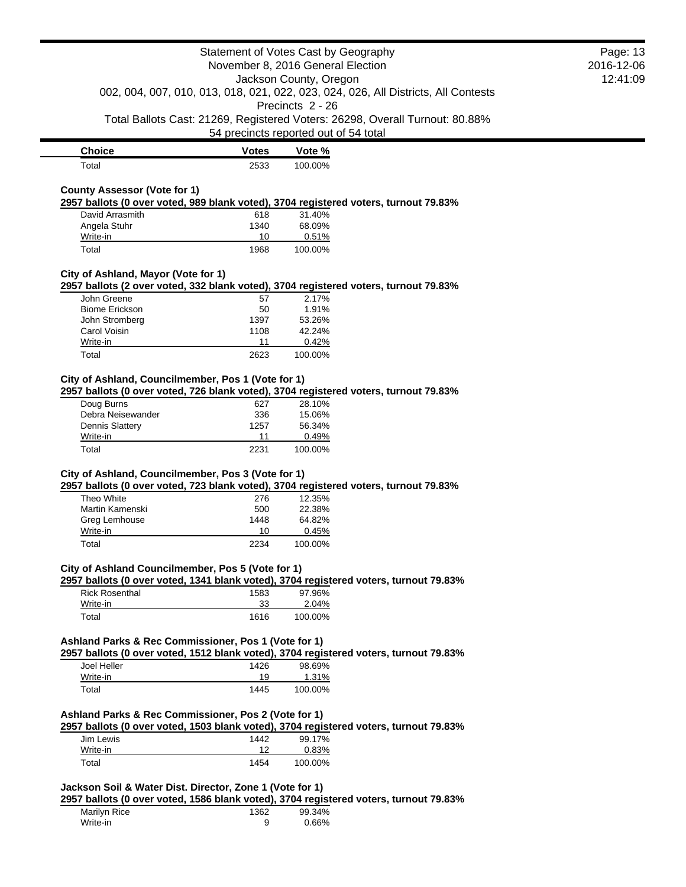| Choice | Votes | Vote % |
|---|---|---|
| Total | 2533 | 100.00% |

### County Assessor (Vote for 1)

**2957 ballots (0 over voted, 989 blank voted), 3704 registered voters, turnout 79.83%**

| Choice | Votes | Vote % |
|---|---|---|
| David Arrasmith | 618 | 31.40% |
| Angela Stuhr | 1340 | 68.09% |
| Write-in | 10 | 0.51% |
| Total | 1968 | 100.00% |

### City of Ashland, Mayor (Vote for 1)

**2957 ballots (2 over voted, 332 blank voted), 3704 registered voters, turnout 79.83%**

| Choice | Votes | Vote % |
|---|---|---|
| John Greene | 57 | 2.17% |
| Biome Erickson | 50 | 1.91% |
| John Stromberg | 1397 | 53.26% |
| Carol Voisin | 1108 | 42.24% |
| Write-in | 11 | 0.42% |
| Total | 2623 | 100.00% |

### City of Ashland, Councilmember, Pos 1 (Vote for 1)

**2957 ballots (0 over voted, 726 blank voted), 3704 registered voters, turnout 79.83%**

| Choice | Votes | Vote % |
|---|---|---|
| Doug Burns | 627 | 28.10% |
| Debra Neisewander | 336 | 15.06% |
| Dennis Slattery | 1257 | 56.34% |
| Write-in | 11 | 0.49% |
| Total | 2231 | 100.00% |

### City of Ashland, Councilmember, Pos 3 (Vote for 1)

**2957 ballots (0 over voted, 723 blank voted), 3704 registered voters, turnout 79.83%**

| Choice | Votes | Vote % |
|---|---|---|
| Theo White | 276 | 12.35% |
| Martin Kamenski | 500 | 22.38% |
| Greg Lemhouse | 1448 | 64.82% |
| Write-in | 10 | 0.45% |
| Total | 2234 | 100.00% |

### City of Ashland Councilmember, Pos 5 (Vote for 1)

**2957 ballots (0 over voted, 1341 blank voted), 3704 registered voters, turnout 79.83%**

| Choice | Votes | Vote % |
|---|---|---|
| Rick Rosenthal | 1583 | 97.96% |
| Write-in | 33 | 2.04% |
| Total | 1616 | 100.00% |

### Ashland Parks & Rec Commissioner, Pos 1 (Vote for 1)

**2957 ballots (0 over voted, 1512 blank voted), 3704 registered voters, turnout 79.83%**

| Choice | Votes | Vote % |
|---|---|---|
| Joel Heller | 1426 | 98.69% |
| Write-in | 19 | 1.31% |
| Total | 1445 | 100.00% |

### Ashland Parks & Rec Commissioner, Pos 2 (Vote for 1)

**2957 ballots (0 over voted, 1503 blank voted), 3704 registered voters, turnout 79.83%**

| Choice | Votes | Vote % |
|---|---|---|
| Jim Lewis | 1442 | 99.17% |
| Write-in | 12 | 0.83% |
| Total | 1454 | 100.00% |

### Jackson Soil & Water Dist. Director, Zone 1 (Vote for 1)

**2957 ballots (0 over voted, 1586 blank voted), 3704 registered voters, turnout 79.83%**

| Choice | Votes | Vote % |
|---|---|---|
| Marilyn Rice | 1362 | 99.34% |
| Write-in | 9 | 0.66% |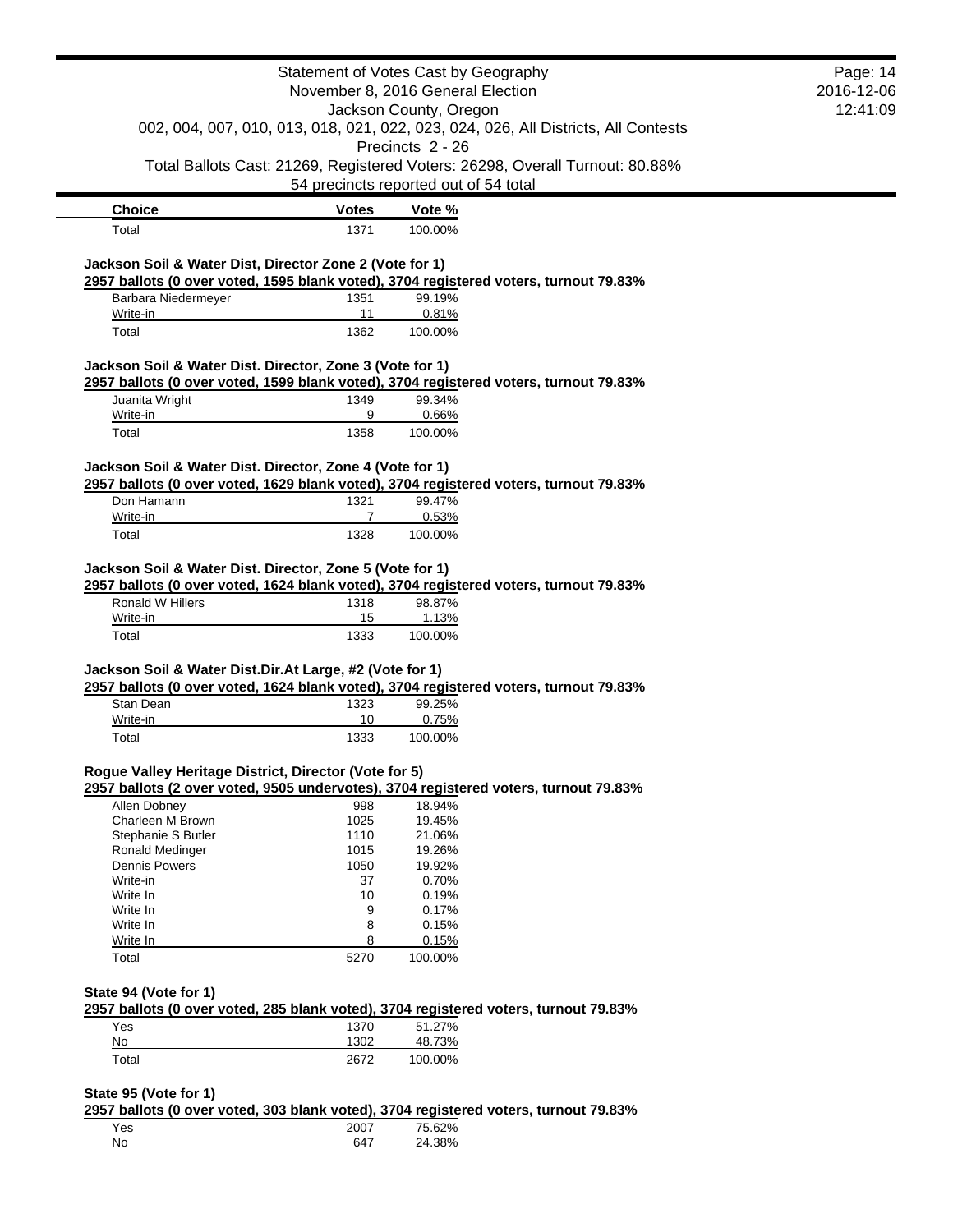| Choice | Votes | Vote % |
|---|---|---|
| Total | 1371 | 100.00% |

**Jackson Soil & Water Dist, Director Zone 2 (Vote for 1)**

**2957 ballots (0 over voted, 1595 blank voted), 3704 registered voters, turnout 79.83%**

| Choice | Votes | Vote % |
|---|---|---|
| Barbara Niedermeyer | 1351 | 99.19% |
| Write-in | 11 | 0.81% |
| Total | 1362 | 100.00% |

**Jackson Soil & Water Dist. Director, Zone 3 (Vote for 1)**

**2957 ballots (0 over voted, 1599 blank voted), 3704 registered voters, turnout 79.83%**

| Choice | Votes | Vote % |
|---|---|---|
| Juanita Wright | 1349 | 99.34% |
| Write-in | 9 | 0.66% |
| Total | 1358 | 100.00% |

**Jackson Soil & Water Dist. Director, Zone 4 (Vote for 1)**

**2957 ballots (0 over voted, 1629 blank voted), 3704 registered voters, turnout 79.83%**

| Choice | Votes | Vote % |
|---|---|---|
| Don Hamann | 1321 | 99.47% |
| Write-in | 7 | 0.53% |
| Total | 1328 | 100.00% |

**Jackson Soil & Water Dist. Director, Zone 5 (Vote for 1)**

**2957 ballots (0 over voted, 1624 blank voted), 3704 registered voters, turnout 79.83%**

| Choice | Votes | Vote % |
|---|---|---|
| Ronald W Hillers | 1318 | 98.87% |
| Write-in | 15 | 1.13% |
| Total | 1333 | 100.00% |

**Jackson Soil & Water Dist.Dir.At Large, #2 (Vote for 1)**

**2957 ballots (0 over voted, 1624 blank voted), 3704 registered voters, turnout 79.83%**

| Choice | Votes | Vote % |
|---|---|---|
| Stan Dean | 1323 | 99.25% |
| Write-in | 10 | 0.75% |
| Total | 1333 | 100.00% |

**Rogue Valley Heritage District, Director (Vote for 5)**

**2957 ballots (2 over voted, 9505 undervotes), 3704 registered voters, turnout 79.83%**

| Choice | Votes | Vote % |
|---|---|---|
| Allen Dobney | 998 | 18.94% |
| Charleen M Brown | 1025 | 19.45% |
| Stephanie S Butler | 1110 | 21.06% |
| Ronald Medinger | 1015 | 19.26% |
| Dennis Powers | 1050 | 19.92% |
| Write-in | 37 | 0.70% |
| Write In | 10 | 0.19% |
| Write In | 9 | 0.17% |
| Write In | 8 | 0.15% |
| Write In | 8 | 0.15% |
| Total | 5270 | 100.00% |

**State 94 (Vote for 1)**

**2957 ballots (0 over voted, 285 blank voted), 3704 registered voters, turnout 79.83%**

| Choice | Votes | Vote % |
|---|---|---|
| Yes | 1370 | 51.27% |
| No | 1302 | 48.73% |
| Total | 2672 | 100.00% |

**State 95 (Vote for 1)**

**2957 ballots (0 over voted, 303 blank voted), 3704 registered voters, turnout 79.83%**

| Choice | Votes | Vote % |
|---|---|---|
| Yes | 2007 | 75.62% |
| No | 647 | 24.38% |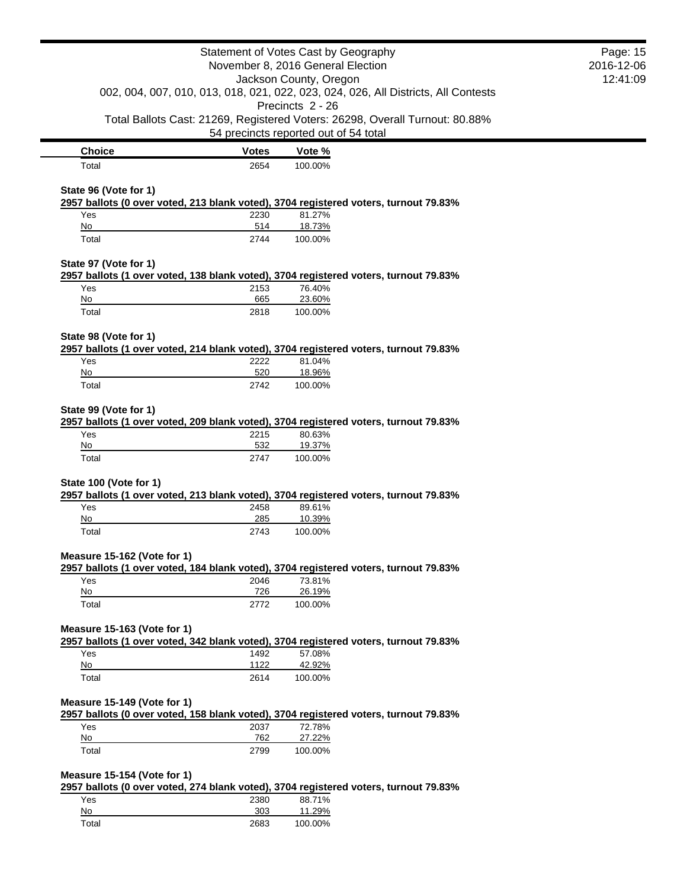| Choice | Votes | Vote % |
|---|---|---|
| Total | 2654 | 100.00% |

**State 96 (Vote for 1)**

**2957 ballots (0 over voted, 213 blank voted), 3704 registered voters, turnout 79.83%**

| Choice | Votes | Vote % |
|---|---|---|
| Yes | 2230 | 81.27% |
| No | 514 | 18.73% |
| Total | 2744 | 100.00% |

**State 97 (Vote for 1)**

**2957 ballots (1 over voted, 138 blank voted), 3704 registered voters, turnout 79.83%**

| Choice | Votes | Vote % |
|---|---|---|
| Yes | 2153 | 76.40% |
| No | 665 | 23.60% |
| Total | 2818 | 100.00% |

**State 98 (Vote for 1)**

**2957 ballots (1 over voted, 214 blank voted), 3704 registered voters, turnout 79.83%**

| Choice | Votes | Vote % |
|---|---|---|
| Yes | 2222 | 81.04% |
| No | 520 | 18.96% |
| Total | 2742 | 100.00% |

**State 99 (Vote for 1)**

**2957 ballots (1 over voted, 209 blank voted), 3704 registered voters, turnout 79.83%**

| Choice | Votes | Vote % |
|---|---|---|
| Yes | 2215 | 80.63% |
| No | 532 | 19.37% |
| Total | 2747 | 100.00% |

**State 100 (Vote for 1)**

**2957 ballots (1 over voted, 213 blank voted), 3704 registered voters, turnout 79.83%**

| Choice | Votes | Vote % |
|---|---|---|
| Yes | 2458 | 89.61% |
| No | 285 | 10.39% |
| Total | 2743 | 100.00% |

**Measure 15-162 (Vote for 1)**

**2957 ballots (1 over voted, 184 blank voted), 3704 registered voters, turnout 79.83%**

| Choice | Votes | Vote % |
|---|---|---|
| Yes | 2046 | 73.81% |
| No | 726 | 26.19% |
| Total | 2772 | 100.00% |

**Measure 15-163 (Vote for 1)**

**2957 ballots (1 over voted, 342 blank voted), 3704 registered voters, turnout 79.83%**

| Choice | Votes | Vote % |
|---|---|---|
| Yes | 1492 | 57.08% |
| No | 1122 | 42.92% |
| Total | 2614 | 100.00% |

**Measure 15-149 (Vote for 1)**

**2957 ballots (0 over voted, 158 blank voted), 3704 registered voters, turnout 79.83%**

| Choice | Votes | Vote % |
|---|---|---|
| Yes | 2037 | 72.78% |
| No | 762 | 27.22% |
| Total | 2799 | 100.00% |

**Measure 15-154 (Vote for 1)**

**2957 ballots (0 over voted, 274 blank voted), 3704 registered voters, turnout 79.83%**

| Choice | Votes | Vote % |
|---|---|---|
| Yes | 2380 | 88.71% |
| No | 303 | 11.29% |
| Total | 2683 | 100.00% |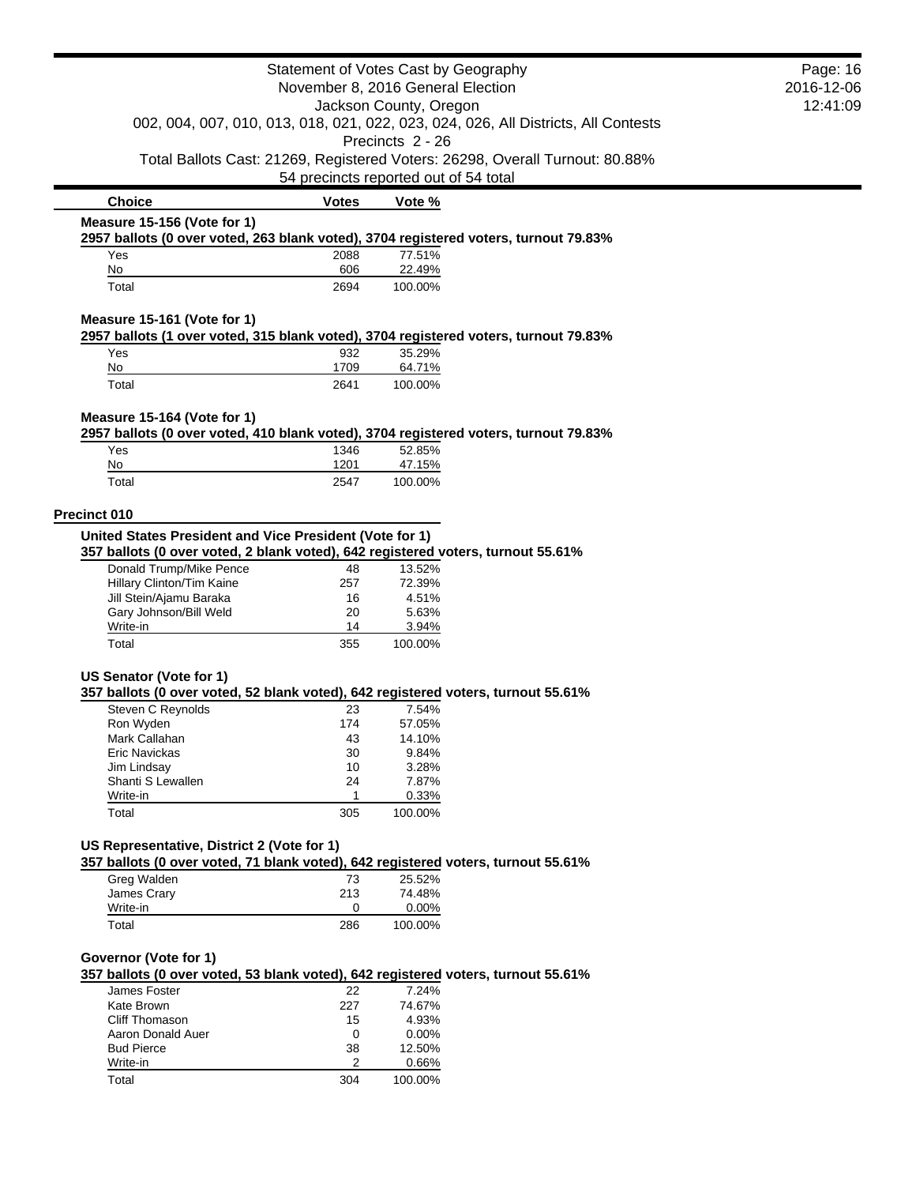Statement of Votes Cast by Geography
November 8, 2016 General Election
Jackson County, Oregon
002, 004, 007, 010, 013, 018, 021, 022, 023, 024, 026, All Districts, All Contests
Precincts 2 - 26
Total Ballots Cast: 21269, Registered Voters: 26298, Overall Turnout: 80.88%
54 precincts reported out of 54 total

### Measure 15-156 (Vote for 1)

**2957 ballots (0 over voted, 263 blank voted), 3704 registered voters, turnout 79.83%**

| Choice | Votes | Vote % |
|---|---|---|
| Yes | 2088 | 77.51% |
| No | 606 | 22.49% |
| Total | 2694 | 100.00% |

### Measure 15-161 (Vote for 1)

**2957 ballots (1 over voted, 315 blank voted), 3704 registered voters, turnout 79.83%**

| Choice | Votes | Vote % |
|---|---|---|
| Yes | 932 | 35.29% |
| No | 1709 | 64.71% |
| Total | 2641 | 100.00% |

### Measure 15-164 (Vote for 1)

**2957 ballots (0 over voted, 410 blank voted), 3704 registered voters, turnout 79.83%**

| Choice | Votes | Vote % |
|---|---|---|
| Yes | 1346 | 52.85% |
| No | 1201 | 47.15% |
| Total | 2547 | 100.00% |

## Precinct 010

### United States President and Vice President (Vote for 1)

**357 ballots (0 over voted, 2 blank voted), 642 registered voters, turnout 55.61%**

| Choice | Votes | Vote % |
|---|---|---|
| Donald Trump/Mike Pence | 48 | 13.52% |
| Hillary Clinton/Tim Kaine | 257 | 72.39% |
| Jill Stein/Ajamu Baraka | 16 | 4.51% |
| Gary Johnson/Bill Weld | 20 | 5.63% |
| Write-in | 14 | 3.94% |
| Total | 355 | 100.00% |

### US Senator (Vote for 1)

**357 ballots (0 over voted, 52 blank voted), 642 registered voters, turnout 55.61%**

| Choice | Votes | Vote % |
|---|---|---|
| Steven C Reynolds | 23 | 7.54% |
| Ron Wyden | 174 | 57.05% |
| Mark Callahan | 43 | 14.10% |
| Eric Navickas | 30 | 9.84% |
| Jim Lindsay | 10 | 3.28% |
| Shanti S Lewallen | 24 | 7.87% |
| Write-in | 1 | 0.33% |
| Total | 305 | 100.00% |

### US Representative, District 2 (Vote for 1)

**357 ballots (0 over voted, 71 blank voted), 642 registered voters, turnout 55.61%**

| Choice | Votes | Vote % |
|---|---|---|
| Greg Walden | 73 | 25.52% |
| James Crary | 213 | 74.48% |
| Write-in | 0 | 0.00% |
| Total | 286 | 100.00% |

### Governor (Vote for 1)

**357 ballots (0 over voted, 53 blank voted), 642 registered voters, turnout 55.61%**

| Choice | Votes | Vote % |
|---|---|---|
| James Foster | 22 | 7.24% |
| Kate Brown | 227 | 74.67% |
| Cliff Thomason | 15 | 4.93% |
| Aaron Donald Auer | 0 | 0.00% |
| Bud Pierce | 38 | 12.50% |
| Write-in | 2 | 0.66% |
| Total | 304 | 100.00% |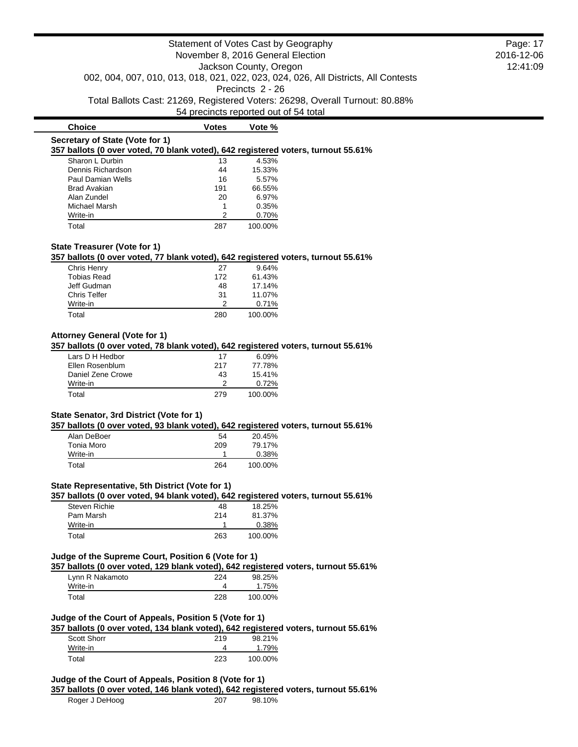Statement of Votes Cast by Geography
November 8, 2016 General Election
Jackson County, Oregon
002, 004, 007, 010, 013, 018, 021, 022, 023, 024, 026, All Districts, All Contests
Precincts 2 - 26
Total Ballots Cast: 21269, Registered Voters: 26298, Overall Turnout: 80.88%
54 precincts reported out of 54 total

| Choice | Votes | Vote % |
|---|---|---|

**Secretary of State (Vote for 1)**

**357 ballots (0 over voted, 70 blank voted), 642 registered voters, turnout 55.61%**

| Choice | Votes | Vote % |
|---|---|---|
| Sharon L Durbin | 13 | 4.53% |
| Dennis Richardson | 44 | 15.33% |
| Paul Damian Wells | 16 | 5.57% |
| Brad Avakian | 191 | 66.55% |
| Alan Zundel | 20 | 6.97% |
| Michael Marsh | 1 | 0.35% |
| Write-in | 2 | 0.70% |
| Total | 287 | 100.00% |

**State Treasurer (Vote for 1)**

**357 ballots (0 over voted, 77 blank voted), 642 registered voters, turnout 55.61%**

| Choice | Votes | Vote % |
|---|---|---|
| Chris Henry | 27 | 9.64% |
| Tobias Read | 172 | 61.43% |
| Jeff Gudman | 48 | 17.14% |
| Chris Telfer | 31 | 11.07% |
| Write-in | 2 | 0.71% |
| Total | 280 | 100.00% |

**Attorney General (Vote for 1)**

**357 ballots (0 over voted, 78 blank voted), 642 registered voters, turnout 55.61%**

| Choice | Votes | Vote % |
|---|---|---|
| Lars D H Hedbor | 17 | 6.09% |
| Ellen Rosenblum | 217 | 77.78% |
| Daniel Zene Crowe | 43 | 15.41% |
| Write-in | 2 | 0.72% |
| Total | 279 | 100.00% |

**State Senator, 3rd District (Vote for 1)**

**357 ballots (0 over voted, 93 blank voted), 642 registered voters, turnout 55.61%**

| Choice | Votes | Vote % |
|---|---|---|
| Alan DeBoer | 54 | 20.45% |
| Tonia Moro | 209 | 79.17% |
| Write-in | 1 | 0.38% |
| Total | 264 | 100.00% |

**State Representative, 5th District (Vote for 1)**

**357 ballots (0 over voted, 94 blank voted), 642 registered voters, turnout 55.61%**

| Choice | Votes | Vote % |
|---|---|---|
| Steven Richie | 48 | 18.25% |
| Pam Marsh | 214 | 81.37% |
| Write-in | 1 | 0.38% |
| Total | 263 | 100.00% |

**Judge of the Supreme Court, Position 6 (Vote for 1)**

**357 ballots (0 over voted, 129 blank voted), 642 registered voters, turnout 55.61%**

| Choice | Votes | Vote % |
|---|---|---|
| Lynn R Nakamoto | 224 | 98.25% |
| Write-in | 4 | 1.75% |
| Total | 228 | 100.00% |

**Judge of the Court of Appeals, Position 5 (Vote for 1)**

**357 ballots (0 over voted, 134 blank voted), 642 registered voters, turnout 55.61%**

| Choice | Votes | Vote % |
|---|---|---|
| Scott Shorr | 219 | 98.21% |
| Write-in | 4 | 1.79% |
| Total | 223 | 100.00% |

**Judge of the Court of Appeals, Position 8 (Vote for 1)**

**357 ballots (0 over voted, 146 blank voted), 642 registered voters, turnout 55.61%**

| Choice | Votes | Vote % |
|---|---|---|
| Roger J DeHoog | 207 | 98.10% |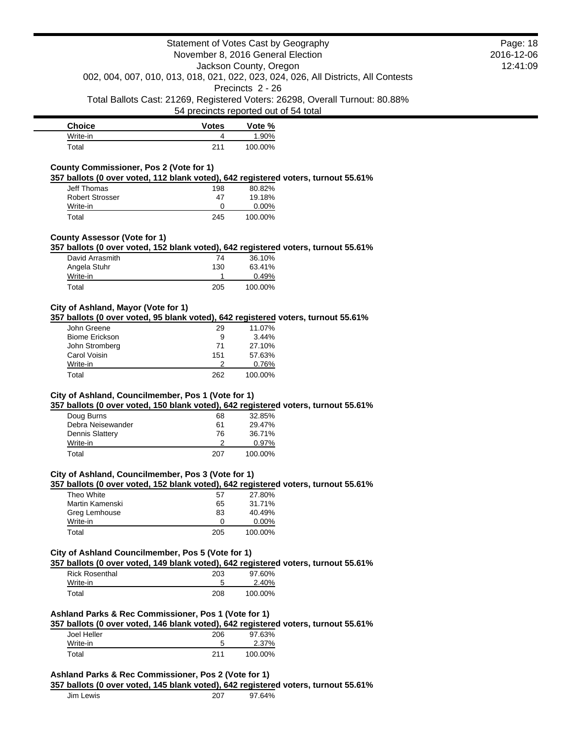| Choice | Votes | Vote % |
| --- | --- | --- |
| Write-in | 4 | 1.90% |
| Total | 211 | 100.00% |

**County Commissioner, Pos 2 (Vote for 1)**

**357 ballots (0 over voted, 112 blank voted), 642 registered voters, turnout 55.61%**

| Choice | Votes | Vote % |
| --- | --- | --- |
| Jeff Thomas | 198 | 80.82% |
| Robert Strosser | 47 | 19.18% |
| Write-in | 0 | 0.00% |
| Total | 245 | 100.00% |

**County Assessor (Vote for 1)**

**357 ballots (0 over voted, 152 blank voted), 642 registered voters, turnout 55.61%**

| Choice | Votes | Vote % |
| --- | --- | --- |
| David Arrasmith | 74 | 36.10% |
| Angela Stuhr | 130 | 63.41% |
| Write-in | 1 | 0.49% |
| Total | 205 | 100.00% |

**City of Ashland, Mayor (Vote for 1)**

**357 ballots (0 over voted, 95 blank voted), 642 registered voters, turnout 55.61%**

| Choice | Votes | Vote % |
| --- | --- | --- |
| John Greene | 29 | 11.07% |
| Biome Erickson | 9 | 3.44% |
| John Stromberg | 71 | 27.10% |
| Carol Voisin | 151 | 57.63% |
| Write-in | 2 | 0.76% |
| Total | 262 | 100.00% |

**City of Ashland, Councilmember, Pos 1 (Vote for 1)**

**357 ballots (0 over voted, 150 blank voted), 642 registered voters, turnout 55.61%**

| Choice | Votes | Vote % |
| --- | --- | --- |
| Doug Burns | 68 | 32.85% |
| Debra Neisewander | 61 | 29.47% |
| Dennis Slattery | 76 | 36.71% |
| Write-in | 2 | 0.97% |
| Total | 207 | 100.00% |

**City of Ashland, Councilmember, Pos 3 (Vote for 1)**

**357 ballots (0 over voted, 152 blank voted), 642 registered voters, turnout 55.61%**

| Choice | Votes | Vote % |
| --- | --- | --- |
| Theo White | 57 | 27.80% |
| Martin Kamenski | 65 | 31.71% |
| Greg Lemhouse | 83 | 40.49% |
| Write-in | 0 | 0.00% |
| Total | 205 | 100.00% |

**City of Ashland Councilmember, Pos 5 (Vote for 1)**

**357 ballots (0 over voted, 149 blank voted), 642 registered voters, turnout 55.61%**

| Choice | Votes | Vote % |
| --- | --- | --- |
| Rick Rosenthal | 203 | 97.60% |
| Write-in | 5 | 2.40% |
| Total | 208 | 100.00% |

**Ashland Parks & Rec Commissioner, Pos 1 (Vote for 1)**

**357 ballots (0 over voted, 146 blank voted), 642 registered voters, turnout 55.61%**

| Choice | Votes | Vote % |
| --- | --- | --- |
| Joel Heller | 206 | 97.63% |
| Write-in | 5 | 2.37% |
| Total | 211 | 100.00% |

**Ashland Parks & Rec Commissioner, Pos 2 (Vote for 1)**

**357 ballots (0 over voted, 145 blank voted), 642 registered voters, turnout 55.61%**

| Choice | Votes | Vote % |
| --- | --- | --- |
| Jim Lewis | 207 | 97.64% |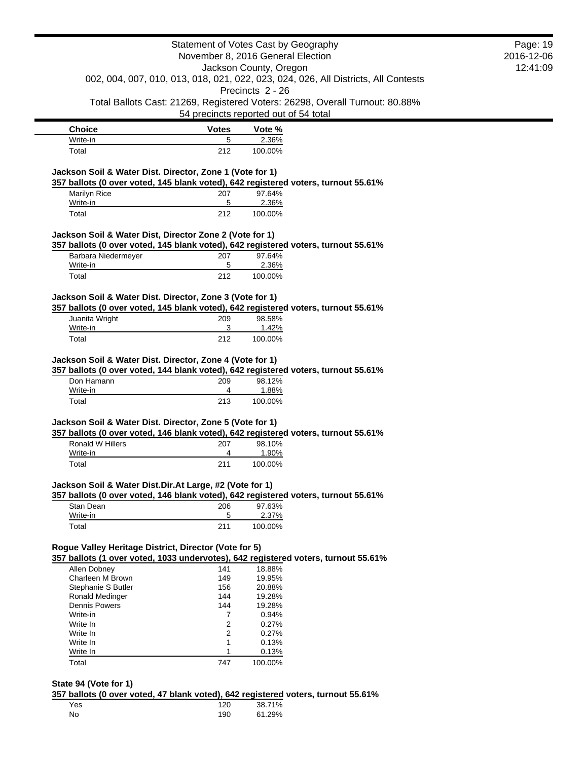| Choice | Votes | Vote % |
| --- | --- | --- |
| Write-in | 5 | 2.36% |
| Total | 212 | 100.00% |

**Jackson Soil & Water Dist. Director, Zone 1 (Vote for 1)**

**357 ballots (0 over voted, 145 blank voted), 642 registered voters, turnout 55.61%**

| Choice | Votes | Vote % |
| --- | --- | --- |
| Marilyn Rice | 207 | 97.64% |
| Write-in | 5 | 2.36% |
| Total | 212 | 100.00% |

**Jackson Soil & Water Dist, Director Zone 2 (Vote for 1)**

**357 ballots (0 over voted, 145 blank voted), 642 registered voters, turnout 55.61%**

| Choice | Votes | Vote % |
| --- | --- | --- |
| Barbara Niedermeyer | 207 | 97.64% |
| Write-in | 5 | 2.36% |
| Total | 212 | 100.00% |

**Jackson Soil & Water Dist. Director, Zone 3 (Vote for 1)**

**357 ballots (0 over voted, 145 blank voted), 642 registered voters, turnout 55.61%**

| Choice | Votes | Vote % |
| --- | --- | --- |
| Juanita Wright | 209 | 98.58% |
| Write-in | 3 | 1.42% |
| Total | 212 | 100.00% |

**Jackson Soil & Water Dist. Director, Zone 4 (Vote for 1)**

**357 ballots (0 over voted, 144 blank voted), 642 registered voters, turnout 55.61%**

| Choice | Votes | Vote % |
| --- | --- | --- |
| Don Hamann | 209 | 98.12% |
| Write-in | 4 | 1.88% |
| Total | 213 | 100.00% |

**Jackson Soil & Water Dist. Director, Zone 5 (Vote for 1)**

**357 ballots (0 over voted, 146 blank voted), 642 registered voters, turnout 55.61%**

| Choice | Votes | Vote % |
| --- | --- | --- |
| Ronald W Hillers | 207 | 98.10% |
| Write-in | 4 | 1.90% |
| Total | 211 | 100.00% |

**Jackson Soil & Water Dist.Dir.At Large, #2 (Vote for 1)**

**357 ballots (0 over voted, 146 blank voted), 642 registered voters, turnout 55.61%**

| Choice | Votes | Vote % |
| --- | --- | --- |
| Stan Dean | 206 | 97.63% |
| Write-in | 5 | 2.37% |
| Total | 211 | 100.00% |

**Rogue Valley Heritage District, Director (Vote for 5)**

**357 ballots (1 over voted, 1033 undervotes), 642 registered voters, turnout 55.61%**

| Choice | Votes | Vote % |
| --- | --- | --- |
| Allen Dobney | 141 | 18.88% |
| Charleen M Brown | 149 | 19.95% |
| Stephanie S Butler | 156 | 20.88% |
| Ronald Medinger | 144 | 19.28% |
| Dennis Powers | 144 | 19.28% |
| Write-in | 7 | 0.94% |
| Write In | 2 | 0.27% |
| Write In | 2 | 0.27% |
| Write In | 1 | 0.13% |
| Write In | 1 | 0.13% |
| Total | 747 | 100.00% |

**State 94 (Vote for 1)**

**357 ballots (0 over voted, 47 blank voted), 642 registered voters, turnout 55.61%**

| Choice | Votes | Vote % |
| --- | --- | --- |
| Yes | 120 | 38.71% |
| No | 190 | 61.29% |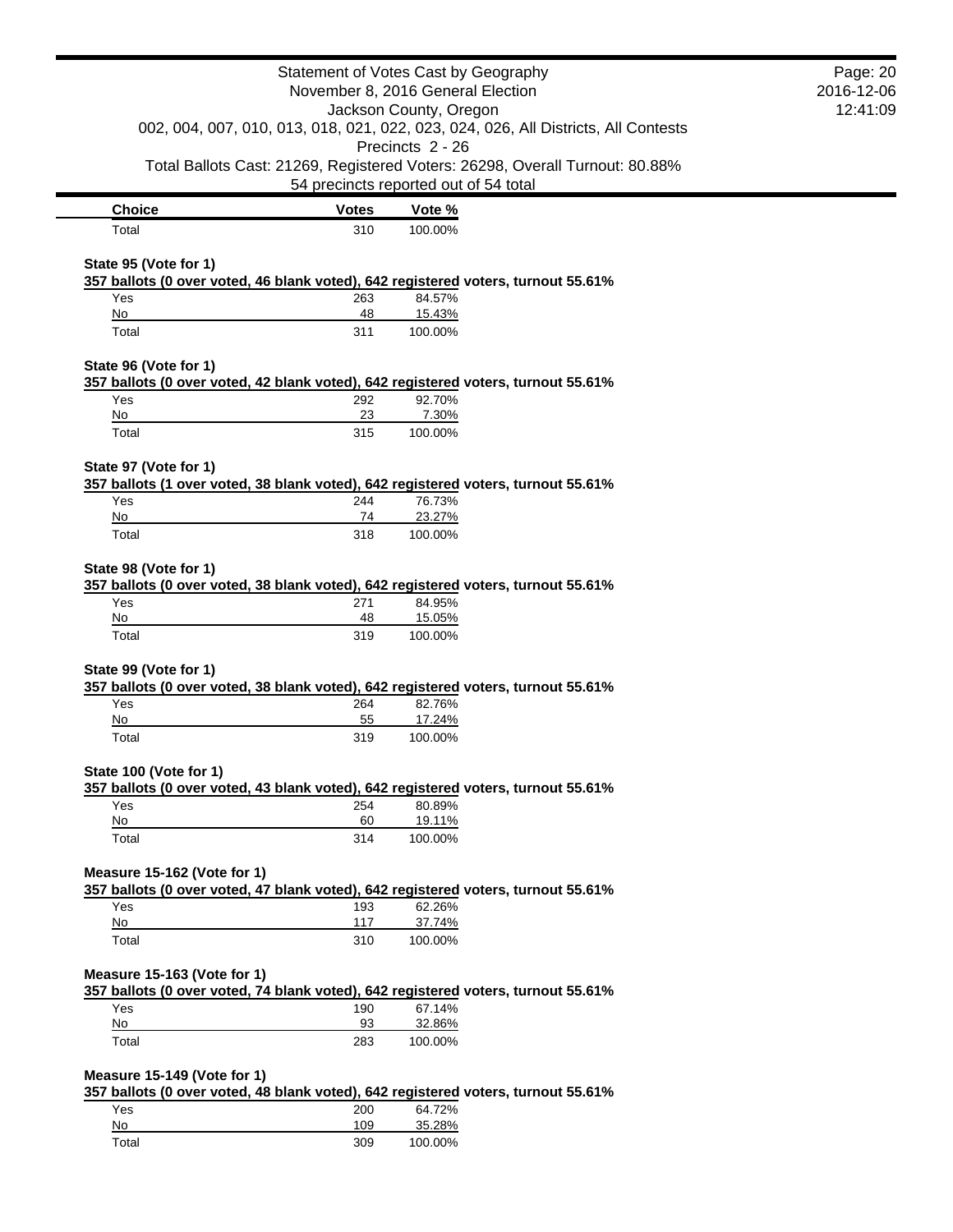| Choice | Votes | Vote % |
| --- | --- | --- |
| Total | 310 | 100.00% |

**State 95 (Vote for 1)**

**357 ballots (0 over voted, 46 blank voted), 642 registered voters, turnout 55.61%**

| Choice | Votes | Vote % |
| --- | --- | --- |
| Yes | 263 | 84.57% |
| No | 48 | 15.43% |
| Total | 311 | 100.00% |

**State 96 (Vote for 1)**

**357 ballots (0 over voted, 42 blank voted), 642 registered voters, turnout 55.61%**

| Choice | Votes | Vote % |
| --- | --- | --- |
| Yes | 292 | 92.70% |
| No | 23 | 7.30% |
| Total | 315 | 100.00% |

**State 97 (Vote for 1)**

**357 ballots (1 over voted, 38 blank voted), 642 registered voters, turnout 55.61%**

| Choice | Votes | Vote % |
| --- | --- | --- |
| Yes | 244 | 76.73% |
| No | 74 | 23.27% |
| Total | 318 | 100.00% |

**State 98 (Vote for 1)**

**357 ballots (0 over voted, 38 blank voted), 642 registered voters, turnout 55.61%**

| Choice | Votes | Vote % |
| --- | --- | --- |
| Yes | 271 | 84.95% |
| No | 48 | 15.05% |
| Total | 319 | 100.00% |

**State 99 (Vote for 1)**

**357 ballots (0 over voted, 38 blank voted), 642 registered voters, turnout 55.61%**

| Choice | Votes | Vote % |
| --- | --- | --- |
| Yes | 264 | 82.76% |
| No | 55 | 17.24% |
| Total | 319 | 100.00% |

**State 100 (Vote for 1)**

**357 ballots (0 over voted, 43 blank voted), 642 registered voters, turnout 55.61%**

| Choice | Votes | Vote % |
| --- | --- | --- |
| Yes | 254 | 80.89% |
| No | 60 | 19.11% |
| Total | 314 | 100.00% |

**Measure 15-162 (Vote for 1)**

**357 ballots (0 over voted, 47 blank voted), 642 registered voters, turnout 55.61%**

| Choice | Votes | Vote % |
| --- | --- | --- |
| Yes | 193 | 62.26% |
| No | 117 | 37.74% |
| Total | 310 | 100.00% |

**Measure 15-163 (Vote for 1)**

**357 ballots (0 over voted, 74 blank voted), 642 registered voters, turnout 55.61%**

| Choice | Votes | Vote % |
| --- | --- | --- |
| Yes | 190 | 67.14% |
| No | 93 | 32.86% |
| Total | 283 | 100.00% |

**Measure 15-149 (Vote for 1)**

**357 ballots (0 over voted, 48 blank voted), 642 registered voters, turnout 55.61%**

| Choice | Votes | Vote % |
| --- | --- | --- |
| Yes | 200 | 64.72% |
| No | 109 | 35.28% |
| Total | 309 | 100.00% |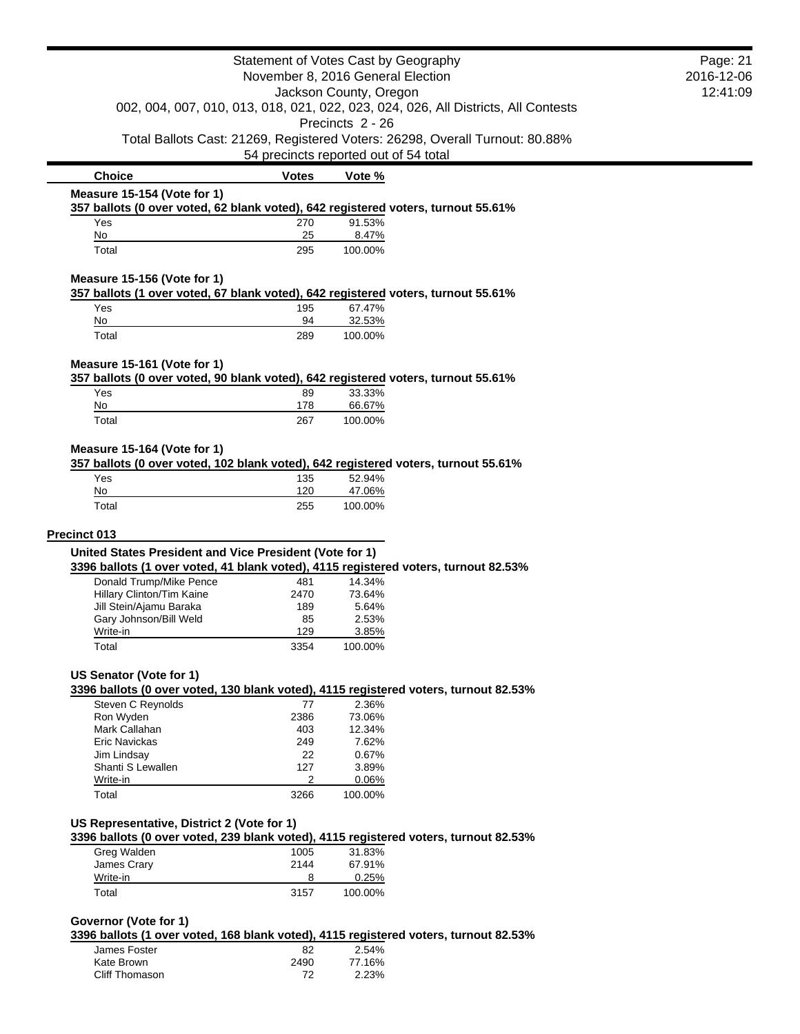| Choice | Votes | Vote % |
|---|---|---|

**Measure 15-154 (Vote for 1)**

**357 ballots (0 over voted, 62 blank voted), 642 registered voters, turnout 55.61%**

| Choice | Votes | Vote % |
|---|---|---|
| Yes | 270 | 91.53% |
| No | 25 | 8.47% |
| Total | 295 | 100.00% |

**Measure 15-156 (Vote for 1)**

**357 ballots (1 over voted, 67 blank voted), 642 registered voters, turnout 55.61%**

| Choice | Votes | Vote % |
|---|---|---|
| Yes | 195 | 67.47% |
| No | 94 | 32.53% |
| Total | 289 | 100.00% |

**Measure 15-161 (Vote for 1)**

**357 ballots (0 over voted, 90 blank voted), 642 registered voters, turnout 55.61%**

| Choice | Votes | Vote % |
|---|---|---|
| Yes | 89 | 33.33% |
| No | 178 | 66.67% |
| Total | 267 | 100.00% |

**Measure 15-164 (Vote for 1)**

**357 ballots (0 over voted, 102 blank voted), 642 registered voters, turnout 55.61%**

| Choice | Votes | Vote % |
|---|---|---|
| Yes | 135 | 52.94% |
| No | 120 | 47.06% |
| Total | 255 | 100.00% |

## Precinct 013

**United States President and Vice President (Vote for 1)**

**3396 ballots (1 over voted, 41 blank voted), 4115 registered voters, turnout 82.53%**

| Choice | Votes | Vote % |
|---|---|---|
| Donald Trump/Mike Pence | 481 | 14.34% |
| Hillary Clinton/Tim Kaine | 2470 | 73.64% |
| Jill Stein/Ajamu Baraka | 189 | 5.64% |
| Gary Johnson/Bill Weld | 85 | 2.53% |
| Write-in | 129 | 3.85% |
| Total | 3354 | 100.00% |

**US Senator (Vote for 1)**

**3396 ballots (0 over voted, 130 blank voted), 4115 registered voters, turnout 82.53%**

| Choice | Votes | Vote % |
|---|---|---|
| Steven C Reynolds | 77 | 2.36% |
| Ron Wyden | 2386 | 73.06% |
| Mark Callahan | 403 | 12.34% |
| Eric Navickas | 249 | 7.62% |
| Jim Lindsay | 22 | 0.67% |
| Shanti S Lewallen | 127 | 3.89% |
| Write-in | 2 | 0.06% |
| Total | 3266 | 100.00% |

**US Representative, District 2 (Vote for 1)**

**3396 ballots (0 over voted, 239 blank voted), 4115 registered voters, turnout 82.53%**

| Choice | Votes | Vote % |
|---|---|---|
| Greg Walden | 1005 | 31.83% |
| James Crary | 2144 | 67.91% |
| Write-in | 8 | 0.25% |
| Total | 3157 | 100.00% |

**Governor (Vote for 1)**

**3396 ballots (1 over voted, 168 blank voted), 4115 registered voters, turnout 82.53%**

| Choice | Votes | Vote % |
|---|---|---|
| James Foster | 82 | 2.54% |
| Kate Brown | 2490 | 77.16% |
| Cliff Thomason | 72 | 2.23% |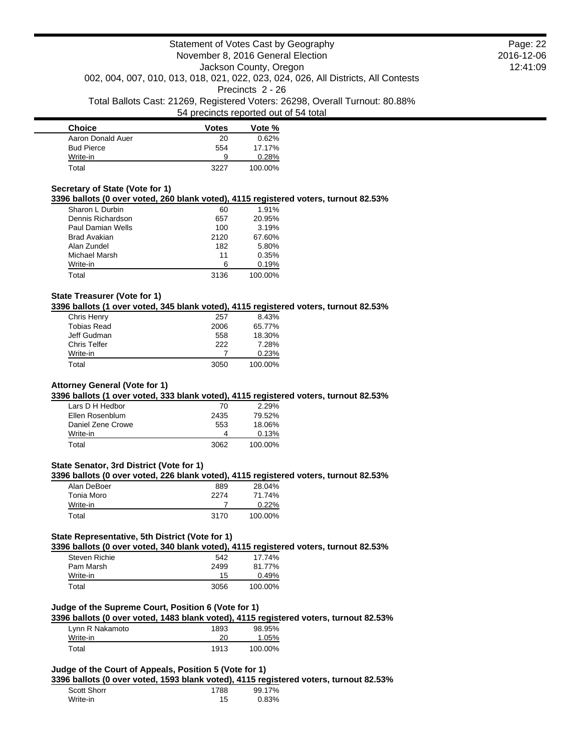| Choice | Votes | Vote % |
| --- | --- | --- |
| Aaron Donald Auer | 20 | 0.62% |
| Bud Pierce | 554 | 17.17% |
| Write-in | 9 | 0.28% |
| Total | 3227 | 100.00% |

### Secretary of State (Vote for 1)

**3396 ballots (0 over voted, 260 blank voted), 4115 registered voters, turnout 82.53%**

| Choice | Votes | Vote % |
| --- | --- | --- |
| Sharon L Durbin | 60 | 1.91% |
| Dennis Richardson | 657 | 20.95% |
| Paul Damian Wells | 100 | 3.19% |
| Brad Avakian | 2120 | 67.60% |
| Alan Zundel | 182 | 5.80% |
| Michael Marsh | 11 | 0.35% |
| Write-in | 6 | 0.19% |
| Total | 3136 | 100.00% |

### State Treasurer (Vote for 1)

**3396 ballots (1 over voted, 345 blank voted), 4115 registered voters, turnout 82.53%**

| Choice | Votes | Vote % |
| --- | --- | --- |
| Chris Henry | 257 | 8.43% |
| Tobias Read | 2006 | 65.77% |
| Jeff Gudman | 558 | 18.30% |
| Chris Telfer | 222 | 7.28% |
| Write-in | 7 | 0.23% |
| Total | 3050 | 100.00% |

### Attorney General (Vote for 1)

**3396 ballots (1 over voted, 333 blank voted), 4115 registered voters, turnout 82.53%**

| Choice | Votes | Vote % |
| --- | --- | --- |
| Lars D H Hedbor | 70 | 2.29% |
| Ellen Rosenblum | 2435 | 79.52% |
| Daniel Zene Crowe | 553 | 18.06% |
| Write-in | 4 | 0.13% |
| Total | 3062 | 100.00% |

### State Senator, 3rd District (Vote for 1)

**3396 ballots (0 over voted, 226 blank voted), 4115 registered voters, turnout 82.53%**

| Choice | Votes | Vote % |
| --- | --- | --- |
| Alan DeBoer | 889 | 28.04% |
| Tonia Moro | 2274 | 71.74% |
| Write-in | 7 | 0.22% |
| Total | 3170 | 100.00% |

### State Representative, 5th District (Vote for 1)

**3396 ballots (0 over voted, 340 blank voted), 4115 registered voters, turnout 82.53%**

| Choice | Votes | Vote % |
| --- | --- | --- |
| Steven Richie | 542 | 17.74% |
| Pam Marsh | 2499 | 81.77% |
| Write-in | 15 | 0.49% |
| Total | 3056 | 100.00% |

### Judge of the Supreme Court, Position 6 (Vote for 1)

**3396 ballots (0 over voted, 1483 blank voted), 4115 registered voters, turnout 82.53%**

| Choice | Votes | Vote % |
| --- | --- | --- |
| Lynn R Nakamoto | 1893 | 98.95% |
| Write-in | 20 | 1.05% |
| Total | 1913 | 100.00% |

### Judge of the Court of Appeals, Position 5 (Vote for 1)

**3396 ballots (0 over voted, 1593 blank voted), 4115 registered voters, turnout 82.53%**

| Choice | Votes | Vote % |
| --- | --- | --- |
| Scott Shorr | 1788 | 99.17% |
| Write-in | 15 | 0.83% |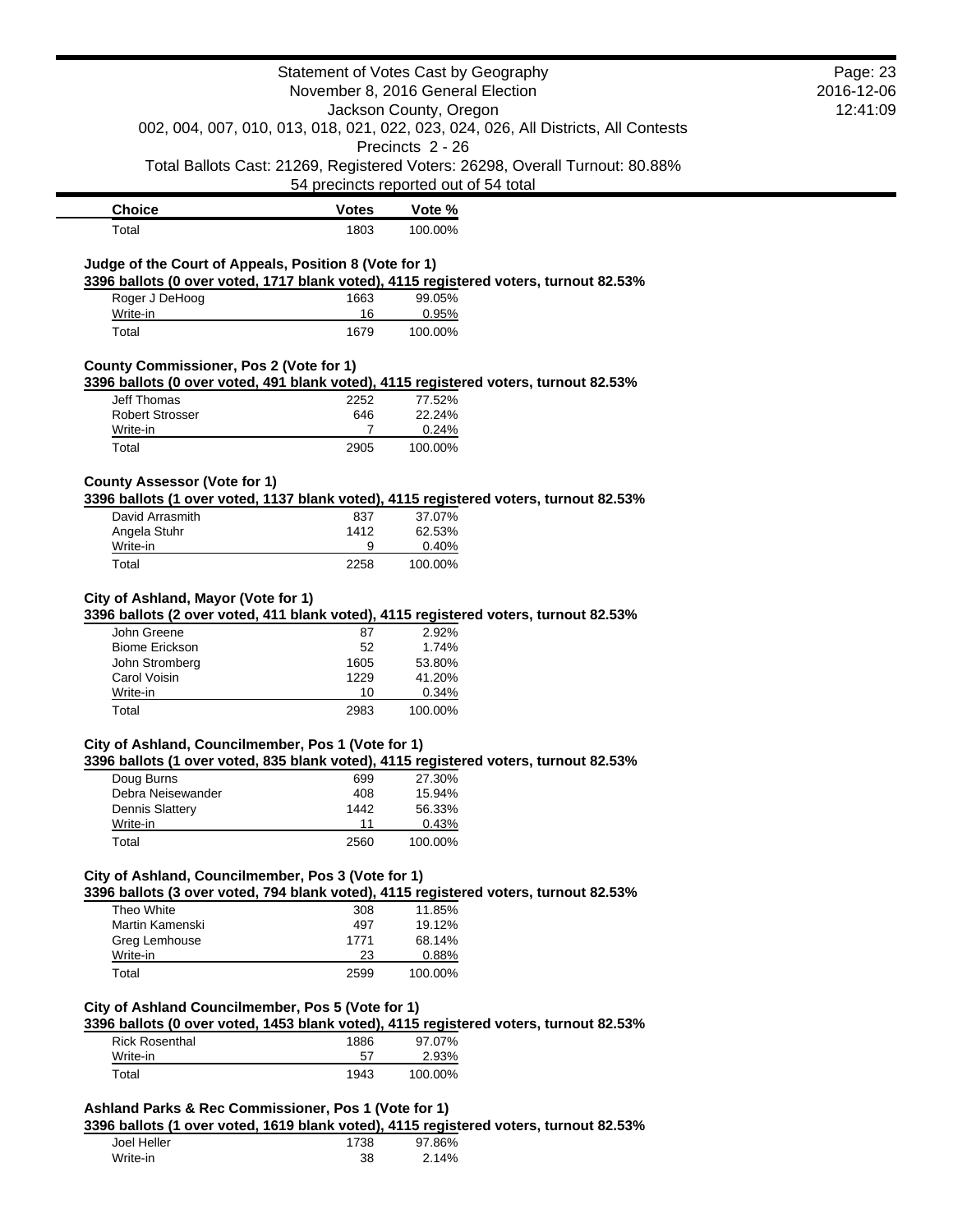| Choice | Votes | Vote % |
|---|---|---|
| Total | 1803 | 100.00% |

### Judge of the Court of Appeals, Position 8 (Vote for 1)

**3396 ballots (0 over voted, 1717 blank voted), 4115 registered voters, turnout 82.53%**

| Choice | Votes | Vote % |
|---|---|---|
| Roger J DeHoog | 1663 | 99.05% |
| Write-in | 16 | 0.95% |
| Total | 1679 | 100.00% |

### County Commissioner, Pos 2 (Vote for 1)

**3396 ballots (0 over voted, 491 blank voted), 4115 registered voters, turnout 82.53%**

| Choice | Votes | Vote % |
|---|---|---|
| Jeff Thomas | 2252 | 77.52% |
| Robert Strosser | 646 | 22.24% |
| Write-in | 7 | 0.24% |
| Total | 2905 | 100.00% |

### County Assessor (Vote for 1)

**3396 ballots (1 over voted, 1137 blank voted), 4115 registered voters, turnout 82.53%**

| Choice | Votes | Vote % |
|---|---|---|
| David Arrasmith | 837 | 37.07% |
| Angela Stuhr | 1412 | 62.53% |
| Write-in | 9 | 0.40% |
| Total | 2258 | 100.00% |

### City of Ashland, Mayor (Vote for 1)

**3396 ballots (2 over voted, 411 blank voted), 4115 registered voters, turnout 82.53%**

| Choice | Votes | Vote % |
|---|---|---|
| John Greene | 87 | 2.92% |
| Biome Erickson | 52 | 1.74% |
| John Stromberg | 1605 | 53.80% |
| Carol Voisin | 1229 | 41.20% |
| Write-in | 10 | 0.34% |
| Total | 2983 | 100.00% |

### City of Ashland, Councilmember, Pos 1 (Vote for 1)

**3396 ballots (1 over voted, 835 blank voted), 4115 registered voters, turnout 82.53%**

| Choice | Votes | Vote % |
|---|---|---|
| Doug Burns | 699 | 27.30% |
| Debra Neisewander | 408 | 15.94% |
| Dennis Slattery | 1442 | 56.33% |
| Write-in | 11 | 0.43% |
| Total | 2560 | 100.00% |

### City of Ashland, Councilmember, Pos 3 (Vote for 1)

**3396 ballots (3 over voted, 794 blank voted), 4115 registered voters, turnout 82.53%**

| Choice | Votes | Vote % |
|---|---|---|
| Theo White | 308 | 11.85% |
| Martin Kamenski | 497 | 19.12% |
| Greg Lemhouse | 1771 | 68.14% |
| Write-in | 23 | 0.88% |
| Total | 2599 | 100.00% |

### City of Ashland Councilmember, Pos 5 (Vote for 1)

**3396 ballots (0 over voted, 1453 blank voted), 4115 registered voters, turnout 82.53%**

| Choice | Votes | Vote % |
|---|---|---|
| Rick Rosenthal | 1886 | 97.07% |
| Write-in | 57 | 2.93% |
| Total | 1943 | 100.00% |

### Ashland Parks & Rec Commissioner, Pos 1 (Vote for 1)

**3396 ballots (1 over voted, 1619 blank voted), 4115 registered voters, turnout 82.53%**

| Choice | Votes | Vote % |
|---|---|---|
| Joel Heller | 1738 | 97.86% |
| Write-in | 38 | 2.14% |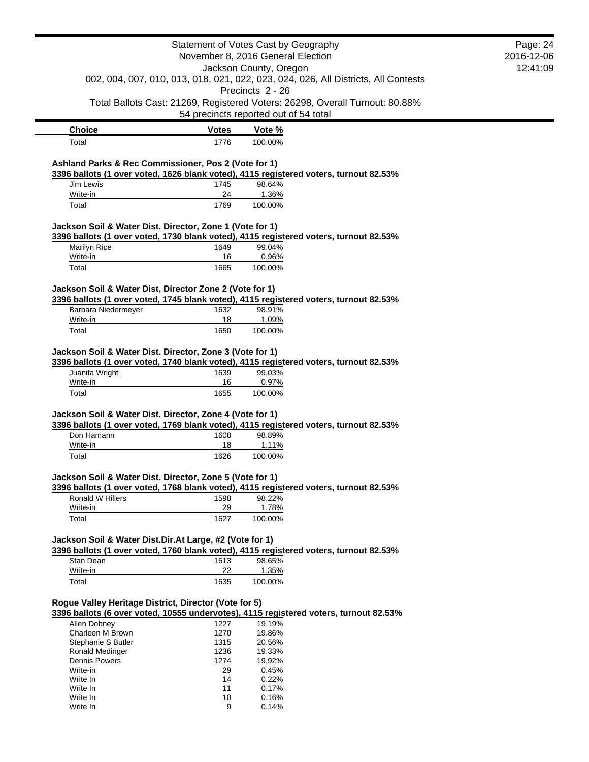| Choice | Votes | Vote % |
|---|---|---|
| Total | 1776 | 100.00% |

**Ashland Parks & Rec Commissioner, Pos 2 (Vote for 1)**

**3396 ballots (1 over voted, 1626 blank voted), 4115 registered voters, turnout 82.53%**

| Choice | Votes | Vote % |
|---|---|---|
| Jim Lewis | 1745 | 98.64% |
| Write-in | 24 | 1.36% |
| Total | 1769 | 100.00% |

**Jackson Soil & Water Dist. Director, Zone 1 (Vote for 1)**

**3396 ballots (1 over voted, 1730 blank voted), 4115 registered voters, turnout 82.53%**

| Choice | Votes | Vote % |
|---|---|---|
| Marilyn Rice | 1649 | 99.04% |
| Write-in | 16 | 0.96% |
| Total | 1665 | 100.00% |

**Jackson Soil & Water Dist, Director Zone 2 (Vote for 1)**

**3396 ballots (1 over voted, 1745 blank voted), 4115 registered voters, turnout 82.53%**

| Choice | Votes | Vote % |
|---|---|---|
| Barbara Niedermeyer | 1632 | 98.91% |
| Write-in | 18 | 1.09% |
| Total | 1650 | 100.00% |

**Jackson Soil & Water Dist. Director, Zone 3 (Vote for 1)**

**3396 ballots (1 over voted, 1740 blank voted), 4115 registered voters, turnout 82.53%**

| Choice | Votes | Vote % |
|---|---|---|
| Juanita Wright | 1639 | 99.03% |
| Write-in | 16 | 0.97% |
| Total | 1655 | 100.00% |

**Jackson Soil & Water Dist. Director, Zone 4 (Vote for 1)**

**3396 ballots (1 over voted, 1769 blank voted), 4115 registered voters, turnout 82.53%**

| Choice | Votes | Vote % |
|---|---|---|
| Don Hamann | 1608 | 98.89% |
| Write-in | 18 | 1.11% |
| Total | 1626 | 100.00% |

**Jackson Soil & Water Dist. Director, Zone 5 (Vote for 1)**

**3396 ballots (1 over voted, 1768 blank voted), 4115 registered voters, turnout 82.53%**

| Choice | Votes | Vote % |
|---|---|---|
| Ronald W Hillers | 1598 | 98.22% |
| Write-in | 29 | 1.78% |
| Total | 1627 | 100.00% |

**Jackson Soil & Water Dist.Dir.At Large, #2 (Vote for 1)**

**3396 ballots (1 over voted, 1760 blank voted), 4115 registered voters, turnout 82.53%**

| Choice | Votes | Vote % |
|---|---|---|
| Stan Dean | 1613 | 98.65% |
| Write-in | 22 | 1.35% |
| Total | 1635 | 100.00% |

**Rogue Valley Heritage District, Director (Vote for 5)**

**3396 ballots (6 over voted, 10555 undervotes), 4115 registered voters, turnout 82.53%**

| Choice | Votes | Vote % |
|---|---|---|
| Allen Dobney | 1227 | 19.19% |
| Charleen M Brown | 1270 | 19.86% |
| Stephanie S Butler | 1315 | 20.56% |
| Ronald Medinger | 1236 | 19.33% |
| Dennis Powers | 1274 | 19.92% |
| Write-in | 29 | 0.45% |
| Write In | 14 | 0.22% |
| Write In | 11 | 0.17% |
| Write In | 10 | 0.16% |
| Write In | 9 | 0.14% |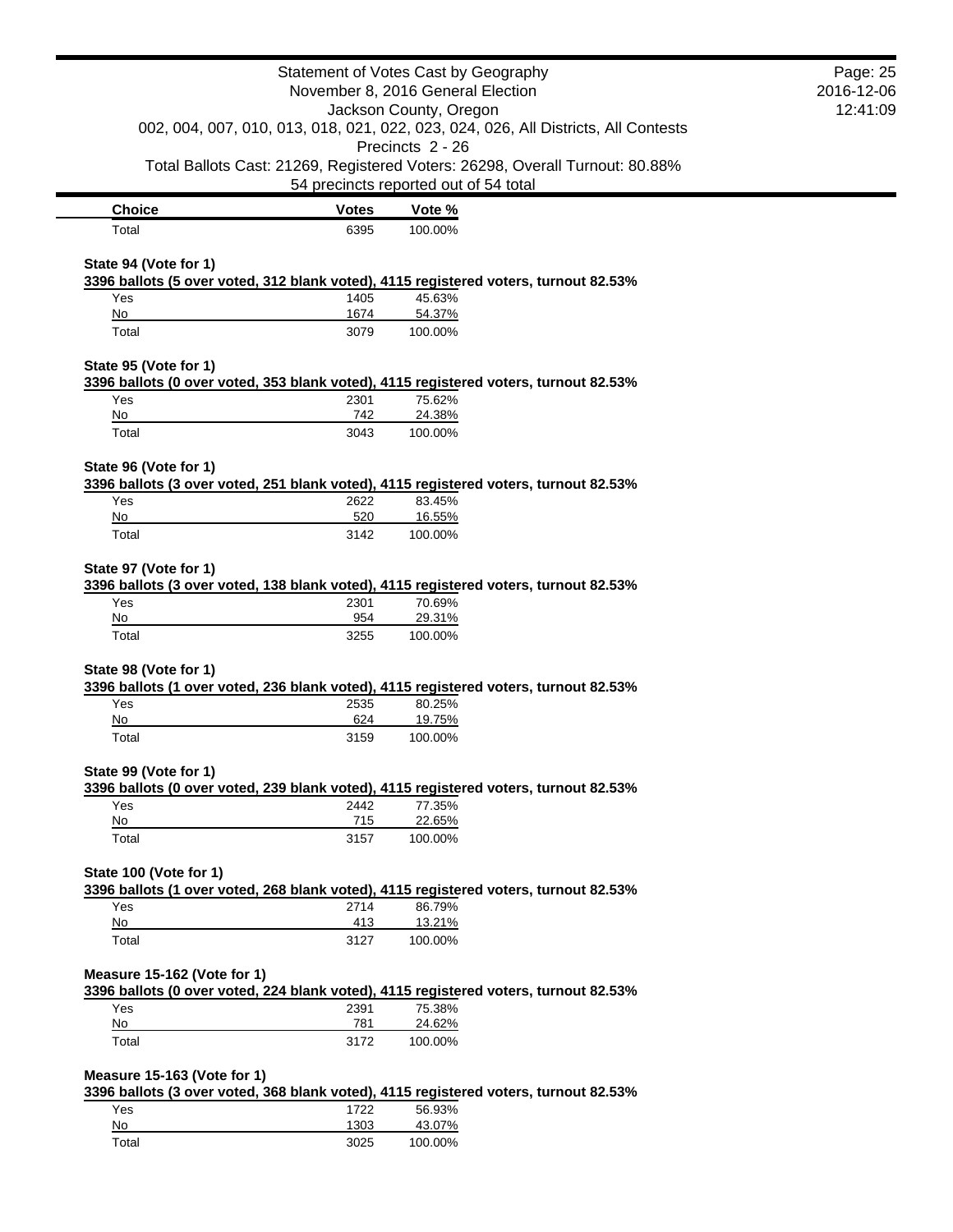| Choice | Votes | Vote % |
|---|---|---|
| Total | 6395 | 100.00% |

**State 94 (Vote for 1)**

**3396 ballots (5 over voted, 312 blank voted), 4115 registered voters, turnout 82.53%**

| Choice | Votes | Vote % |
|---|---|---|
| Yes | 1405 | 45.63% |
| No | 1674 | 54.37% |
| Total | 3079 | 100.00% |

**State 95 (Vote for 1)**

**3396 ballots (0 over voted, 353 blank voted), 4115 registered voters, turnout 82.53%**

| Choice | Votes | Vote % |
|---|---|---|
| Yes | 2301 | 75.62% |
| No | 742 | 24.38% |
| Total | 3043 | 100.00% |

**State 96 (Vote for 1)**

**3396 ballots (3 over voted, 251 blank voted), 4115 registered voters, turnout 82.53%**

| Choice | Votes | Vote % |
|---|---|---|
| Yes | 2622 | 83.45% |
| No | 520 | 16.55% |
| Total | 3142 | 100.00% |

**State 97 (Vote for 1)**

**3396 ballots (3 over voted, 138 blank voted), 4115 registered voters, turnout 82.53%**

| Choice | Votes | Vote % |
|---|---|---|
| Yes | 2301 | 70.69% |
| No | 954 | 29.31% |
| Total | 3255 | 100.00% |

**State 98 (Vote for 1)**

**3396 ballots (1 over voted, 236 blank voted), 4115 registered voters, turnout 82.53%**

| Choice | Votes | Vote % |
|---|---|---|
| Yes | 2535 | 80.25% |
| No | 624 | 19.75% |
| Total | 3159 | 100.00% |

**State 99 (Vote for 1)**

**3396 ballots (0 over voted, 239 blank voted), 4115 registered voters, turnout 82.53%**

| Choice | Votes | Vote % |
|---|---|---|
| Yes | 2442 | 77.35% |
| No | 715 | 22.65% |
| Total | 3157 | 100.00% |

**State 100 (Vote for 1)**

**3396 ballots (1 over voted, 268 blank voted), 4115 registered voters, turnout 82.53%**

| Choice | Votes | Vote % |
|---|---|---|
| Yes | 2714 | 86.79% |
| No | 413 | 13.21% |
| Total | 3127 | 100.00% |

**Measure 15-162 (Vote for 1)**

**3396 ballots (0 over voted, 224 blank voted), 4115 registered voters, turnout 82.53%**

| Choice | Votes | Vote % |
|---|---|---|
| Yes | 2391 | 75.38% |
| No | 781 | 24.62% |
| Total | 3172 | 100.00% |

**Measure 15-163 (Vote for 1)**

**3396 ballots (3 over voted, 368 blank voted), 4115 registered voters, turnout 82.53%**

| Choice | Votes | Vote % |
|---|---|---|
| Yes | 1722 | 56.93% |
| No | 1303 | 43.07% |
| Total | 3025 | 100.00% |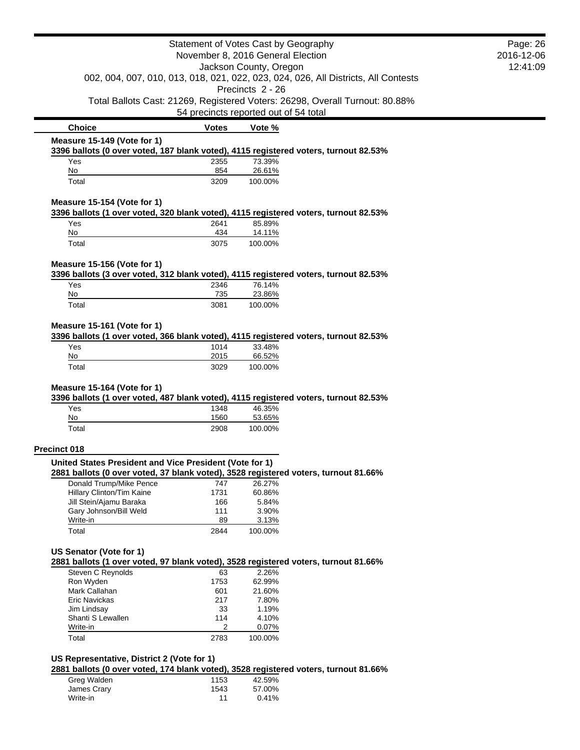Statement of Votes Cast by Geography
November 8, 2016 General Election
Jackson County, Oregon
002, 004, 007, 010, 013, 018, 021, 022, 023, 024, 026, All Districts, All Contests
Precincts 2 - 26
Total Ballots Cast: 21269, Registered Voters: 26298, Overall Turnout: 80.88%
54 precincts reported out of 54 total

**Measure 15-149 (Vote for 1)**

**3396 ballots (0 over voted, 187 blank voted), 4115 registered voters, turnout 82.53%**

| Choice | Votes | Vote % |
|---|---|---|
| Yes | 2355 | 73.39% |
| No | 854 | 26.61% |
| Total | 3209 | 100.00% |

**Measure 15-154 (Vote for 1)**

**3396 ballots (1 over voted, 320 blank voted), 4115 registered voters, turnout 82.53%**

| Choice | Votes | Vote % |
|---|---|---|
| Yes | 2641 | 85.89% |
| No | 434 | 14.11% |
| Total | 3075 | 100.00% |

**Measure 15-156 (Vote for 1)**

**3396 ballots (3 over voted, 312 blank voted), 4115 registered voters, turnout 82.53%**

| Choice | Votes | Vote % |
|---|---|---|
| Yes | 2346 | 76.14% |
| No | 735 | 23.86% |
| Total | 3081 | 100.00% |

**Measure 15-161 (Vote for 1)**

**3396 ballots (1 over voted, 366 blank voted), 4115 registered voters, turnout 82.53%**

| Choice | Votes | Vote % |
|---|---|---|
| Yes | 1014 | 33.48% |
| No | 2015 | 66.52% |
| Total | 3029 | 100.00% |

**Measure 15-164 (Vote for 1)**

**3396 ballots (1 over voted, 487 blank voted), 4115 registered voters, turnout 82.53%**

| Choice | Votes | Vote % |
|---|---|---|
| Yes | 1348 | 46.35% |
| No | 1560 | 53.65% |
| Total | 2908 | 100.00% |

## Precinct 018

**United States President and Vice President (Vote for 1)**

**2881 ballots (0 over voted, 37 blank voted), 3528 registered voters, turnout 81.66%**

| Choice | Votes | Vote % |
|---|---|---|
| Donald Trump/Mike Pence | 747 | 26.27% |
| Hillary Clinton/Tim Kaine | 1731 | 60.86% |
| Jill Stein/Ajamu Baraka | 166 | 5.84% |
| Gary Johnson/Bill Weld | 111 | 3.90% |
| Write-in | 89 | 3.13% |
| Total | 2844 | 100.00% |

**US Senator (Vote for 1)**

**2881 ballots (1 over voted, 97 blank voted), 3528 registered voters, turnout 81.66%**

| Choice | Votes | Vote % |
|---|---|---|
| Steven C Reynolds | 63 | 2.26% |
| Ron Wyden | 1753 | 62.99% |
| Mark Callahan | 601 | 21.60% |
| Eric Navickas | 217 | 7.80% |
| Jim Lindsay | 33 | 1.19% |
| Shanti S Lewallen | 114 | 4.10% |
| Write-in | 2 | 0.07% |
| Total | 2783 | 100.00% |

**US Representative, District 2 (Vote for 1)**

**2881 ballots (0 over voted, 174 blank voted), 3528 registered voters, turnout 81.66%**

| Choice | Votes | Vote % |
|---|---|---|
| Greg Walden | 1153 | 42.59% |
| James Crary | 1543 | 57.00% |
| Write-in | 11 | 0.41% |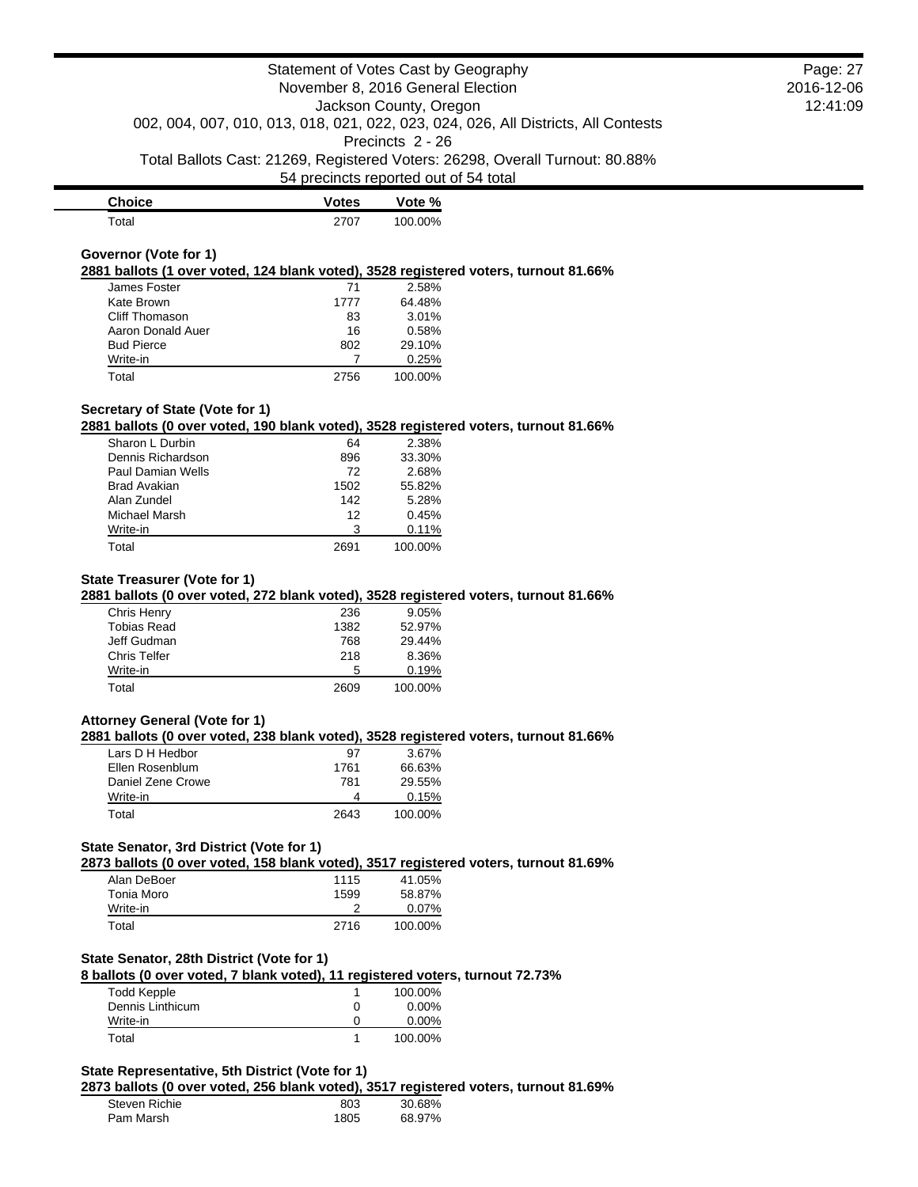| Choice | Votes | Vote % |
|---|---|---|
| Total | 2707 | 100.00% |

### Governor (Vote for 1)

**2881 ballots (1 over voted, 124 blank voted), 3528 registered voters, turnout 81.66%**

| Choice | Votes | Vote % |
|---|---|---|
| James Foster | 71 | 2.58% |
| Kate Brown | 1777 | 64.48% |
| Cliff Thomason | 83 | 3.01% |
| Aaron Donald Auer | 16 | 0.58% |
| Bud Pierce | 802 | 29.10% |
| Write-in | 7 | 0.25% |
| Total | 2756 | 100.00% |

### Secretary of State (Vote for 1)

**2881 ballots (0 over voted, 190 blank voted), 3528 registered voters, turnout 81.66%**

| Choice | Votes | Vote % |
|---|---|---|
| Sharon L Durbin | 64 | 2.38% |
| Dennis Richardson | 896 | 33.30% |
| Paul Damian Wells | 72 | 2.68% |
| Brad Avakian | 1502 | 55.82% |
| Alan Zundel | 142 | 5.28% |
| Michael Marsh | 12 | 0.45% |
| Write-in | 3 | 0.11% |
| Total | 2691 | 100.00% |

### State Treasurer (Vote for 1)

**2881 ballots (0 over voted, 272 blank voted), 3528 registered voters, turnout 81.66%**

| Choice | Votes | Vote % |
|---|---|---|
| Chris Henry | 236 | 9.05% |
| Tobias Read | 1382 | 52.97% |
| Jeff Gudman | 768 | 29.44% |
| Chris Telfer | 218 | 8.36% |
| Write-in | 5 | 0.19% |
| Total | 2609 | 100.00% |

### Attorney General (Vote for 1)

**2881 ballots (0 over voted, 238 blank voted), 3528 registered voters, turnout 81.66%**

| Choice | Votes | Vote % |
|---|---|---|
| Lars D H Hedbor | 97 | 3.67% |
| Ellen Rosenblum | 1761 | 66.63% |
| Daniel Zene Crowe | 781 | 29.55% |
| Write-in | 4 | 0.15% |
| Total | 2643 | 100.00% |

### State Senator, 3rd District (Vote for 1)

**2873 ballots (0 over voted, 158 blank voted), 3517 registered voters, turnout 81.69%**

| Choice | Votes | Vote % |
|---|---|---|
| Alan DeBoer | 1115 | 41.05% |
| Tonia Moro | 1599 | 58.87% |
| Write-in | 2 | 0.07% |
| Total | 2716 | 100.00% |

### State Senator, 28th District (Vote for 1)

**8 ballots (0 over voted, 7 blank voted), 11 registered voters, turnout 72.73%**

| Choice | Votes | Vote % |
|---|---|---|
| Todd Kepple | 1 | 100.00% |
| Dennis Linthicum | 0 | 0.00% |
| Write-in | 0 | 0.00% |
| Total | 1 | 100.00% |

### State Representative, 5th District (Vote for 1)

**2873 ballots (0 over voted, 256 blank voted), 3517 registered voters, turnout 81.69%**

| Choice | Votes | Vote % |
|---|---|---|
| Steven Richie | 803 | 30.68% |
| Pam Marsh | 1805 | 68.97% |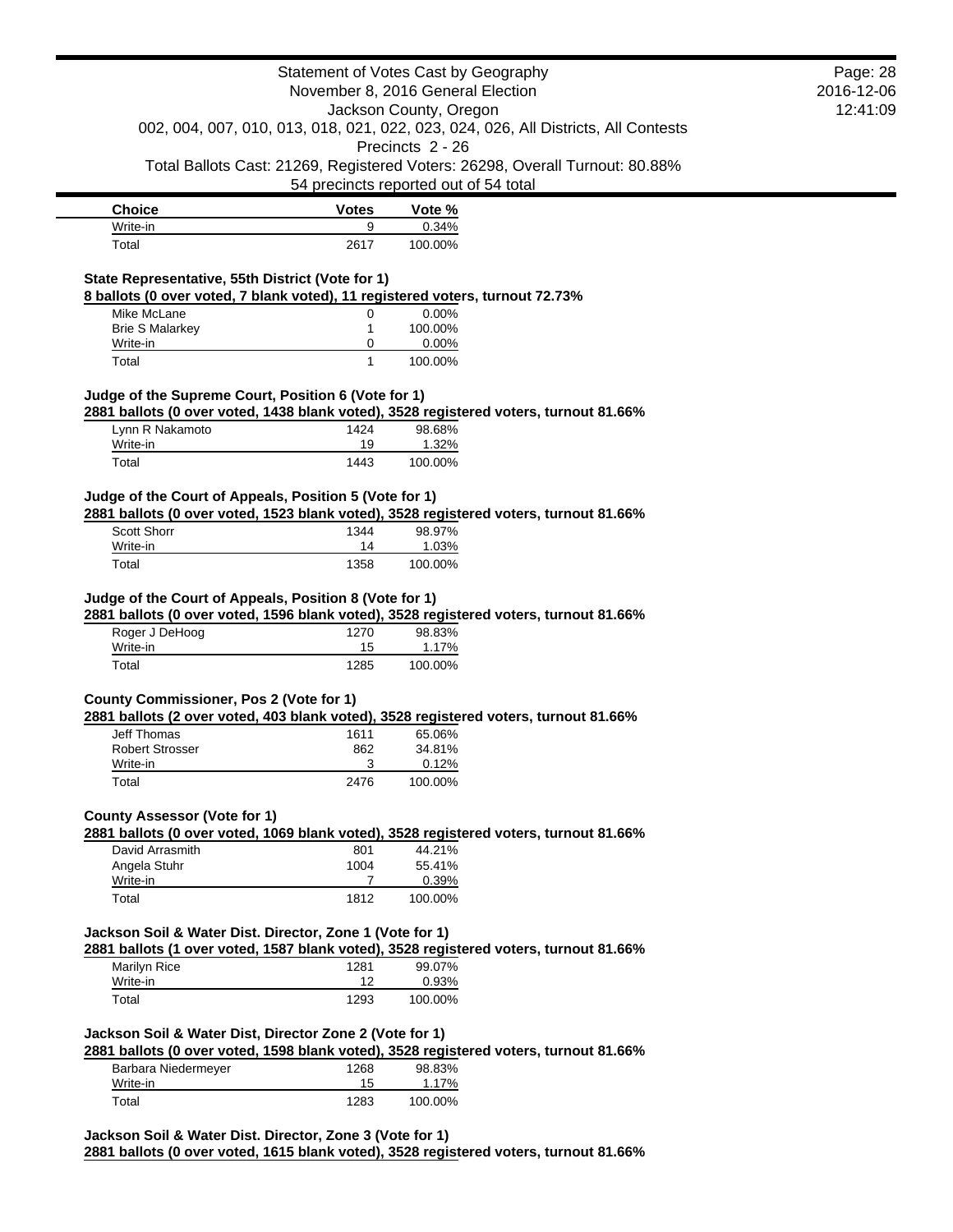| Choice | Votes | Vote % |
| --- | --- | --- |
| Write-in | 9 | 0.34% |
| Total | 2617 | 100.00% |

**State Representative, 55th District (Vote for 1)**

**8 ballots (0 over voted, 7 blank voted), 11 registered voters, turnout 72.73%**

| Choice | Votes | Vote % |
| --- | --- | --- |
| Mike McLane | 0 | 0.00% |
| Brie S Malarkey | 1 | 100.00% |
| Write-in | 0 | 0.00% |
| Total | 1 | 100.00% |

**Judge of the Supreme Court, Position 6 (Vote for 1)**

**2881 ballots (0 over voted, 1438 blank voted), 3528 registered voters, turnout 81.66%**

| Choice | Votes | Vote % |
| --- | --- | --- |
| Lynn R Nakamoto | 1424 | 98.68% |
| Write-in | 19 | 1.32% |
| Total | 1443 | 100.00% |

**Judge of the Court of Appeals, Position 5 (Vote for 1)**

**2881 ballots (0 over voted, 1523 blank voted), 3528 registered voters, turnout 81.66%**

| Choice | Votes | Vote % |
| --- | --- | --- |
| Scott Shorr | 1344 | 98.97% |
| Write-in | 14 | 1.03% |
| Total | 1358 | 100.00% |

**Judge of the Court of Appeals, Position 8 (Vote for 1)**

**2881 ballots (0 over voted, 1596 blank voted), 3528 registered voters, turnout 81.66%**

| Choice | Votes | Vote % |
| --- | --- | --- |
| Roger J DeHoog | 1270 | 98.83% |
| Write-in | 15 | 1.17% |
| Total | 1285 | 100.00% |

**County Commissioner, Pos 2 (Vote for 1)**

**2881 ballots (2 over voted, 403 blank voted), 3528 registered voters, turnout 81.66%**

| Choice | Votes | Vote % |
| --- | --- | --- |
| Jeff Thomas | 1611 | 65.06% |
| Robert Strosser | 862 | 34.81% |
| Write-in | 3 | 0.12% |
| Total | 2476 | 100.00% |

**County Assessor (Vote for 1)**

**2881 ballots (0 over voted, 1069 blank voted), 3528 registered voters, turnout 81.66%**

| Choice | Votes | Vote % |
| --- | --- | --- |
| David Arrasmith | 801 | 44.21% |
| Angela Stuhr | 1004 | 55.41% |
| Write-in | 7 | 0.39% |
| Total | 1812 | 100.00% |

**Jackson Soil & Water Dist. Director, Zone 1 (Vote for 1)**

**2881 ballots (1 over voted, 1587 blank voted), 3528 registered voters, turnout 81.66%**

| Choice | Votes | Vote % |
| --- | --- | --- |
| Marilyn Rice | 1281 | 99.07% |
| Write-in | 12 | 0.93% |
| Total | 1293 | 100.00% |

**Jackson Soil & Water Dist, Director Zone 2 (Vote for 1)**

**2881 ballots (0 over voted, 1598 blank voted), 3528 registered voters, turnout 81.66%**

| Choice | Votes | Vote % |
| --- | --- | --- |
| Barbara Niedermeyer | 1268 | 98.83% |
| Write-in | 15 | 1.17% |
| Total | 1283 | 100.00% |

**Jackson Soil & Water Dist. Director, Zone 3 (Vote for 1)**

**2881 ballots (0 over voted, 1615 blank voted), 3528 registered voters, turnout 81.66%**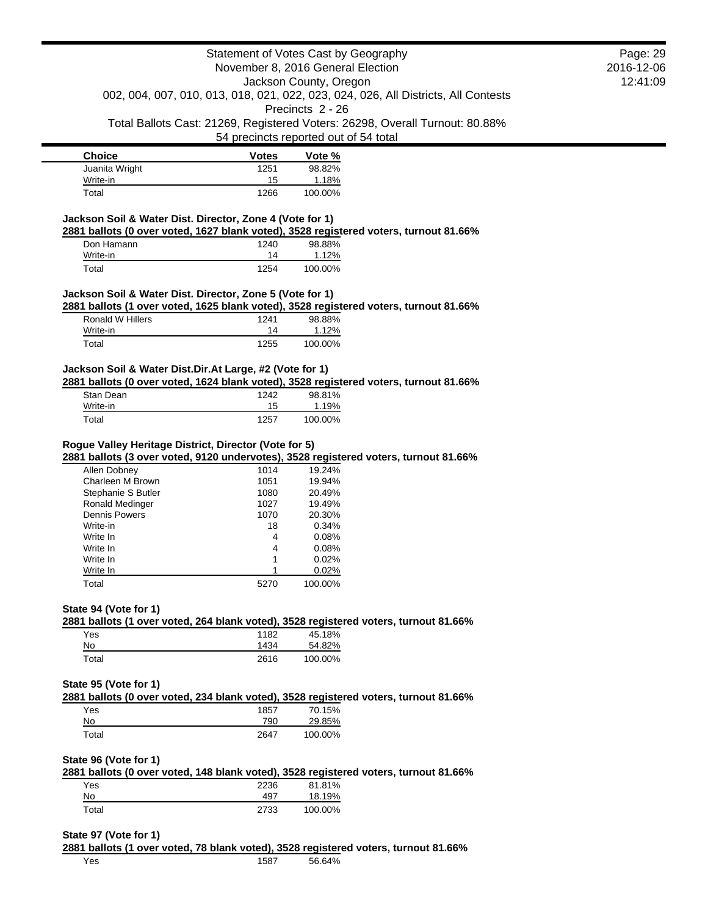| Choice | Votes | Vote % |
|---|---|---|
| Juanita Wright | 1251 | 98.82% |
| Write-in | 15 | 1.18% |
| Total | 1266 | 100.00% |

**Jackson Soil & Water Dist. Director, Zone 4 (Vote for 1)**

**2881 ballots (0 over voted, 1627 blank voted), 3528 registered voters, turnout 81.66%**

| Choice | Votes | Vote % |
|---|---|---|
| Don Hamann | 1240 | 98.88% |
| Write-in | 14 | 1.12% |
| Total | 1254 | 100.00% |

**Jackson Soil & Water Dist. Director, Zone 5 (Vote for 1)**

**2881 ballots (1 over voted, 1625 blank voted), 3528 registered voters, turnout 81.66%**

| Choice | Votes | Vote % |
|---|---|---|
| Ronald W Hillers | 1241 | 98.88% |
| Write-in | 14 | 1.12% |
| Total | 1255 | 100.00% |

**Jackson Soil & Water Dist.Dir.At Large, #2 (Vote for 1)**

**2881 ballots (0 over voted, 1624 blank voted), 3528 registered voters, turnout 81.66%**

| Choice | Votes | Vote % |
|---|---|---|
| Stan Dean | 1242 | 98.81% |
| Write-in | 15 | 1.19% |
| Total | 1257 | 100.00% |

**Rogue Valley Heritage District, Director (Vote for 5)**

**2881 ballots (3 over voted, 9120 undervotes), 3528 registered voters, turnout 81.66%**

| Choice | Votes | Vote % |
|---|---|---|
| Allen Dobney | 1014 | 19.24% |
| Charleen M Brown | 1051 | 19.94% |
| Stephanie S Butler | 1080 | 20.49% |
| Ronald Medinger | 1027 | 19.49% |
| Dennis Powers | 1070 | 20.30% |
| Write-in | 18 | 0.34% |
| Write In | 4 | 0.08% |
| Write In | 4 | 0.08% |
| Write In | 1 | 0.02% |
| Write In | 1 | 0.02% |
| Total | 5270 | 100.00% |

**State 94 (Vote for 1)**

**2881 ballots (1 over voted, 264 blank voted), 3528 registered voters, turnout 81.66%**

| Choice | Votes | Vote % |
|---|---|---|
| Yes | 1182 | 45.18% |
| No | 1434 | 54.82% |
| Total | 2616 | 100.00% |

**State 95 (Vote for 1)**

**2881 ballots (0 over voted, 234 blank voted), 3528 registered voters, turnout 81.66%**

| Choice | Votes | Vote % |
|---|---|---|
| Yes | 1857 | 70.15% |
| No | 790 | 29.85% |
| Total | 2647 | 100.00% |

**State 96 (Vote for 1)**

**2881 ballots (0 over voted, 148 blank voted), 3528 registered voters, turnout 81.66%**

| Choice | Votes | Vote % |
|---|---|---|
| Yes | 2236 | 81.81% |
| No | 497 | 18.19% |
| Total | 2733 | 100.00% |

**State 97 (Vote for 1)**

**2881 ballots (1 over voted, 78 blank voted), 3528 registered voters, turnout 81.66%**

| Choice | Votes | Vote % |
|---|---|---|
| Yes | 1587 | 56.64% |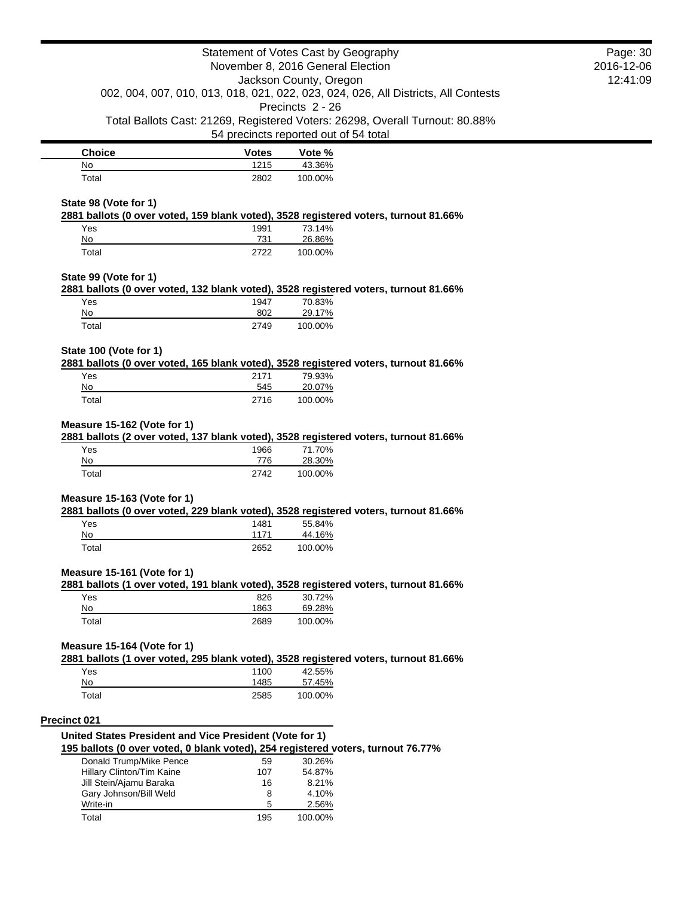| Choice | Votes | Vote % |
|---|---|---|
| No | 1215 | 43.36% |
| Total | 2802 | 100.00% |

**State 98 (Vote for 1)**

**2881 ballots (0 over voted, 159 blank voted), 3528 registered voters, turnout 81.66%**

| Choice | Votes | Vote % |
|---|---|---|
| Yes | 1991 | 73.14% |
| No | 731 | 26.86% |
| Total | 2722 | 100.00% |

**State 99 (Vote for 1)**

**2881 ballots (0 over voted, 132 blank voted), 3528 registered voters, turnout 81.66%**

| Choice | Votes | Vote % |
|---|---|---|
| Yes | 1947 | 70.83% |
| No | 802 | 29.17% |
| Total | 2749 | 100.00% |

**State 100 (Vote for 1)**

**2881 ballots (0 over voted, 165 blank voted), 3528 registered voters, turnout 81.66%**

| Choice | Votes | Vote % |
|---|---|---|
| Yes | 2171 | 79.93% |
| No | 545 | 20.07% |
| Total | 2716 | 100.00% |

**Measure 15-162 (Vote for 1)**

**2881 ballots (2 over voted, 137 blank voted), 3528 registered voters, turnout 81.66%**

| Choice | Votes | Vote % |
|---|---|---|
| Yes | 1966 | 71.70% |
| No | 776 | 28.30% |
| Total | 2742 | 100.00% |

**Measure 15-163 (Vote for 1)**

**2881 ballots (0 over voted, 229 blank voted), 3528 registered voters, turnout 81.66%**

| Choice | Votes | Vote % |
|---|---|---|
| Yes | 1481 | 55.84% |
| No | 1171 | 44.16% |
| Total | 2652 | 100.00% |

**Measure 15-161 (Vote for 1)**

**2881 ballots (1 over voted, 191 blank voted), 3528 registered voters, turnout 81.66%**

| Choice | Votes | Vote % |
|---|---|---|
| Yes | 826 | 30.72% |
| No | 1863 | 69.28% |
| Total | 2689 | 100.00% |

**Measure 15-164 (Vote for 1)**

**2881 ballots (1 over voted, 295 blank voted), 3528 registered voters, turnout 81.66%**

| Choice | Votes | Vote % |
|---|---|---|
| Yes | 1100 | 42.55% |
| No | 1485 | 57.45% |
| Total | 2585 | 100.00% |

## Precinct 021

**United States President and Vice President (Vote for 1)**

**195 ballots (0 over voted, 0 blank voted), 254 registered voters, turnout 76.77%**

| Choice | Votes | Vote % |
|---|---|---|
| Donald Trump/Mike Pence | 59 | 30.26% |
| Hillary Clinton/Tim Kaine | 107 | 54.87% |
| Jill Stein/Ajamu Baraka | 16 | 8.21% |
| Gary Johnson/Bill Weld | 8 | 4.10% |
| Write-in | 5 | 2.56% |
| Total | 195 | 100.00% |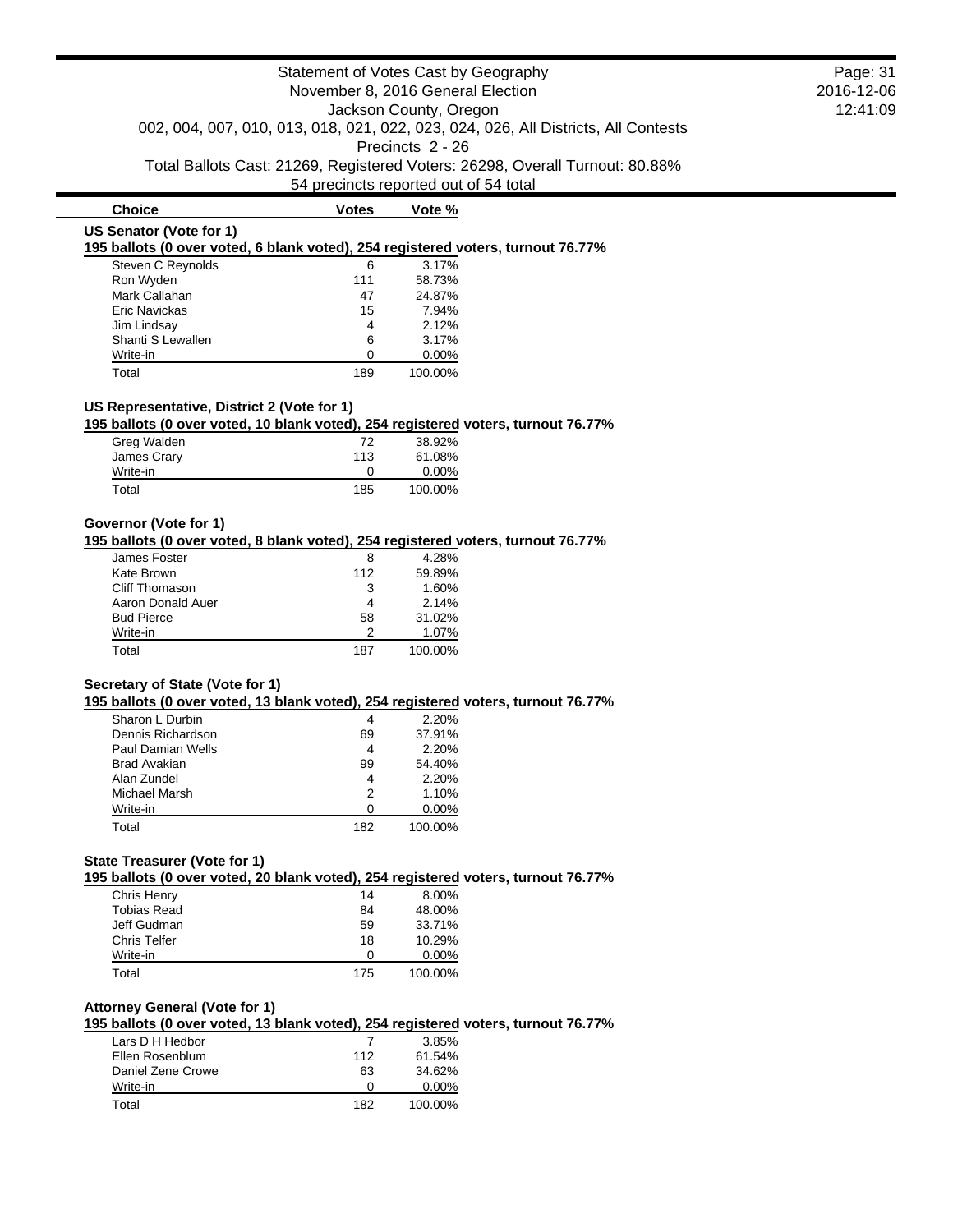Statement of Votes Cast by Geography
November 8, 2016 General Election
Jackson County, Oregon
002, 004, 007, 010, 013, 018, 021, 022, 023, 024, 026, All Districts, All Contests
Precincts 2 - 26
Total Ballots Cast: 21269, Registered Voters: 26298, Overall Turnout: 80.88%
54 precincts reported out of 54 total

| Choice | Votes | Vote % |
|---|---|---|

### US Senator (Vote for 1)

**195 ballots (0 over voted, 6 blank voted), 254 registered voters, turnout 76.77%**

| Choice | Votes | Vote % |
|---|---|---|
| Steven C Reynolds | 6 | 3.17% |
| Ron Wyden | 111 | 58.73% |
| Mark Callahan | 47 | 24.87% |
| Eric Navickas | 15 | 7.94% |
| Jim Lindsay | 4 | 2.12% |
| Shanti S Lewallen | 6 | 3.17% |
| Write-in | 0 | 0.00% |
| Total | 189 | 100.00% |

### US Representative, District 2 (Vote for 1)

**195 ballots (0 over voted, 10 blank voted), 254 registered voters, turnout 76.77%**

| Choice | Votes | Vote % |
|---|---|---|
| Greg Walden | 72 | 38.92% |
| James Crary | 113 | 61.08% |
| Write-in | 0 | 0.00% |
| Total | 185 | 100.00% |

### Governor (Vote for 1)

**195 ballots (0 over voted, 8 blank voted), 254 registered voters, turnout 76.77%**

| Choice | Votes | Vote % |
|---|---|---|
| James Foster | 8 | 4.28% |
| Kate Brown | 112 | 59.89% |
| Cliff Thomason | 3 | 1.60% |
| Aaron Donald Auer | 4 | 2.14% |
| Bud Pierce | 58 | 31.02% |
| Write-in | 2 | 1.07% |
| Total | 187 | 100.00% |

### Secretary of State (Vote for 1)

**195 ballots (0 over voted, 13 blank voted), 254 registered voters, turnout 76.77%**

| Choice | Votes | Vote % |
|---|---|---|
| Sharon L Durbin | 4 | 2.20% |
| Dennis Richardson | 69 | 37.91% |
| Paul Damian Wells | 4 | 2.20% |
| Brad Avakian | 99 | 54.40% |
| Alan Zundel | 4 | 2.20% |
| Michael Marsh | 2 | 1.10% |
| Write-in | 0 | 0.00% |
| Total | 182 | 100.00% |

### State Treasurer (Vote for 1)

**195 ballots (0 over voted, 20 blank voted), 254 registered voters, turnout 76.77%**

| Choice | Votes | Vote % |
|---|---|---|
| Chris Henry | 14 | 8.00% |
| Tobias Read | 84 | 48.00% |
| Jeff Gudman | 59 | 33.71% |
| Chris Telfer | 18 | 10.29% |
| Write-in | 0 | 0.00% |
| Total | 175 | 100.00% |

### Attorney General (Vote for 1)

**195 ballots (0 over voted, 13 blank voted), 254 registered voters, turnout 76.77%**

| Choice | Votes | Vote % |
|---|---|---|
| Lars D H Hedbor | 7 | 3.85% |
| Ellen Rosenblum | 112 | 61.54% |
| Daniel Zene Crowe | 63 | 34.62% |
| Write-in | 0 | 0.00% |
| Total | 182 | 100.00% |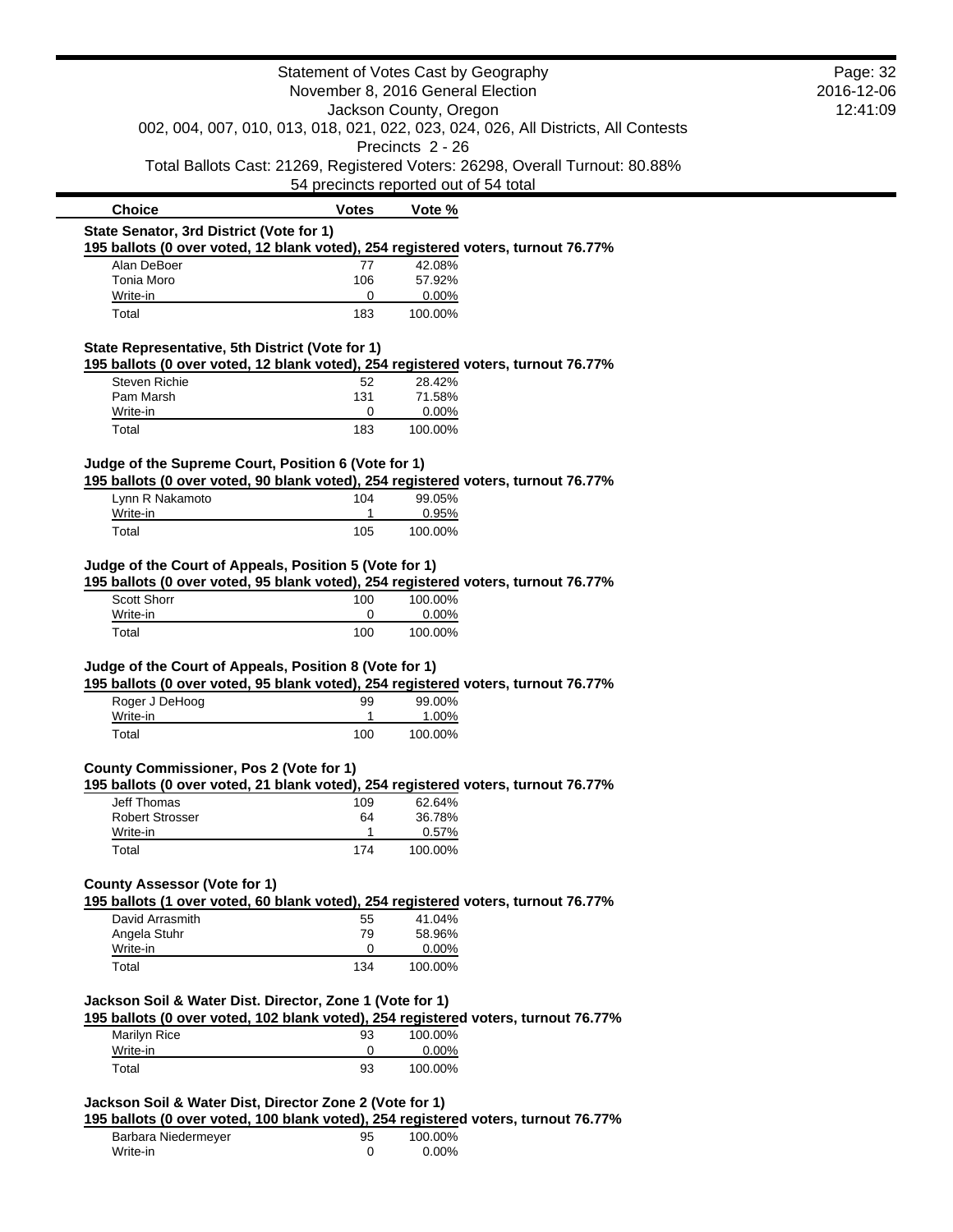Statement of Votes Cast by Geography
November 8, 2016 General Election
Jackson County, Oregon
002, 004, 007, 010, 013, 018, 021, 022, 023, 024, 026, All Districts, All Contests
Precincts 2 - 26
Total Ballots Cast: 21269, Registered Voters: 26298, Overall Turnout: 80.88%
54 precincts reported out of 54 total

| Choice | Votes | Vote % |
|---|---|---|

**State Senator, 3rd District (Vote for 1)**

**195 ballots (0 over voted, 12 blank voted), 254 registered voters, turnout 76.77%**

| Choice | Votes | Vote % |
|---|---|---|
| Alan DeBoer | 77 | 42.08% |
| Tonia Moro | 106 | 57.92% |
| Write-in | 0 | 0.00% |
| Total | 183 | 100.00% |

**State Representative, 5th District (Vote for 1)**

**195 ballots (0 over voted, 12 blank voted), 254 registered voters, turnout 76.77%**

| Choice | Votes | Vote % |
|---|---|---|
| Steven Richie | 52 | 28.42% |
| Pam Marsh | 131 | 71.58% |
| Write-in | 0 | 0.00% |
| Total | 183 | 100.00% |

**Judge of the Supreme Court, Position 6 (Vote for 1)**

**195 ballots (0 over voted, 90 blank voted), 254 registered voters, turnout 76.77%**

| Choice | Votes | Vote % |
|---|---|---|
| Lynn R Nakamoto | 104 | 99.05% |
| Write-in | 1 | 0.95% |
| Total | 105 | 100.00% |

**Judge of the Court of Appeals, Position 5 (Vote for 1)**

**195 ballots (0 over voted, 95 blank voted), 254 registered voters, turnout 76.77%**

| Choice | Votes | Vote % |
|---|---|---|
| Scott Shorr | 100 | 100.00% |
| Write-in | 0 | 0.00% |
| Total | 100 | 100.00% |

**Judge of the Court of Appeals, Position 8 (Vote for 1)**

**195 ballots (0 over voted, 95 blank voted), 254 registered voters, turnout 76.77%**

| Choice | Votes | Vote % |
|---|---|---|
| Roger J DeHoog | 99 | 99.00% |
| Write-in | 1 | 1.00% |
| Total | 100 | 100.00% |

**County Commissioner, Pos 2 (Vote for 1)**

**195 ballots (0 over voted, 21 blank voted), 254 registered voters, turnout 76.77%**

| Choice | Votes | Vote % |
|---|---|---|
| Jeff Thomas | 109 | 62.64% |
| Robert Strosser | 64 | 36.78% |
| Write-in | 1 | 0.57% |
| Total | 174 | 100.00% |

**County Assessor (Vote for 1)**

**195 ballots (1 over voted, 60 blank voted), 254 registered voters, turnout 76.77%**

| Choice | Votes | Vote % |
|---|---|---|
| David Arrasmith | 55 | 41.04% |
| Angela Stuhr | 79 | 58.96% |
| Write-in | 0 | 0.00% |
| Total | 134 | 100.00% |

**Jackson Soil & Water Dist. Director, Zone 1 (Vote for 1)**

**195 ballots (0 over voted, 102 blank voted), 254 registered voters, turnout 76.77%**

| Choice | Votes | Vote % |
|---|---|---|
| Marilyn Rice | 93 | 100.00% |
| Write-in | 0 | 0.00% |
| Total | 93 | 100.00% |

**Jackson Soil & Water Dist, Director Zone 2 (Vote for 1)**

**195 ballots (0 over voted, 100 blank voted), 254 registered voters, turnout 76.77%**

| Choice | Votes | Vote % |
|---|---|---|
| Barbara Niedermeyer | 95 | 100.00% |
| Write-in | 0 | 0.00% |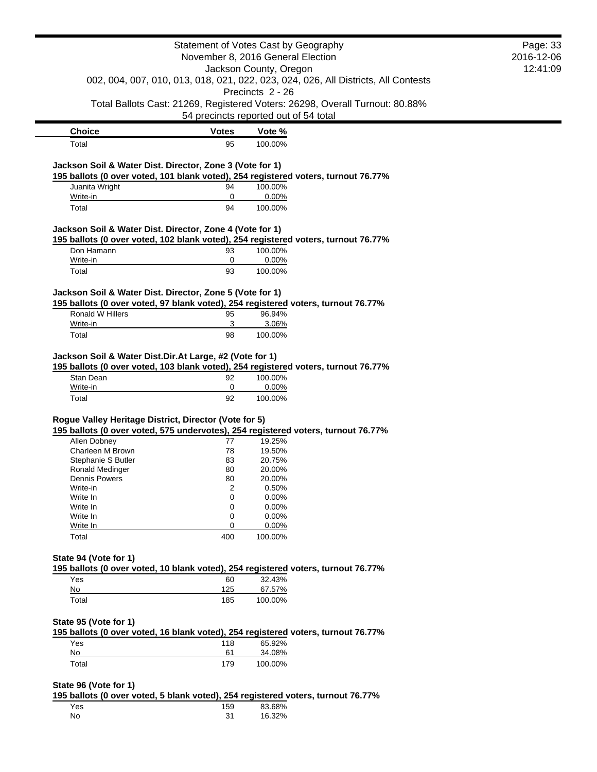| Choice | Votes | Vote % |
| --- | --- | --- |
| Total | 95 | 100.00% |

### Jackson Soil & Water Dist. Director, Zone 3 (Vote for 1)

**195 ballots (0 over voted, 101 blank voted), 254 registered voters, turnout 76.77%**

| Choice | Votes | Vote % |
| --- | --- | --- |
| Juanita Wright | 94 | 100.00% |
| Write-in | 0 | 0.00% |
| Total | 94 | 100.00% |

### Jackson Soil & Water Dist. Director, Zone 4 (Vote for 1)

**195 ballots (0 over voted, 102 blank voted), 254 registered voters, turnout 76.77%**

| Choice | Votes | Vote % |
| --- | --- | --- |
| Don Hamann | 93 | 100.00% |
| Write-in | 0 | 0.00% |
| Total | 93 | 100.00% |

### Jackson Soil & Water Dist. Director, Zone 5 (Vote for 1)

**195 ballots (0 over voted, 97 blank voted), 254 registered voters, turnout 76.77%**

| Choice | Votes | Vote % |
| --- | --- | --- |
| Ronald W Hillers | 95 | 96.94% |
| Write-in | 3 | 3.06% |
| Total | 98 | 100.00% |

### Jackson Soil & Water Dist.Dir.At Large, #2 (Vote for 1)

**195 ballots (0 over voted, 103 blank voted), 254 registered voters, turnout 76.77%**

| Choice | Votes | Vote % |
| --- | --- | --- |
| Stan Dean | 92 | 100.00% |
| Write-in | 0 | 0.00% |
| Total | 92 | 100.00% |

### Rogue Valley Heritage District, Director (Vote for 5)

**195 ballots (0 over voted, 575 undervotes), 254 registered voters, turnout 76.77%**

| Choice | Votes | Vote % |
| --- | --- | --- |
| Allen Dobney | 77 | 19.25% |
| Charleen M Brown | 78 | 19.50% |
| Stephanie S Butler | 83 | 20.75% |
| Ronald Medinger | 80 | 20.00% |
| Dennis Powers | 80 | 20.00% |
| Write-in | 2 | 0.50% |
| Write In | 0 | 0.00% |
| Write In | 0 | 0.00% |
| Write In | 0 | 0.00% |
| Write In | 0 | 0.00% |
| Total | 400 | 100.00% |

### State 94 (Vote for 1)

**195 ballots (0 over voted, 10 blank voted), 254 registered voters, turnout 76.77%**

| Choice | Votes | Vote % |
| --- | --- | --- |
| Yes | 60 | 32.43% |
| No | 125 | 67.57% |
| Total | 185 | 100.00% |

### State 95 (Vote for 1)

**195 ballots (0 over voted, 16 blank voted), 254 registered voters, turnout 76.77%**

| Choice | Votes | Vote % |
| --- | --- | --- |
| Yes | 118 | 65.92% |
| No | 61 | 34.08% |
| Total | 179 | 100.00% |

### State 96 (Vote for 1)

**195 ballots (0 over voted, 5 blank voted), 254 registered voters, turnout 76.77%**

| Choice | Votes | Vote % |
| --- | --- | --- |
| Yes | 159 | 83.68% |
| No | 31 | 16.32% |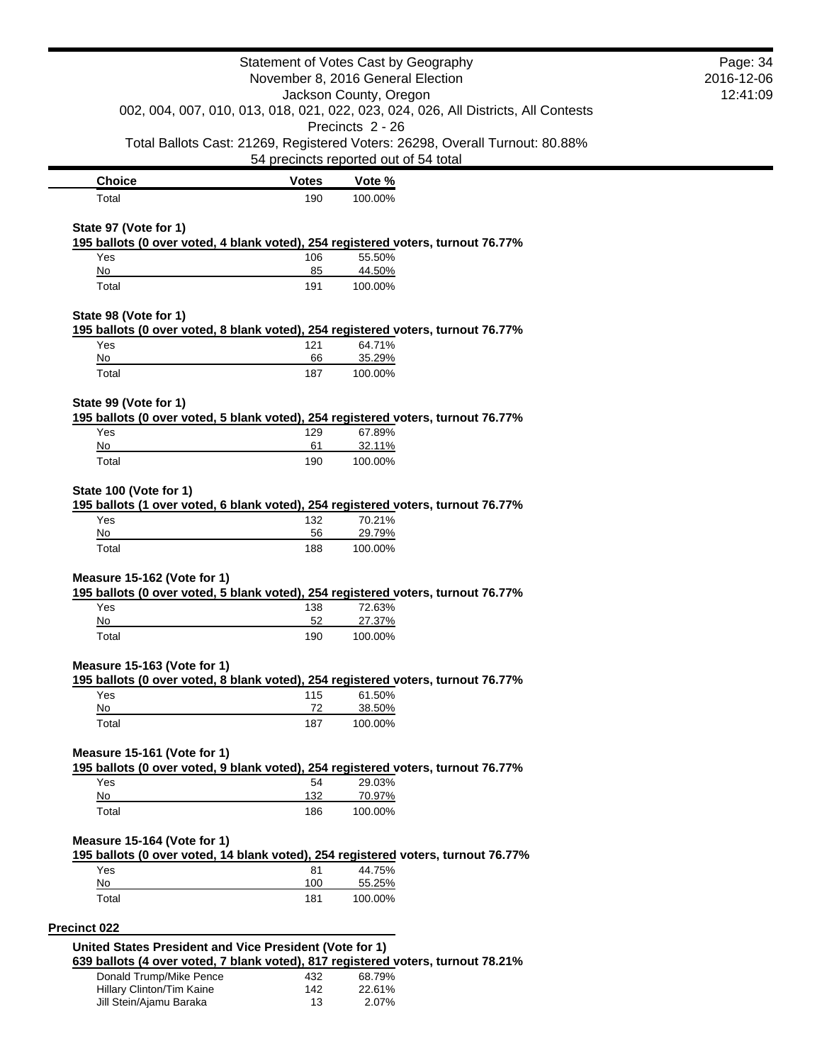| Choice | Votes | Vote % |
|---|---|---|
| Total | 190 | 100.00% |

**State 97 (Vote for 1)**

**195 ballots (0 over voted, 4 blank voted), 254 registered voters, turnout 76.77%**

| Choice | Votes | Vote % |
|---|---|---|
| Yes | 106 | 55.50% |
| No | 85 | 44.50% |
| Total | 191 | 100.00% |

**State 98 (Vote for 1)**

**195 ballots (0 over voted, 8 blank voted), 254 registered voters, turnout 76.77%**

| Choice | Votes | Vote % |
|---|---|---|
| Yes | 121 | 64.71% |
| No | 66 | 35.29% |
| Total | 187 | 100.00% |

**State 99 (Vote for 1)**

**195 ballots (0 over voted, 5 blank voted), 254 registered voters, turnout 76.77%**

| Choice | Votes | Vote % |
|---|---|---|
| Yes | 129 | 67.89% |
| No | 61 | 32.11% |
| Total | 190 | 100.00% |

**State 100 (Vote for 1)**

**195 ballots (1 over voted, 6 blank voted), 254 registered voters, turnout 76.77%**

| Choice | Votes | Vote % |
|---|---|---|
| Yes | 132 | 70.21% |
| No | 56 | 29.79% |
| Total | 188 | 100.00% |

**Measure 15-162 (Vote for 1)**

**195 ballots (0 over voted, 5 blank voted), 254 registered voters, turnout 76.77%**

| Choice | Votes | Vote % |
|---|---|---|
| Yes | 138 | 72.63% |
| No | 52 | 27.37% |
| Total | 190 | 100.00% |

**Measure 15-163 (Vote for 1)**

**195 ballots (0 over voted, 8 blank voted), 254 registered voters, turnout 76.77%**

| Choice | Votes | Vote % |
|---|---|---|
| Yes | 115 | 61.50% |
| No | 72 | 38.50% |
| Total | 187 | 100.00% |

**Measure 15-161 (Vote for 1)**

**195 ballots (0 over voted, 9 blank voted), 254 registered voters, turnout 76.77%**

| Choice | Votes | Vote % |
|---|---|---|
| Yes | 54 | 29.03% |
| No | 132 | 70.97% |
| Total | 186 | 100.00% |

**Measure 15-164 (Vote for 1)**

**195 ballots (0 over voted, 14 blank voted), 254 registered voters, turnout 76.77%**

| Choice | Votes | Vote % |
|---|---|---|
| Yes | 81 | 44.75% |
| No | 100 | 55.25% |
| Total | 181 | 100.00% |

## Precinct 022

**United States President and Vice President (Vote for 1)**

**639 ballots (4 over voted, 7 blank voted), 817 registered voters, turnout 78.21%**

| Choice | Votes | Vote % |
|---|---|---|
| Donald Trump/Mike Pence | 432 | 68.79% |
| Hillary Clinton/Tim Kaine | 142 | 22.61% |
| Jill Stein/Ajamu Baraka | 13 | 2.07% |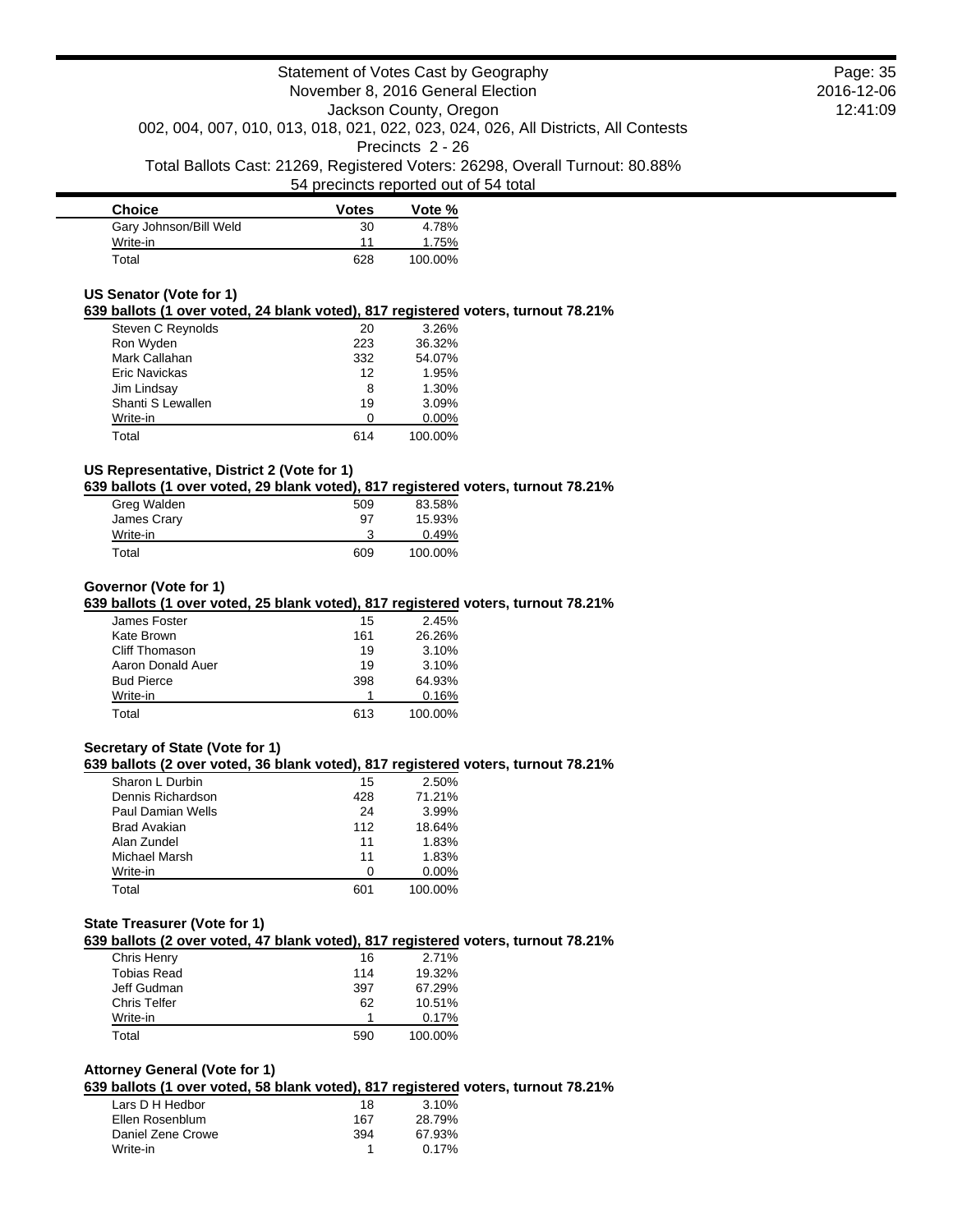| Choice | Votes | Vote % |
| --- | --- | --- |
| Gary Johnson/Bill Weld | 30 | 4.78% |
| Write-in | 11 | 1.75% |
| Total | 628 | 100.00% |

### US Senator (Vote for 1)

**639 ballots (1 over voted, 24 blank voted), 817 registered voters, turnout 78.21%**

| Choice | Votes | Vote % |
| --- | --- | --- |
| Steven C Reynolds | 20 | 3.26% |
| Ron Wyden | 223 | 36.32% |
| Mark Callahan | 332 | 54.07% |
| Eric Navickas | 12 | 1.95% |
| Jim Lindsay | 8 | 1.30% |
| Shanti S Lewallen | 19 | 3.09% |
| Write-in | 0 | 0.00% |
| Total | 614 | 100.00% |

### US Representative, District 2 (Vote for 1)

**639 ballots (1 over voted, 29 blank voted), 817 registered voters, turnout 78.21%**

| Choice | Votes | Vote % |
| --- | --- | --- |
| Greg Walden | 509 | 83.58% |
| James Crary | 97 | 15.93% |
| Write-in | 3 | 0.49% |
| Total | 609 | 100.00% |

### Governor (Vote for 1)

**639 ballots (1 over voted, 25 blank voted), 817 registered voters, turnout 78.21%**

| Choice | Votes | Vote % |
| --- | --- | --- |
| James Foster | 15 | 2.45% |
| Kate Brown | 161 | 26.26% |
| Cliff Thomason | 19 | 3.10% |
| Aaron Donald Auer | 19 | 3.10% |
| Bud Pierce | 398 | 64.93% |
| Write-in | 1 | 0.16% |
| Total | 613 | 100.00% |

### Secretary of State (Vote for 1)

**639 ballots (2 over voted, 36 blank voted), 817 registered voters, turnout 78.21%**

| Choice | Votes | Vote % |
| --- | --- | --- |
| Sharon L Durbin | 15 | 2.50% |
| Dennis Richardson | 428 | 71.21% |
| Paul Damian Wells | 24 | 3.99% |
| Brad Avakian | 112 | 18.64% |
| Alan Zundel | 11 | 1.83% |
| Michael Marsh | 11 | 1.83% |
| Write-in | 0 | 0.00% |
| Total | 601 | 100.00% |

### State Treasurer (Vote for 1)

**639 ballots (2 over voted, 47 blank voted), 817 registered voters, turnout 78.21%**

| Choice | Votes | Vote % |
| --- | --- | --- |
| Chris Henry | 16 | 2.71% |
| Tobias Read | 114 | 19.32% |
| Jeff Gudman | 397 | 67.29% |
| Chris Telfer | 62 | 10.51% |
| Write-in | 1 | 0.17% |
| Total | 590 | 100.00% |

### Attorney General (Vote for 1)

**639 ballots (1 over voted, 58 blank voted), 817 registered voters, turnout 78.21%**

| Choice | Votes | Vote % |
| --- | --- | --- |
| Lars D H Hedbor | 18 | 3.10% |
| Ellen Rosenblum | 167 | 28.79% |
| Daniel Zene Crowe | 394 | 67.93% |
| Write-in | 1 | 0.17% |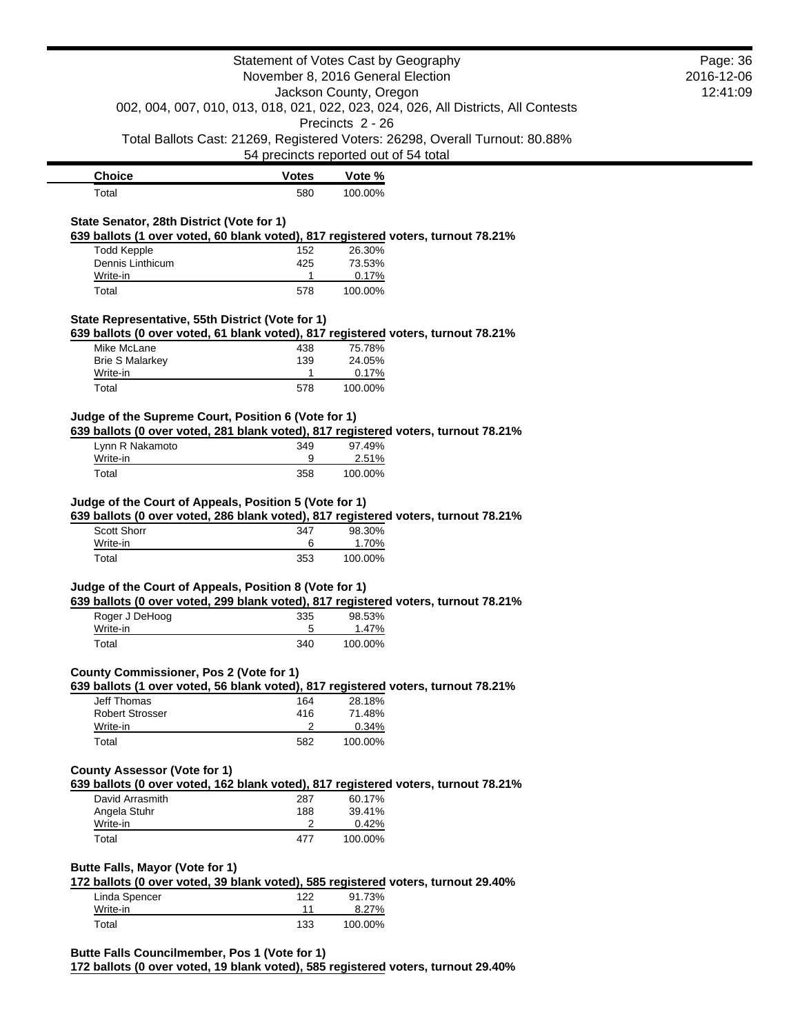| Choice | Votes | Vote % |
| --- | --- | --- |
| Total | 580 | 100.00% |

### State Senator, 28th District (Vote for 1)

**639 ballots (1 over voted, 60 blank voted), 817 registered voters, turnout 78.21%**

| Choice | Votes | Vote % |
| --- | --- | --- |
| Todd Kepple | 152 | 26.30% |
| Dennis Linthicum | 425 | 73.53% |
| Write-in | 1 | 0.17% |
| Total | 578 | 100.00% |

### State Representative, 55th District (Vote for 1)

**639 ballots (0 over voted, 61 blank voted), 817 registered voters, turnout 78.21%**

| Choice | Votes | Vote % |
| --- | --- | --- |
| Mike McLane | 438 | 75.78% |
| Brie S Malarkey | 139 | 24.05% |
| Write-in | 1 | 0.17% |
| Total | 578 | 100.00% |

### Judge of the Supreme Court, Position 6 (Vote for 1)

**639 ballots (0 over voted, 281 blank voted), 817 registered voters, turnout 78.21%**

| Choice | Votes | Vote % |
| --- | --- | --- |
| Lynn R Nakamoto | 349 | 97.49% |
| Write-in | 9 | 2.51% |
| Total | 358 | 100.00% |

### Judge of the Court of Appeals, Position 5 (Vote for 1)

**639 ballots (0 over voted, 286 blank voted), 817 registered voters, turnout 78.21%**

| Choice | Votes | Vote % |
| --- | --- | --- |
| Scott Shorr | 347 | 98.30% |
| Write-in | 6 | 1.70% |
| Total | 353 | 100.00% |

### Judge of the Court of Appeals, Position 8 (Vote for 1)

**639 ballots (0 over voted, 299 blank voted), 817 registered voters, turnout 78.21%**

| Choice | Votes | Vote % |
| --- | --- | --- |
| Roger J DeHoog | 335 | 98.53% |
| Write-in | 5 | 1.47% |
| Total | 340 | 100.00% |

### County Commissioner, Pos 2 (Vote for 1)

**639 ballots (1 over voted, 56 blank voted), 817 registered voters, turnout 78.21%**

| Choice | Votes | Vote % |
| --- | --- | --- |
| Jeff Thomas | 164 | 28.18% |
| Robert Strosser | 416 | 71.48% |
| Write-in | 2 | 0.34% |
| Total | 582 | 100.00% |

### County Assessor (Vote for 1)

**639 ballots (0 over voted, 162 blank voted), 817 registered voters, turnout 78.21%**

| Choice | Votes | Vote % |
| --- | --- | --- |
| David Arrasmith | 287 | 60.17% |
| Angela Stuhr | 188 | 39.41% |
| Write-in | 2 | 0.42% |
| Total | 477 | 100.00% |

### Butte Falls, Mayor (Vote for 1)

**172 ballots (0 over voted, 39 blank voted), 585 registered voters, turnout 29.40%**

| Choice | Votes | Vote % |
| --- | --- | --- |
| Linda Spencer | 122 | 91.73% |
| Write-in | 11 | 8.27% |
| Total | 133 | 100.00% |

### Butte Falls Councilmember, Pos 1 (Vote for 1)

**172 ballots (0 over voted, 19 blank voted), 585 registered voters, turnout 29.40%**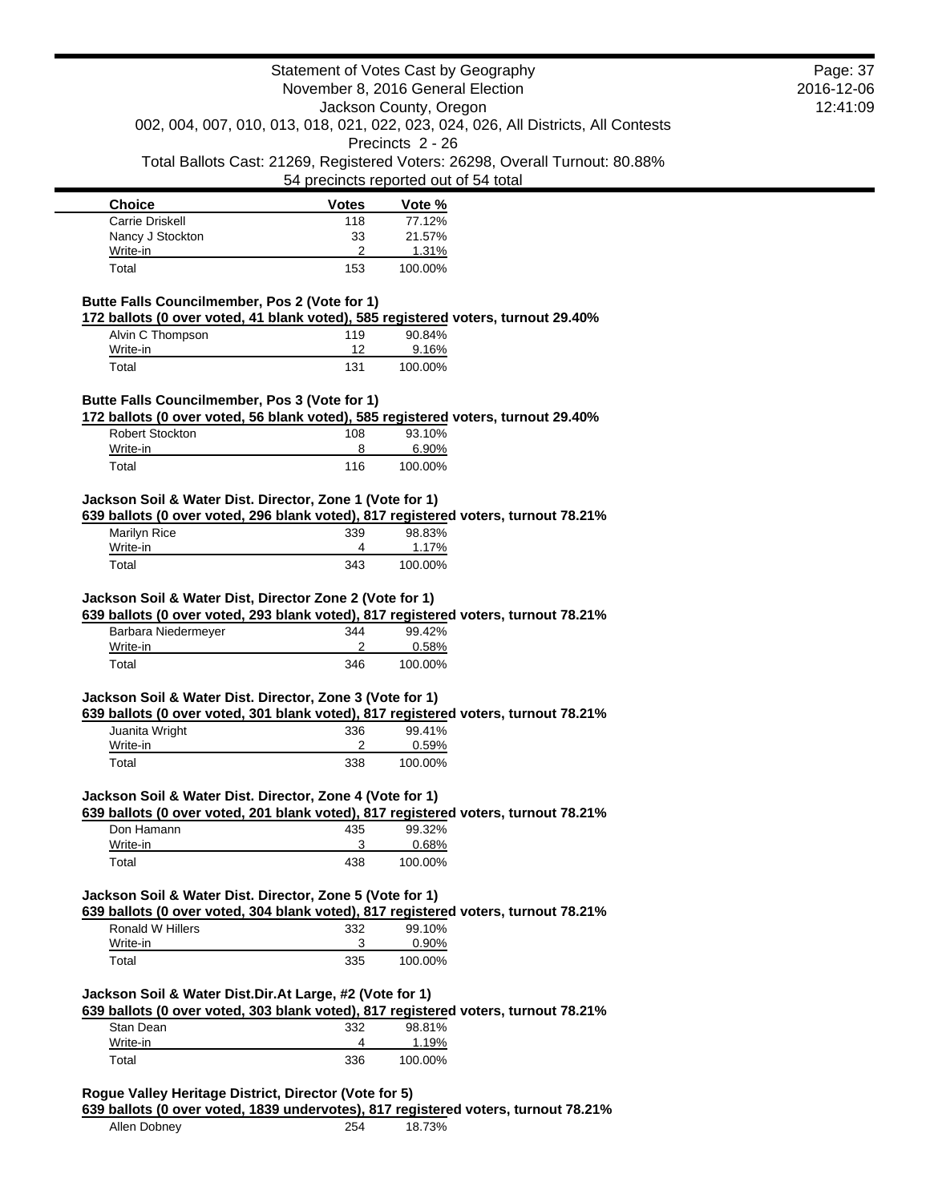| Choice | Votes | Vote % |
|---|---|---|
| Carrie Driskell | 118 | 77.12% |
| Nancy J Stockton | 33 | 21.57% |
| Write-in | 2 | 1.31% |
| Total | 153 | 100.00% |

**Butte Falls Councilmember, Pos 2 (Vote for 1)**

**172 ballots (0 over voted, 41 blank voted), 585 registered voters, turnout 29.40%**

| Choice | Votes | Vote % |
|---|---|---|
| Alvin C Thompson | 119 | 90.84% |
| Write-in | 12 | 9.16% |
| Total | 131 | 100.00% |

**Butte Falls Councilmember, Pos 3 (Vote for 1)**

**172 ballots (0 over voted, 56 blank voted), 585 registered voters, turnout 29.40%**

| Choice | Votes | Vote % |
|---|---|---|
| Robert Stockton | 108 | 93.10% |
| Write-in | 8 | 6.90% |
| Total | 116 | 100.00% |

**Jackson Soil & Water Dist. Director, Zone 1 (Vote for 1)**

**639 ballots (0 over voted, 296 blank voted), 817 registered voters, turnout 78.21%**

| Choice | Votes | Vote % |
|---|---|---|
| Marilyn Rice | 339 | 98.83% |
| Write-in | 4 | 1.17% |
| Total | 343 | 100.00% |

**Jackson Soil & Water Dist, Director Zone 2 (Vote for 1)**

**639 ballots (0 over voted, 293 blank voted), 817 registered voters, turnout 78.21%**

| Choice | Votes | Vote % |
|---|---|---|
| Barbara Niedermeyer | 344 | 99.42% |
| Write-in | 2 | 0.58% |
| Total | 346 | 100.00% |

**Jackson Soil & Water Dist. Director, Zone 3 (Vote for 1)**

**639 ballots (0 over voted, 301 blank voted), 817 registered voters, turnout 78.21%**

| Choice | Votes | Vote % |
|---|---|---|
| Juanita Wright | 336 | 99.41% |
| Write-in | 2 | 0.59% |
| Total | 338 | 100.00% |

**Jackson Soil & Water Dist. Director, Zone 4 (Vote for 1)**

**639 ballots (0 over voted, 201 blank voted), 817 registered voters, turnout 78.21%**

| Choice | Votes | Vote % |
|---|---|---|
| Don Hamann | 435 | 99.32% |
| Write-in | 3 | 0.68% |
| Total | 438 | 100.00% |

**Jackson Soil & Water Dist. Director, Zone 5 (Vote for 1)**

**639 ballots (0 over voted, 304 blank voted), 817 registered voters, turnout 78.21%**

| Choice | Votes | Vote % |
|---|---|---|
| Ronald W Hillers | 332 | 99.10% |
| Write-in | 3 | 0.90% |
| Total | 335 | 100.00% |

**Jackson Soil & Water Dist.Dir.At Large, #2 (Vote for 1)**

**639 ballots (0 over voted, 303 blank voted), 817 registered voters, turnout 78.21%**

| Choice | Votes | Vote % |
|---|---|---|
| Stan Dean | 332 | 98.81% |
| Write-in | 4 | 1.19% |
| Total | 336 | 100.00% |

**Rogue Valley Heritage District, Director (Vote for 5)**

**639 ballots (0 over voted, 1839 undervotes), 817 registered voters, turnout 78.21%**

| Choice | Votes | Vote % |
|---|---|---|
| Allen Dobney | 254 | 18.73% |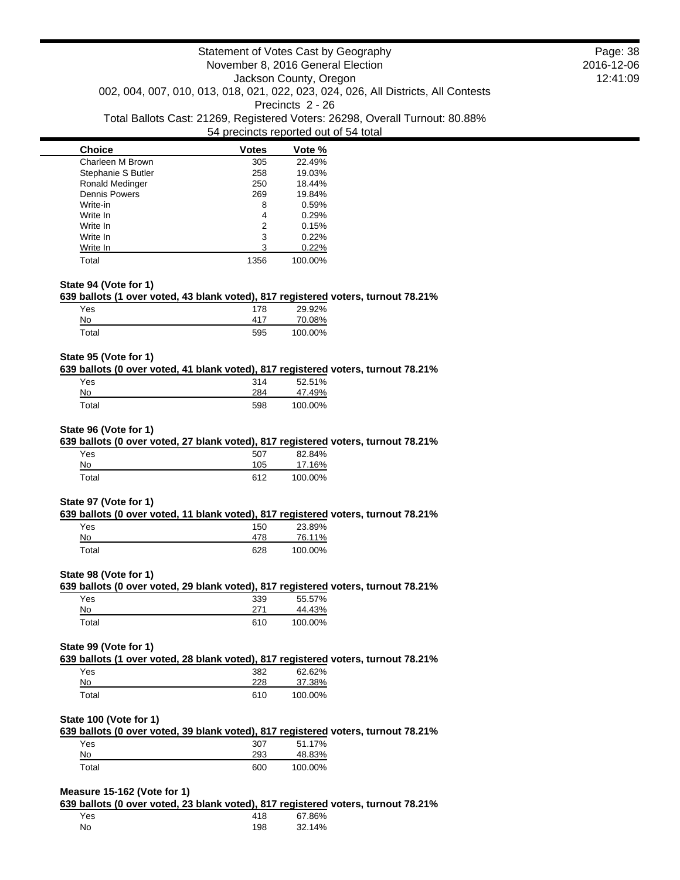| Choice | Votes | Vote % |
|---|---|---|
| Charleen M Brown | 305 | 22.49% |
| Stephanie S Butler | 258 | 19.03% |
| Ronald Medinger | 250 | 18.44% |
| Dennis Powers | 269 | 19.84% |
| Write-in | 8 | 0.59% |
| Write In | 4 | 0.29% |
| Write In | 2 | 0.15% |
| Write In | 3 | 0.22% |
| Write In | 3 | 0.22% |
| Total | 1356 | 100.00% |

**State 94 (Vote for 1)**

**639 ballots (1 over voted, 43 blank voted), 817 registered voters, turnout 78.21%**

| Choice | Votes | Vote % |
|---|---|---|
| Yes | 178 | 29.92% |
| No | 417 | 70.08% |
| Total | 595 | 100.00% |

**State 95 (Vote for 1)**

**639 ballots (0 over voted, 41 blank voted), 817 registered voters, turnout 78.21%**

| Choice | Votes | Vote % |
|---|---|---|
| Yes | 314 | 52.51% |
| No | 284 | 47.49% |
| Total | 598 | 100.00% |

**State 96 (Vote for 1)**

**639 ballots (0 over voted, 27 blank voted), 817 registered voters, turnout 78.21%**

| Choice | Votes | Vote % |
|---|---|---|
| Yes | 507 | 82.84% |
| No | 105 | 17.16% |
| Total | 612 | 100.00% |

**State 97 (Vote for 1)**

**639 ballots (0 over voted, 11 blank voted), 817 registered voters, turnout 78.21%**

| Choice | Votes | Vote % |
|---|---|---|
| Yes | 150 | 23.89% |
| No | 478 | 76.11% |
| Total | 628 | 100.00% |

**State 98 (Vote for 1)**

**639 ballots (0 over voted, 29 blank voted), 817 registered voters, turnout 78.21%**

| Choice | Votes | Vote % |
|---|---|---|
| Yes | 339 | 55.57% |
| No | 271 | 44.43% |
| Total | 610 | 100.00% |

**State 99 (Vote for 1)**

**639 ballots (1 over voted, 28 blank voted), 817 registered voters, turnout 78.21%**

| Choice | Votes | Vote % |
|---|---|---|
| Yes | 382 | 62.62% |
| No | 228 | 37.38% |
| Total | 610 | 100.00% |

**State 100 (Vote for 1)**

**639 ballots (0 over voted, 39 blank voted), 817 registered voters, turnout 78.21%**

| Choice | Votes | Vote % |
|---|---|---|
| Yes | 307 | 51.17% |
| No | 293 | 48.83% |
| Total | 600 | 100.00% |

**Measure 15-162 (Vote for 1)**

**639 ballots (0 over voted, 23 blank voted), 817 registered voters, turnout 78.21%**

| Choice | Votes | Vote % |
|---|---|---|
| Yes | 418 | 67.86% |
| No | 198 | 32.14% |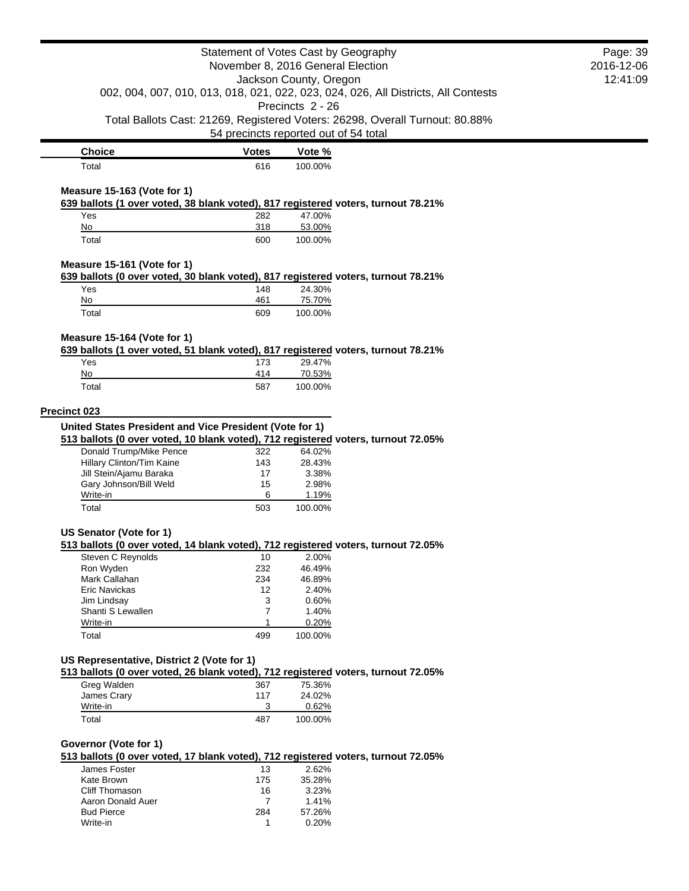Statement of Votes Cast by Geography
November 8, 2016 General Election
Jackson County, Oregon
002, 004, 007, 010, 013, 018, 021, 022, 023, 024, 026, All Districts, All Contests
Precincts 2 - 26
Total Ballots Cast: 21269, Registered Voters: 26298, Overall Turnout: 80.88%
54 precincts reported out of 54 total

| Choice | Votes | Vote % |
|---|---|---|
| Total | 616 | 100.00% |

**Measure 15-163 (Vote for 1)**

**639 ballots (1 over voted, 38 blank voted), 817 registered voters, turnout 78.21%**

| Choice | Votes | Vote % |
|---|---|---|
| Yes | 282 | 47.00% |
| No | 318 | 53.00% |
| Total | 600 | 100.00% |

**Measure 15-161 (Vote for 1)**

**639 ballots (0 over voted, 30 blank voted), 817 registered voters, turnout 78.21%**

| Choice | Votes | Vote % |
|---|---|---|
| Yes | 148 | 24.30% |
| No | 461 | 75.70% |
| Total | 609 | 100.00% |

**Measure 15-164 (Vote for 1)**

**639 ballots (1 over voted, 51 blank voted), 817 registered voters, turnout 78.21%**

| Choice | Votes | Vote % |
|---|---|---|
| Yes | 173 | 29.47% |
| No | 414 | 70.53% |
| Total | 587 | 100.00% |

## Precinct 023

**United States President and Vice President (Vote for 1)**

**513 ballots (0 over voted, 10 blank voted), 712 registered voters, turnout 72.05%**

| Choice | Votes | Vote % |
|---|---|---|
| Donald Trump/Mike Pence | 322 | 64.02% |
| Hillary Clinton/Tim Kaine | 143 | 28.43% |
| Jill Stein/Ajamu Baraka | 17 | 3.38% |
| Gary Johnson/Bill Weld | 15 | 2.98% |
| Write-in | 6 | 1.19% |
| Total | 503 | 100.00% |

**US Senator (Vote for 1)**

**513 ballots (0 over voted, 14 blank voted), 712 registered voters, turnout 72.05%**

| Choice | Votes | Vote % |
|---|---|---|
| Steven C Reynolds | 10 | 2.00% |
| Ron Wyden | 232 | 46.49% |
| Mark Callahan | 234 | 46.89% |
| Eric Navickas | 12 | 2.40% |
| Jim Lindsay | 3 | 0.60% |
| Shanti S Lewallen | 7 | 1.40% |
| Write-in | 1 | 0.20% |
| Total | 499 | 100.00% |

**US Representative, District 2 (Vote for 1)**

**513 ballots (0 over voted, 26 blank voted), 712 registered voters, turnout 72.05%**

| Choice | Votes | Vote % |
|---|---|---|
| Greg Walden | 367 | 75.36% |
| James Crary | 117 | 24.02% |
| Write-in | 3 | 0.62% |
| Total | 487 | 100.00% |

**Governor (Vote for 1)**

**513 ballots (0 over voted, 17 blank voted), 712 registered voters, turnout 72.05%**

| Choice | Votes | Vote % |
|---|---|---|
| James Foster | 13 | 2.62% |
| Kate Brown | 175 | 35.28% |
| Cliff Thomason | 16 | 3.23% |
| Aaron Donald Auer | 7 | 1.41% |
| Bud Pierce | 284 | 57.26% |
| Write-in | 1 | 0.20% |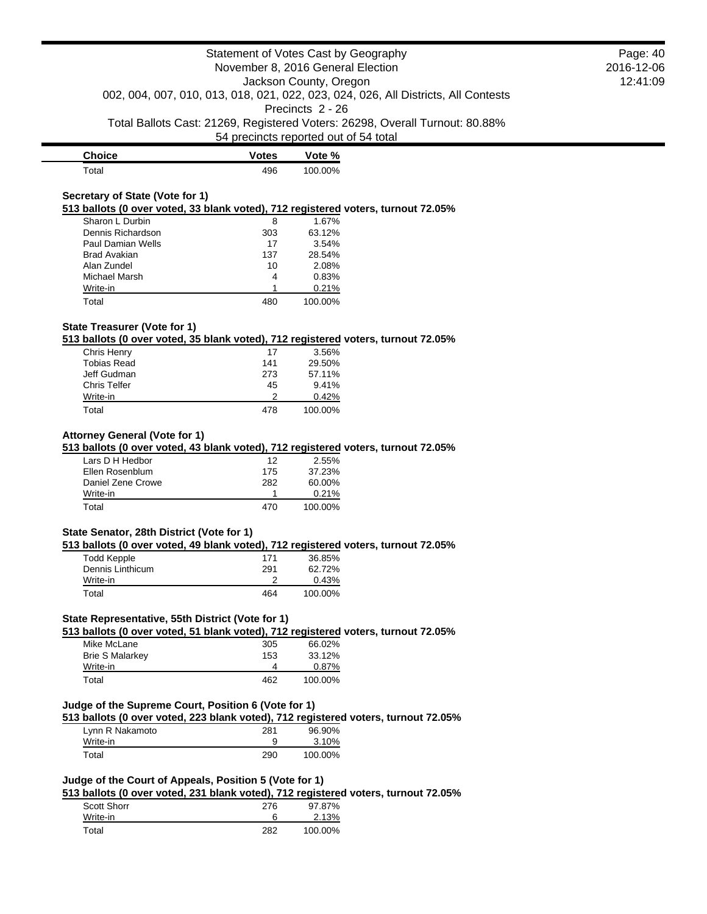| Choice | Votes | Vote % |
| --- | --- | --- |
| Total | 496 | 100.00% |

### Secretary of State (Vote for 1)

**513 ballots (0 over voted, 33 blank voted), 712 registered voters, turnout 72.05%**

| Choice | Votes | Vote % |
| --- | --- | --- |
| Sharon L Durbin | 8 | 1.67% |
| Dennis Richardson | 303 | 63.12% |
| Paul Damian Wells | 17 | 3.54% |
| Brad Avakian | 137 | 28.54% |
| Alan Zundel | 10 | 2.08% |
| Michael Marsh | 4 | 0.83% |
| Write-in | 1 | 0.21% |
| Total | 480 | 100.00% |

### State Treasurer (Vote for 1)

**513 ballots (0 over voted, 35 blank voted), 712 registered voters, turnout 72.05%**

| Choice | Votes | Vote % |
| --- | --- | --- |
| Chris Henry | 17 | 3.56% |
| Tobias Read | 141 | 29.50% |
| Jeff Gudman | 273 | 57.11% |
| Chris Telfer | 45 | 9.41% |
| Write-in | 2 | 0.42% |
| Total | 478 | 100.00% |

### Attorney General (Vote for 1)

**513 ballots (0 over voted, 43 blank voted), 712 registered voters, turnout 72.05%**

| Choice | Votes | Vote % |
| --- | --- | --- |
| Lars D H Hedbor | 12 | 2.55% |
| Ellen Rosenblum | 175 | 37.23% |
| Daniel Zene Crowe | 282 | 60.00% |
| Write-in | 1 | 0.21% |
| Total | 470 | 100.00% |

### State Senator, 28th District (Vote for 1)

**513 ballots (0 over voted, 49 blank voted), 712 registered voters, turnout 72.05%**

| Choice | Votes | Vote % |
| --- | --- | --- |
| Todd Kepple | 171 | 36.85% |
| Dennis Linthicum | 291 | 62.72% |
| Write-in | 2 | 0.43% |
| Total | 464 | 100.00% |

### State Representative, 55th District (Vote for 1)

**513 ballots (0 over voted, 51 blank voted), 712 registered voters, turnout 72.05%**

| Choice | Votes | Vote % |
| --- | --- | --- |
| Mike McLane | 305 | 66.02% |
| Brie S Malarkey | 153 | 33.12% |
| Write-in | 4 | 0.87% |
| Total | 462 | 100.00% |

### Judge of the Supreme Court, Position 6 (Vote for 1)

**513 ballots (0 over voted, 223 blank voted), 712 registered voters, turnout 72.05%**

| Choice | Votes | Vote % |
| --- | --- | --- |
| Lynn R Nakamoto | 281 | 96.90% |
| Write-in | 9 | 3.10% |
| Total | 290 | 100.00% |

### Judge of the Court of Appeals, Position 5 (Vote for 1)

**513 ballots (0 over voted, 231 blank voted), 712 registered voters, turnout 72.05%**

| Choice | Votes | Vote % |
| --- | --- | --- |
| Scott Shorr | 276 | 97.87% |
| Write-in | 6 | 2.13% |
| Total | 282 | 100.00% |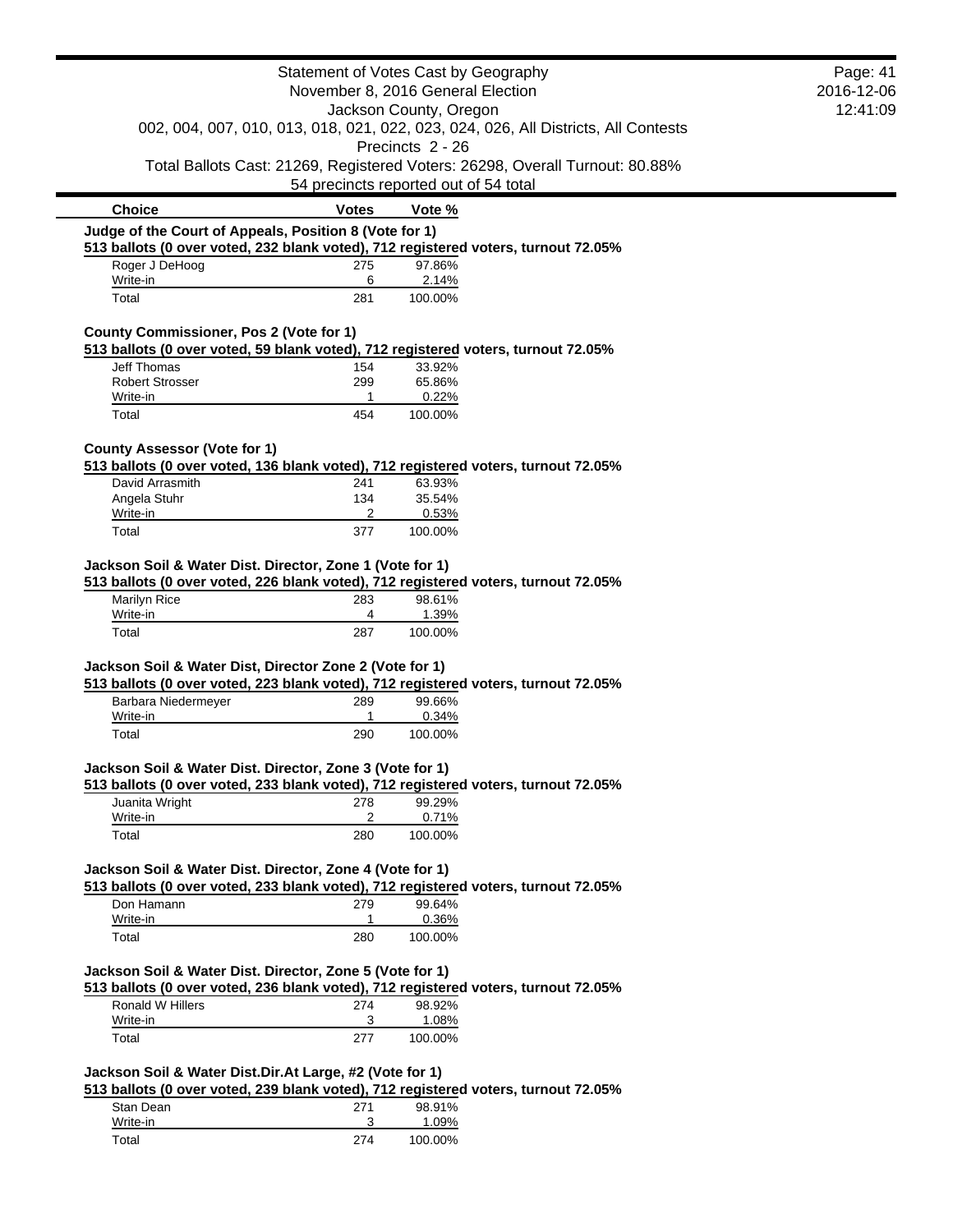Statement of Votes Cast by Geography
November 8, 2016 General Election
Jackson County, Oregon
002, 004, 007, 010, 013, 018, 021, 022, 023, 024, 026, All Districts, All Contests
Precincts 2 - 26
Total Ballots Cast: 21269, Registered Voters: 26298, Overall Turnout: 80.88%
54 precincts reported out of 54 total

Page: 41
2016-12-06
12:41:09

**Judge of the Court of Appeals, Position 8 (Vote for 1)**
**513 ballots (0 over voted, 232 blank voted), 712 registered voters, turnout 72.05%**

| Choice | Votes | Vote % |
|---|---|---|
| Roger J DeHoog | 275 | 97.86% |
| Write-in | 6 | 2.14% |
| Total | 281 | 100.00% |

**County Commissioner, Pos 2 (Vote for 1)**
**513 ballots (0 over voted, 59 blank voted), 712 registered voters, turnout 72.05%**

| Choice | Votes | Vote % |
|---|---|---|
| Jeff Thomas | 154 | 33.92% |
| Robert Strosser | 299 | 65.86% |
| Write-in | 1 | 0.22% |
| Total | 454 | 100.00% |

**County Assessor (Vote for 1)**
**513 ballots (0 over voted, 136 blank voted), 712 registered voters, turnout 72.05%**

| Choice | Votes | Vote % |
|---|---|---|
| David Arrasmith | 241 | 63.93% |
| Angela Stuhr | 134 | 35.54% |
| Write-in | 2 | 0.53% |
| Total | 377 | 100.00% |

**Jackson Soil & Water Dist. Director, Zone 1 (Vote for 1)**
**513 ballots (0 over voted, 226 blank voted), 712 registered voters, turnout 72.05%**

| Choice | Votes | Vote % |
|---|---|---|
| Marilyn Rice | 283 | 98.61% |
| Write-in | 4 | 1.39% |
| Total | 287 | 100.00% |

**Jackson Soil & Water Dist, Director Zone 2 (Vote for 1)**
**513 ballots (0 over voted, 223 blank voted), 712 registered voters, turnout 72.05%**

| Choice | Votes | Vote % |
|---|---|---|
| Barbara Niedermeyer | 289 | 99.66% |
| Write-in | 1 | 0.34% |
| Total | 290 | 100.00% |

**Jackson Soil & Water Dist. Director, Zone 3 (Vote for 1)**
**513 ballots (0 over voted, 233 blank voted), 712 registered voters, turnout 72.05%**

| Choice | Votes | Vote % |
|---|---|---|
| Juanita Wright | 278 | 99.29% |
| Write-in | 2 | 0.71% |
| Total | 280 | 100.00% |

**Jackson Soil & Water Dist. Director, Zone 4 (Vote for 1)**
**513 ballots (0 over voted, 233 blank voted), 712 registered voters, turnout 72.05%**

| Choice | Votes | Vote % |
|---|---|---|
| Don Hamann | 279 | 99.64% |
| Write-in | 1 | 0.36% |
| Total | 280 | 100.00% |

**Jackson Soil & Water Dist. Director, Zone 5 (Vote for 1)**
**513 ballots (0 over voted, 236 blank voted), 712 registered voters, turnout 72.05%**

| Choice | Votes | Vote % |
|---|---|---|
| Ronald W Hillers | 274 | 98.92% |
| Write-in | 3 | 1.08% |
| Total | 277 | 100.00% |

**Jackson Soil & Water Dist.Dir.At Large, #2 (Vote for 1)**
**513 ballots (0 over voted, 239 blank voted), 712 registered voters, turnout 72.05%**

| Choice | Votes | Vote % |
|---|---|---|
| Stan Dean | 271 | 98.91% |
| Write-in | 3 | 1.09% |
| Total | 274 | 100.00% |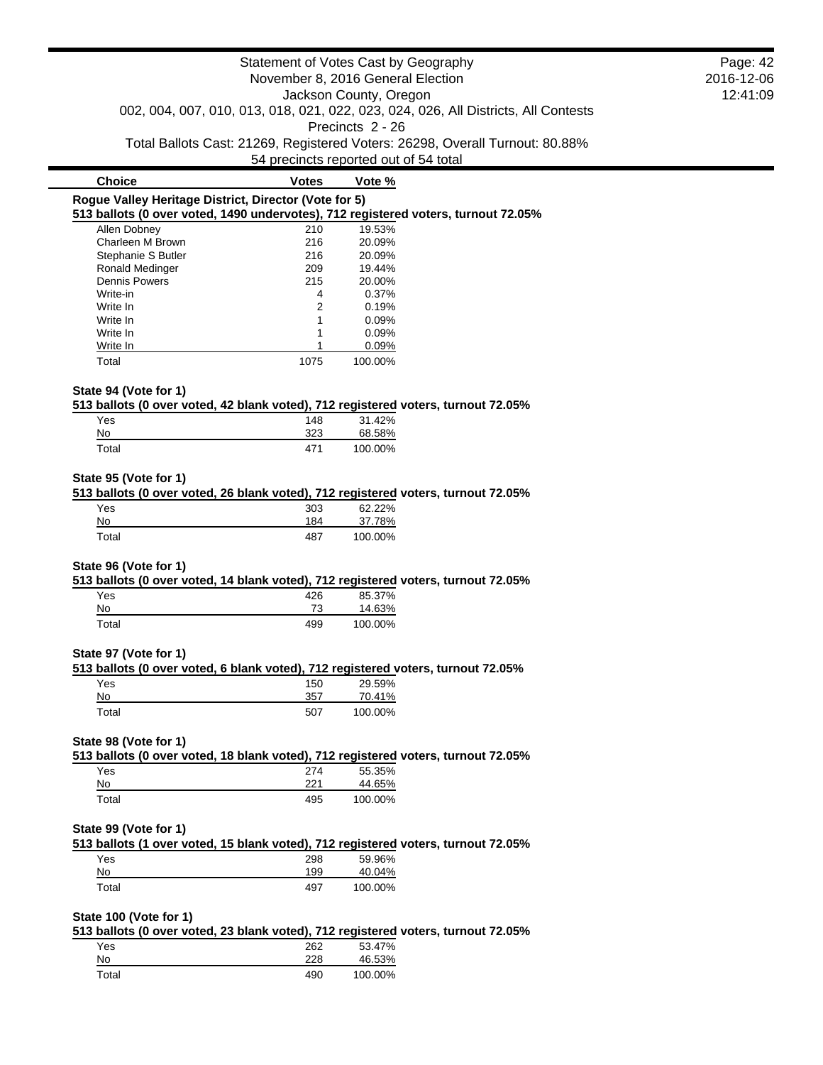Statement of Votes Cast by Geography
November 8, 2016 General Election
Jackson County, Oregon
002, 004, 007, 010, 013, 018, 021, 022, 023, 024, 026, All Districts, All Contests
Precincts 2 - 26
Total Ballots Cast: 21269, Registered Voters: 26298, Overall Turnout: 80.88%
54 precincts reported out of 54 total

**Rogue Valley Heritage District, Director (Vote for 5)**
**513 ballots (0 over voted, 1490 undervotes), 712 registered voters, turnout 72.05%**

| Choice | Votes | Vote % |
|---|---|---|
| Allen Dobney | 210 | 19.53% |
| Charleen M Brown | 216 | 20.09% |
| Stephanie S Butler | 216 | 20.09% |
| Ronald Medinger | 209 | 19.44% |
| Dennis Powers | 215 | 20.00% |
| Write-in | 4 | 0.37% |
| Write In | 2 | 0.19% |
| Write In | 1 | 0.09% |
| Write In | 1 | 0.09% |
| Write In | 1 | 0.09% |
| Total | 1075 | 100.00% |

**State 94 (Vote for 1)**
**513 ballots (0 over voted, 42 blank voted), 712 registered voters, turnout 72.05%**

| Choice | Votes | Vote % |
|---|---|---|
| Yes | 148 | 31.42% |
| No | 323 | 68.58% |
| Total | 471 | 100.00% |

**State 95 (Vote for 1)**
**513 ballots (0 over voted, 26 blank voted), 712 registered voters, turnout 72.05%**

| Choice | Votes | Vote % |
|---|---|---|
| Yes | 303 | 62.22% |
| No | 184 | 37.78% |
| Total | 487 | 100.00% |

**State 96 (Vote for 1)**
**513 ballots (0 over voted, 14 blank voted), 712 registered voters, turnout 72.05%**

| Choice | Votes | Vote % |
|---|---|---|
| Yes | 426 | 85.37% |
| No | 73 | 14.63% |
| Total | 499 | 100.00% |

**State 97 (Vote for 1)**
**513 ballots (0 over voted, 6 blank voted), 712 registered voters, turnout 72.05%**

| Choice | Votes | Vote % |
|---|---|---|
| Yes | 150 | 29.59% |
| No | 357 | 70.41% |
| Total | 507 | 100.00% |

**State 98 (Vote for 1)**
**513 ballots (0 over voted, 18 blank voted), 712 registered voters, turnout 72.05%**

| Choice | Votes | Vote % |
|---|---|---|
| Yes | 274 | 55.35% |
| No | 221 | 44.65% |
| Total | 495 | 100.00% |

**State 99 (Vote for 1)**
**513 ballots (1 over voted, 15 blank voted), 712 registered voters, turnout 72.05%**

| Choice | Votes | Vote % |
|---|---|---|
| Yes | 298 | 59.96% |
| No | 199 | 40.04% |
| Total | 497 | 100.00% |

**State 100 (Vote for 1)**
**513 ballots (0 over voted, 23 blank voted), 712 registered voters, turnout 72.05%**

| Choice | Votes | Vote % |
|---|---|---|
| Yes | 262 | 53.47% |
| No | 228 | 46.53% |
| Total | 490 | 100.00% |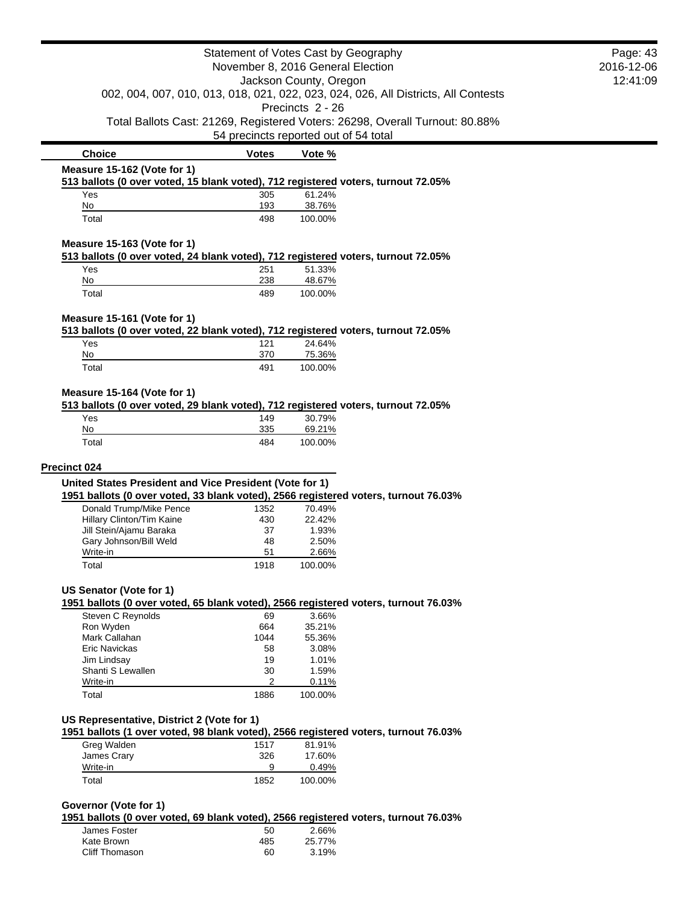Statement of Votes Cast by Geography
November 8, 2016 General Election
Jackson County, Oregon
002, 004, 007, 010, 013, 018, 021, 022, 023, 024, 026, All Districts, All Contests
Precincts 2 - 26
Total Ballots Cast: 21269, Registered Voters: 26298, Overall Turnout: 80.88%
54 precincts reported out of 54 total

| Choice | Votes | Vote % |
|---|---|---|

**Measure 15-162 (Vote for 1)**
**513 ballots (0 over voted, 15 blank voted), 712 registered voters, turnout 72.05%**

| Choice | Votes | Vote % |
|---|---|---|
| Yes | 305 | 61.24% |
| No | 193 | 38.76% |
| Total | 498 | 100.00% |

**Measure 15-163 (Vote for 1)**
**513 ballots (0 over voted, 24 blank voted), 712 registered voters, turnout 72.05%**

| Choice | Votes | Vote % |
|---|---|---|
| Yes | 251 | 51.33% |
| No | 238 | 48.67% |
| Total | 489 | 100.00% |

**Measure 15-161 (Vote for 1)**
**513 ballots (0 over voted, 22 blank voted), 712 registered voters, turnout 72.05%**

| Choice | Votes | Vote % |
|---|---|---|
| Yes | 121 | 24.64% |
| No | 370 | 75.36% |
| Total | 491 | 100.00% |

**Measure 15-164 (Vote for 1)**
**513 ballots (0 over voted, 29 blank voted), 712 registered voters, turnout 72.05%**

| Choice | Votes | Vote % |
|---|---|---|
| Yes | 149 | 30.79% |
| No | 335 | 69.21% |
| Total | 484 | 100.00% |

## Precinct 024

**United States President and Vice President (Vote for 1)**
**1951 ballots (0 over voted, 33 blank voted), 2566 registered voters, turnout 76.03%**

| Choice | Votes | Vote % |
|---|---|---|
| Donald Trump/Mike Pence | 1352 | 70.49% |
| Hillary Clinton/Tim Kaine | 430 | 22.42% |
| Jill Stein/Ajamu Baraka | 37 | 1.93% |
| Gary Johnson/Bill Weld | 48 | 2.50% |
| Write-in | 51 | 2.66% |
| Total | 1918 | 100.00% |

**US Senator (Vote for 1)**
**1951 ballots (0 over voted, 65 blank voted), 2566 registered voters, turnout 76.03%**

| Choice | Votes | Vote % |
|---|---|---|
| Steven C Reynolds | 69 | 3.66% |
| Ron Wyden | 664 | 35.21% |
| Mark Callahan | 1044 | 55.36% |
| Eric Navickas | 58 | 3.08% |
| Jim Lindsay | 19 | 1.01% |
| Shanti S Lewallen | 30 | 1.59% |
| Write-in | 2 | 0.11% |
| Total | 1886 | 100.00% |

**US Representative, District 2 (Vote for 1)**
**1951 ballots (1 over voted, 98 blank voted), 2566 registered voters, turnout 76.03%**

| Choice | Votes | Vote % |
|---|---|---|
| Greg Walden | 1517 | 81.91% |
| James Crary | 326 | 17.60% |
| Write-in | 9 | 0.49% |
| Total | 1852 | 100.00% |

**Governor (Vote for 1)**
**1951 ballots (0 over voted, 69 blank voted), 2566 registered voters, turnout 76.03%**

| Choice | Votes | Vote % |
|---|---|---|
| James Foster | 50 | 2.66% |
| Kate Brown | 485 | 25.77% |
| Cliff Thomason | 60 | 3.19% |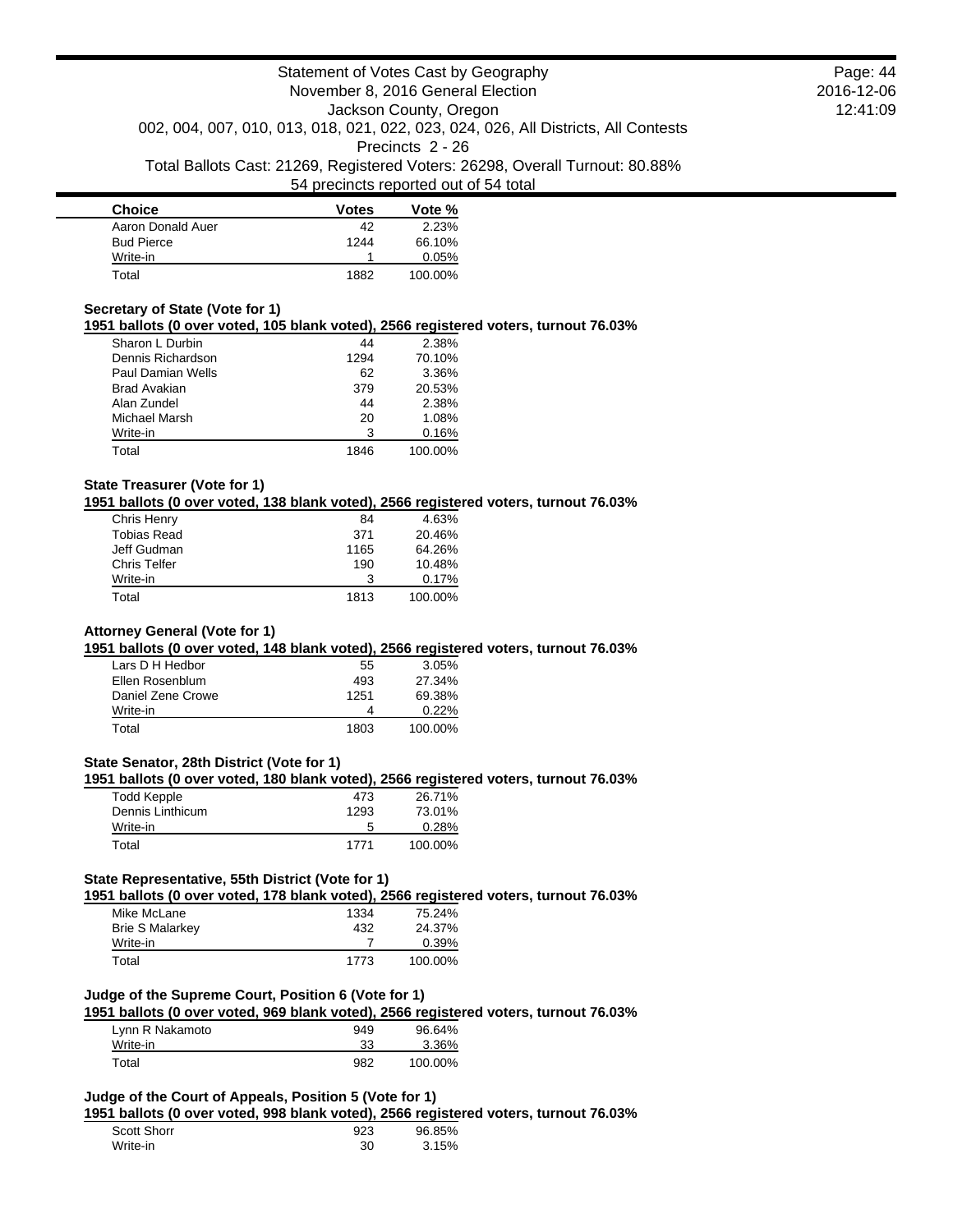| Choice | Votes | Vote % |
|---|---|---|
| Aaron Donald Auer | 42 | 2.23% |
| Bud Pierce | 1244 | 66.10% |
| Write-in | 1 | 0.05% |
| Total | 1882 | 100.00% |

### Secretary of State (Vote for 1)

**1951 ballots (0 over voted, 105 blank voted), 2566 registered voters, turnout 76.03%**

| Choice | Votes | Vote % |
|---|---|---|
| Sharon L Durbin | 44 | 2.38% |
| Dennis Richardson | 1294 | 70.10% |
| Paul Damian Wells | 62 | 3.36% |
| Brad Avakian | 379 | 20.53% |
| Alan Zundel | 44 | 2.38% |
| Michael Marsh | 20 | 1.08% |
| Write-in | 3 | 0.16% |
| Total | 1846 | 100.00% |

### State Treasurer (Vote for 1)

**1951 ballots (0 over voted, 138 blank voted), 2566 registered voters, turnout 76.03%**

| Choice | Votes | Vote % |
|---|---|---|
| Chris Henry | 84 | 4.63% |
| Tobias Read | 371 | 20.46% |
| Jeff Gudman | 1165 | 64.26% |
| Chris Telfer | 190 | 10.48% |
| Write-in | 3 | 0.17% |
| Total | 1813 | 100.00% |

### Attorney General (Vote for 1)

**1951 ballots (0 over voted, 148 blank voted), 2566 registered voters, turnout 76.03%**

| Choice | Votes | Vote % |
|---|---|---|
| Lars D H Hedbor | 55 | 3.05% |
| Ellen Rosenblum | 493 | 27.34% |
| Daniel Zene Crowe | 1251 | 69.38% |
| Write-in | 4 | 0.22% |
| Total | 1803 | 100.00% |

### State Senator, 28th District (Vote for 1)

**1951 ballots (0 over voted, 180 blank voted), 2566 registered voters, turnout 76.03%**

| Choice | Votes | Vote % |
|---|---|---|
| Todd Kepple | 473 | 26.71% |
| Dennis Linthicum | 1293 | 73.01% |
| Write-in | 5 | 0.28% |
| Total | 1771 | 100.00% |

### State Representative, 55th District (Vote for 1)

**1951 ballots (0 over voted, 178 blank voted), 2566 registered voters, turnout 76.03%**

| Choice | Votes | Vote % |
|---|---|---|
| Mike McLane | 1334 | 75.24% |
| Brie S Malarkey | 432 | 24.37% |
| Write-in | 7 | 0.39% |
| Total | 1773 | 100.00% |

### Judge of the Supreme Court, Position 6 (Vote for 1)

**1951 ballots (0 over voted, 969 blank voted), 2566 registered voters, turnout 76.03%**

| Choice | Votes | Vote % |
|---|---|---|
| Lynn R Nakamoto | 949 | 96.64% |
| Write-in | 33 | 3.36% |
| Total | 982 | 100.00% |

### Judge of the Court of Appeals, Position 5 (Vote for 1)

**1951 ballots (0 over voted, 998 blank voted), 2566 registered voters, turnout 76.03%**

| Choice | Votes | Vote % |
|---|---|---|
| Scott Shorr | 923 | 96.85% |
| Write-in | 30 | 3.15% |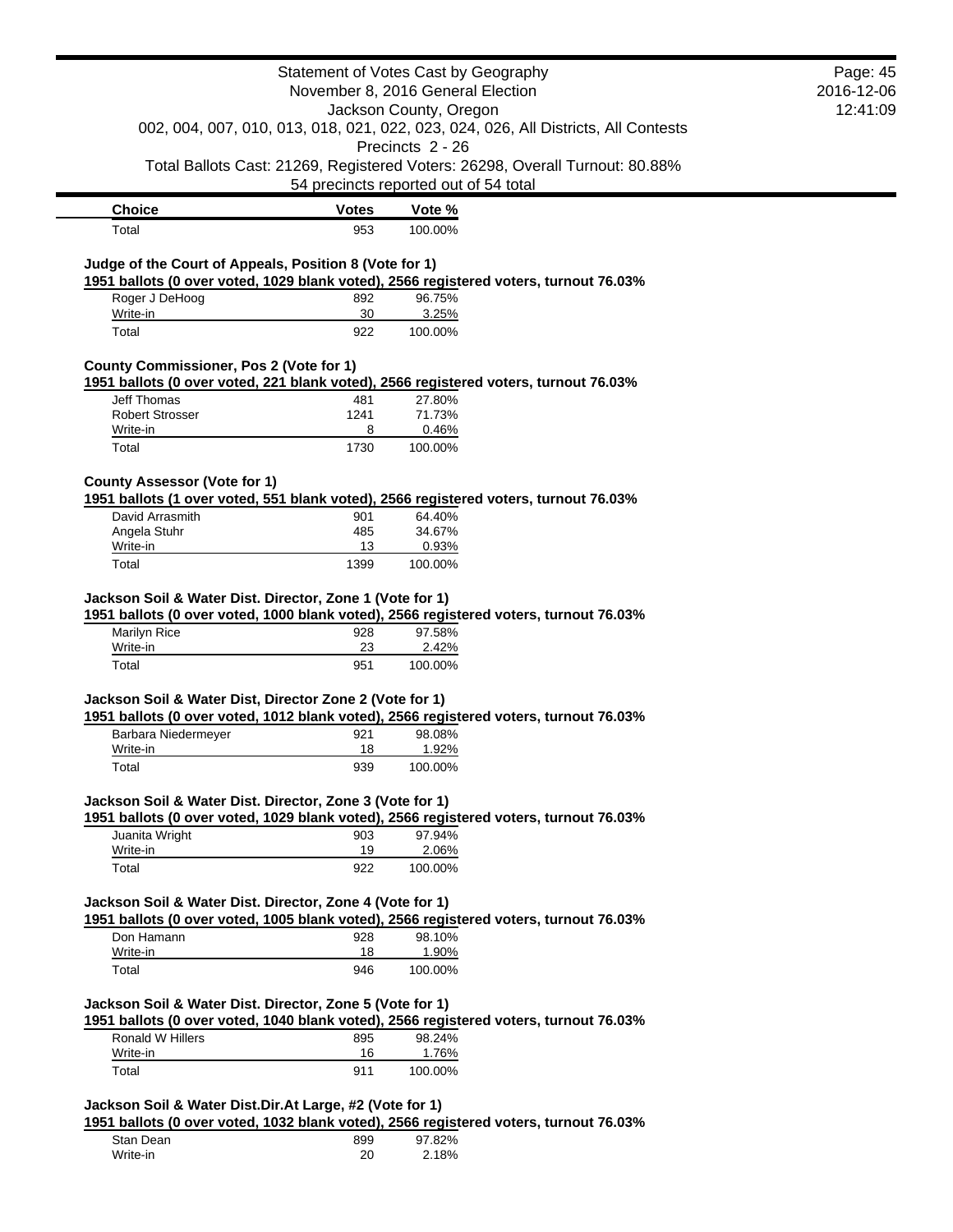| Choice | Votes | Vote % |
| --- | --- | --- |
| Total | 953 | 100.00% |

**Judge of the Court of Appeals, Position 8 (Vote for 1)**

**1951 ballots (0 over voted, 1029 blank voted), 2566 registered voters, turnout 76.03%**

| Choice | Votes | Vote % |
| --- | --- | --- |
| Roger J DeHoog | 892 | 96.75% |
| Write-in | 30 | 3.25% |
| Total | 922 | 100.00% |

**County Commissioner, Pos 2 (Vote for 1)**

**1951 ballots (0 over voted, 221 blank voted), 2566 registered voters, turnout 76.03%**

| Choice | Votes | Vote % |
| --- | --- | --- |
| Jeff Thomas | 481 | 27.80% |
| Robert Strosser | 1241 | 71.73% |
| Write-in | 8 | 0.46% |
| Total | 1730 | 100.00% |

**County Assessor (Vote for 1)**

**1951 ballots (1 over voted, 551 blank voted), 2566 registered voters, turnout 76.03%**

| Choice | Votes | Vote % |
| --- | --- | --- |
| David Arrasmith | 901 | 64.40% |
| Angela Stuhr | 485 | 34.67% |
| Write-in | 13 | 0.93% |
| Total | 1399 | 100.00% |

**Jackson Soil & Water Dist. Director, Zone 1 (Vote for 1)**

**1951 ballots (0 over voted, 1000 blank voted), 2566 registered voters, turnout 76.03%**

| Choice | Votes | Vote % |
| --- | --- | --- |
| Marilyn Rice | 928 | 97.58% |
| Write-in | 23 | 2.42% |
| Total | 951 | 100.00% |

**Jackson Soil & Water Dist, Director Zone 2 (Vote for 1)**

**1951 ballots (0 over voted, 1012 blank voted), 2566 registered voters, turnout 76.03%**

| Choice | Votes | Vote % |
| --- | --- | --- |
| Barbara Niedermeyer | 921 | 98.08% |
| Write-in | 18 | 1.92% |
| Total | 939 | 100.00% |

**Jackson Soil & Water Dist. Director, Zone 3 (Vote for 1)**

**1951 ballots (0 over voted, 1029 blank voted), 2566 registered voters, turnout 76.03%**

| Choice | Votes | Vote % |
| --- | --- | --- |
| Juanita Wright | 903 | 97.94% |
| Write-in | 19 | 2.06% |
| Total | 922 | 100.00% |

**Jackson Soil & Water Dist. Director, Zone 4 (Vote for 1)**

**1951 ballots (0 over voted, 1005 blank voted), 2566 registered voters, turnout 76.03%**

| Choice | Votes | Vote % |
| --- | --- | --- |
| Don Hamann | 928 | 98.10% |
| Write-in | 18 | 1.90% |
| Total | 946 | 100.00% |

**Jackson Soil & Water Dist. Director, Zone 5 (Vote for 1)**

**1951 ballots (0 over voted, 1040 blank voted), 2566 registered voters, turnout 76.03%**

| Choice | Votes | Vote % |
| --- | --- | --- |
| Ronald W Hillers | 895 | 98.24% |
| Write-in | 16 | 1.76% |
| Total | 911 | 100.00% |

**Jackson Soil & Water Dist.Dir.At Large, #2 (Vote for 1)**

**1951 ballots (0 over voted, 1032 blank voted), 2566 registered voters, turnout 76.03%**

| Choice | Votes | Vote % |
| --- | --- | --- |
| Stan Dean | 899 | 97.82% |
| Write-in | 20 | 2.18% |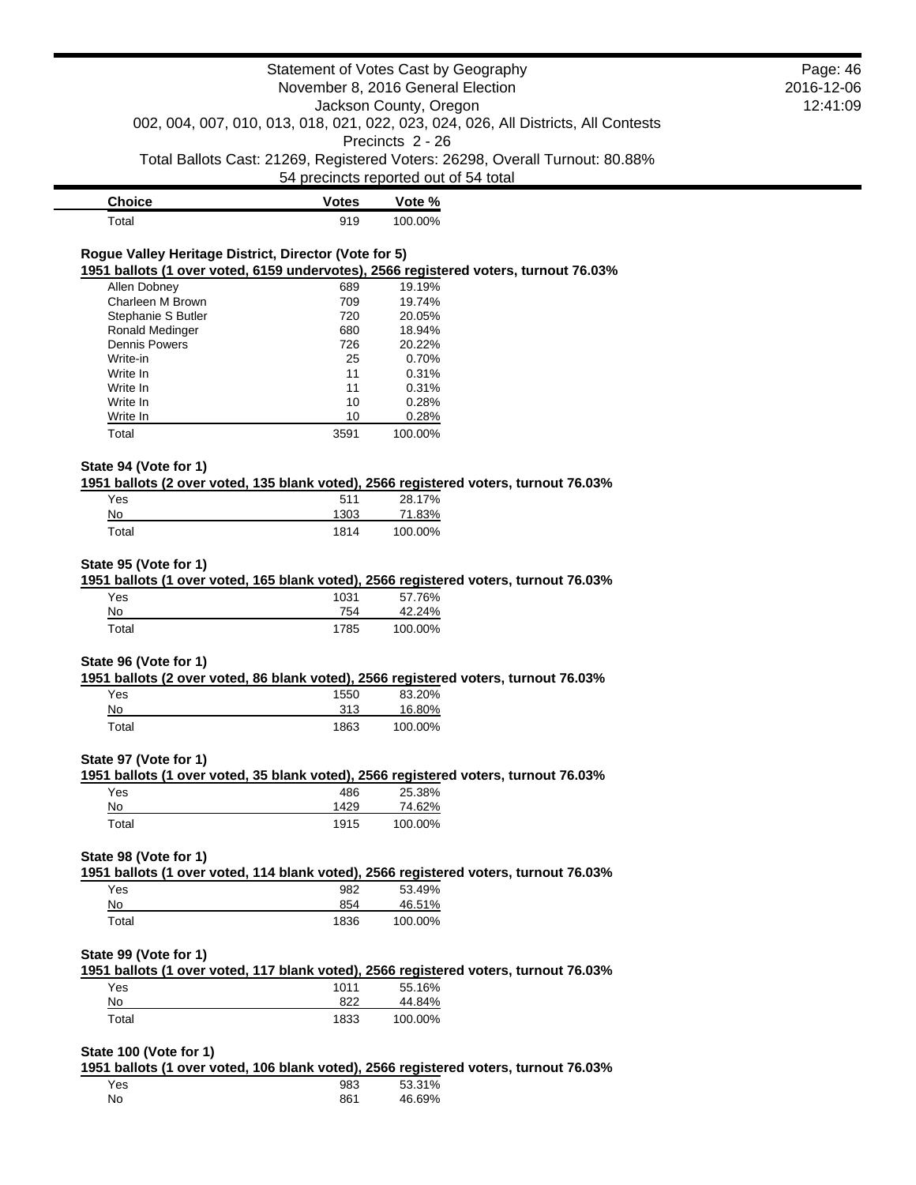| Choice | Votes | Vote % |
|---|---|---|
| Total | 919 | 100.00% |

**Rogue Valley Heritage District, Director (Vote for 5)**

**1951 ballots (1 over voted, 6159 undervotes), 2566 registered voters, turnout 76.03%**

| Choice | Votes | Vote % |
|---|---|---|
| Allen Dobney | 689 | 19.19% |
| Charleen M Brown | 709 | 19.74% |
| Stephanie S Butler | 720 | 20.05% |
| Ronald Medinger | 680 | 18.94% |
| Dennis Powers | 726 | 20.22% |
| Write-in | 25 | 0.70% |
| Write In | 11 | 0.31% |
| Write In | 11 | 0.31% |
| Write In | 10 | 0.28% |
| Write In | 10 | 0.28% |
| Total | 3591 | 100.00% |

**State 94 (Vote for 1)**

**1951 ballots (2 over voted, 135 blank voted), 2566 registered voters, turnout 76.03%**

| Choice | Votes | Vote % |
|---|---|---|
| Yes | 511 | 28.17% |
| No | 1303 | 71.83% |
| Total | 1814 | 100.00% |

**State 95 (Vote for 1)**

**1951 ballots (1 over voted, 165 blank voted), 2566 registered voters, turnout 76.03%**

| Choice | Votes | Vote % |
|---|---|---|
| Yes | 1031 | 57.76% |
| No | 754 | 42.24% |
| Total | 1785 | 100.00% |

**State 96 (Vote for 1)**

**1951 ballots (2 over voted, 86 blank voted), 2566 registered voters, turnout 76.03%**

| Choice | Votes | Vote % |
|---|---|---|
| Yes | 1550 | 83.20% |
| No | 313 | 16.80% |
| Total | 1863 | 100.00% |

**State 97 (Vote for 1)**

**1951 ballots (1 over voted, 35 blank voted), 2566 registered voters, turnout 76.03%**

| Choice | Votes | Vote % |
|---|---|---|
| Yes | 486 | 25.38% |
| No | 1429 | 74.62% |
| Total | 1915 | 100.00% |

**State 98 (Vote for 1)**

**1951 ballots (1 over voted, 114 blank voted), 2566 registered voters, turnout 76.03%**

| Choice | Votes | Vote % |
|---|---|---|
| Yes | 982 | 53.49% |
| No | 854 | 46.51% |
| Total | 1836 | 100.00% |

**State 99 (Vote for 1)**

**1951 ballots (1 over voted, 117 blank voted), 2566 registered voters, turnout 76.03%**

| Choice | Votes | Vote % |
|---|---|---|
| Yes | 1011 | 55.16% |
| No | 822 | 44.84% |
| Total | 1833 | 100.00% |

**State 100 (Vote for 1)**

**1951 ballots (1 over voted, 106 blank voted), 2566 registered voters, turnout 76.03%**

| Choice | Votes | Vote % |
|---|---|---|
| Yes | 983 | 53.31% |
| No | 861 | 46.69% |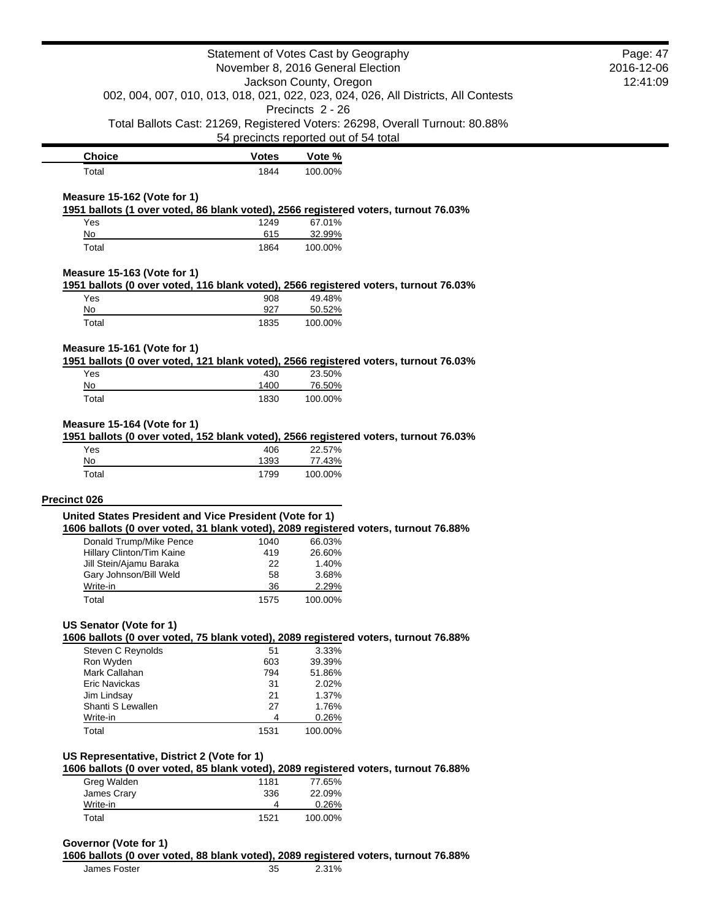| Choice | Votes | Vote % |
|---|---|---|
| Total | 1844 | 100.00% |

**Measure 15-162 (Vote for 1)**

**1951 ballots (1 over voted, 86 blank voted), 2566 registered voters, turnout 76.03%**

| Choice | Votes | Vote % |
|---|---|---|
| Yes | 1249 | 67.01% |
| No | 615 | 32.99% |
| Total | 1864 | 100.00% |

**Measure 15-163 (Vote for 1)**

**1951 ballots (0 over voted, 116 blank voted), 2566 registered voters, turnout 76.03%**

| Choice | Votes | Vote % |
|---|---|---|
| Yes | 908 | 49.48% |
| No | 927 | 50.52% |
| Total | 1835 | 100.00% |

**Measure 15-161 (Vote for 1)**

**1951 ballots (0 over voted, 121 blank voted), 2566 registered voters, turnout 76.03%**

| Choice | Votes | Vote % |
|---|---|---|
| Yes | 430 | 23.50% |
| No | 1400 | 76.50% |
| Total | 1830 | 100.00% |

**Measure 15-164 (Vote for 1)**

**1951 ballots (0 over voted, 152 blank voted), 2566 registered voters, turnout 76.03%**

| Choice | Votes | Vote % |
|---|---|---|
| Yes | 406 | 22.57% |
| No | 1393 | 77.43% |
| Total | 1799 | 100.00% |

## Precinct 026

**United States President and Vice President (Vote for 1)**

**1606 ballots (0 over voted, 31 blank voted), 2089 registered voters, turnout 76.88%**

| Choice | Votes | Vote % |
|---|---|---|
| Donald Trump/Mike Pence | 1040 | 66.03% |
| Hillary Clinton/Tim Kaine | 419 | 26.60% |
| Jill Stein/Ajamu Baraka | 22 | 1.40% |
| Gary Johnson/Bill Weld | 58 | 3.68% |
| Write-in | 36 | 2.29% |
| Total | 1575 | 100.00% |

**US Senator (Vote for 1)**

**1606 ballots (0 over voted, 75 blank voted), 2089 registered voters, turnout 76.88%**

| Choice | Votes | Vote % |
|---|---|---|
| Steven C Reynolds | 51 | 3.33% |
| Ron Wyden | 603 | 39.39% |
| Mark Callahan | 794 | 51.86% |
| Eric Navickas | 31 | 2.02% |
| Jim Lindsay | 21 | 1.37% |
| Shanti S Lewallen | 27 | 1.76% |
| Write-in | 4 | 0.26% |
| Total | 1531 | 100.00% |

**US Representative, District 2 (Vote for 1)**

**1606 ballots (0 over voted, 85 blank voted), 2089 registered voters, turnout 76.88%**

| Choice | Votes | Vote % |
|---|---|---|
| Greg Walden | 1181 | 77.65% |
| James Crary | 336 | 22.09% |
| Write-in | 4 | 0.26% |
| Total | 1521 | 100.00% |

**Governor (Vote for 1)**

**1606 ballots (0 over voted, 88 blank voted), 2089 registered voters, turnout 76.88%**

| Choice | Votes | Vote % |
|---|---|---|
| James Foster | 35 | 2.31% |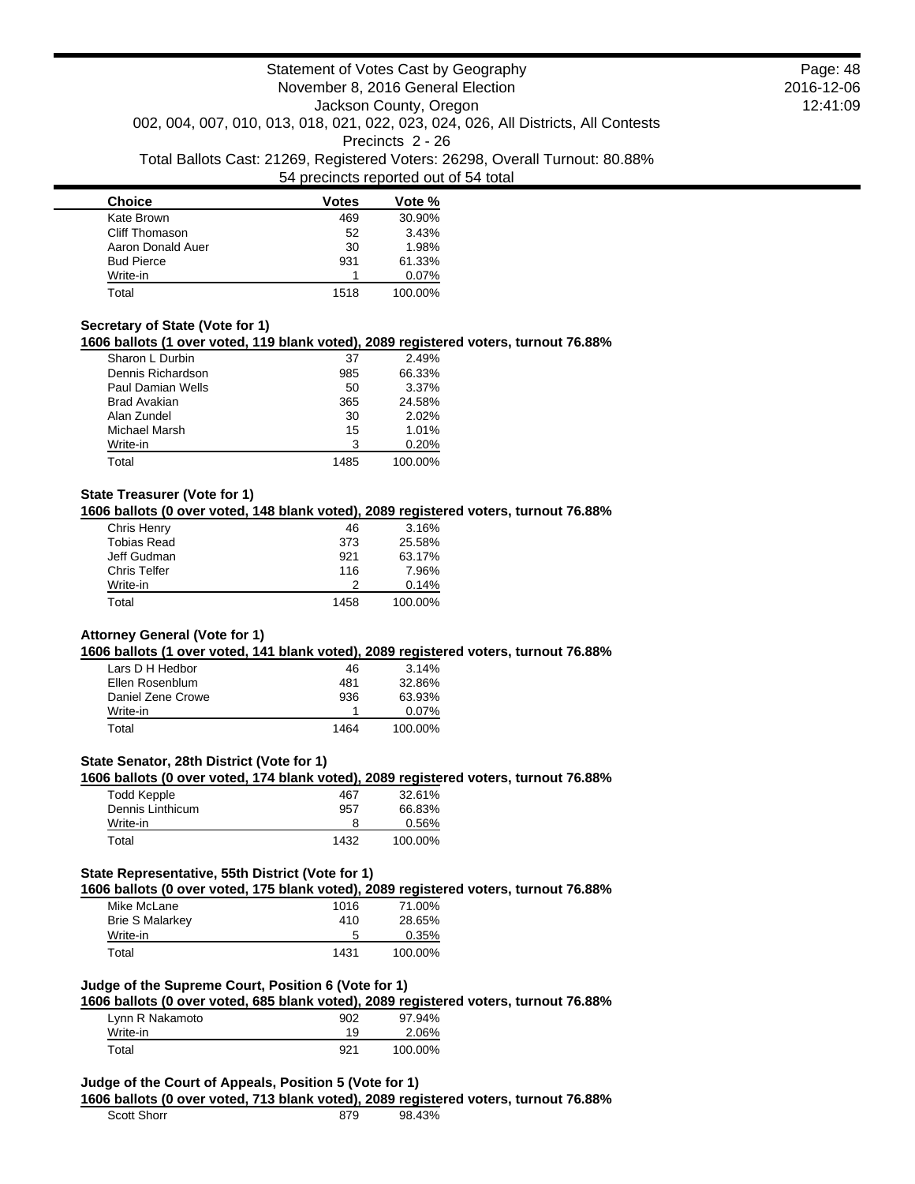| Choice | Votes | Vote % |
| --- | --- | --- |
| Kate Brown | 469 | 30.90% |
| Cliff Thomason | 52 | 3.43% |
| Aaron Donald Auer | 30 | 1.98% |
| Bud Pierce | 931 | 61.33% |
| Write-in | 1 | 0.07% |
| Total | 1518 | 100.00% |

### Secretary of State (Vote for 1)

**1606 ballots (1 over voted, 119 blank voted), 2089 registered voters, turnout 76.88%**

| Choice | Votes | Vote % |
| --- | --- | --- |
| Sharon L Durbin | 37 | 2.49% |
| Dennis Richardson | 985 | 66.33% |
| Paul Damian Wells | 50 | 3.37% |
| Brad Avakian | 365 | 24.58% |
| Alan Zundel | 30 | 2.02% |
| Michael Marsh | 15 | 1.01% |
| Write-in | 3 | 0.20% |
| Total | 1485 | 100.00% |

### State Treasurer (Vote for 1)

**1606 ballots (0 over voted, 148 blank voted), 2089 registered voters, turnout 76.88%**

| Choice | Votes | Vote % |
| --- | --- | --- |
| Chris Henry | 46 | 3.16% |
| Tobias Read | 373 | 25.58% |
| Jeff Gudman | 921 | 63.17% |
| Chris Telfer | 116 | 7.96% |
| Write-in | 2 | 0.14% |
| Total | 1458 | 100.00% |

### Attorney General (Vote for 1)

**1606 ballots (1 over voted, 141 blank voted), 2089 registered voters, turnout 76.88%**

| Choice | Votes | Vote % |
| --- | --- | --- |
| Lars D H Hedbor | 46 | 3.14% |
| Ellen Rosenblum | 481 | 32.86% |
| Daniel Zene Crowe | 936 | 63.93% |
| Write-in | 1 | 0.07% |
| Total | 1464 | 100.00% |

### State Senator, 28th District (Vote for 1)

**1606 ballots (0 over voted, 174 blank voted), 2089 registered voters, turnout 76.88%**

| Choice | Votes | Vote % |
| --- | --- | --- |
| Todd Kepple | 467 | 32.61% |
| Dennis Linthicum | 957 | 66.83% |
| Write-in | 8 | 0.56% |
| Total | 1432 | 100.00% |

### State Representative, 55th District (Vote for 1)

**1606 ballots (0 over voted, 175 blank voted), 2089 registered voters, turnout 76.88%**

| Choice | Votes | Vote % |
| --- | --- | --- |
| Mike McLane | 1016 | 71.00% |
| Brie S Malarkey | 410 | 28.65% |
| Write-in | 5 | 0.35% |
| Total | 1431 | 100.00% |

### Judge of the Supreme Court, Position 6 (Vote for 1)

**1606 ballots (0 over voted, 685 blank voted), 2089 registered voters, turnout 76.88%**

| Choice | Votes | Vote % |
| --- | --- | --- |
| Lynn R Nakamoto | 902 | 97.94% |
| Write-in | 19 | 2.06% |
| Total | 921 | 100.00% |

### Judge of the Court of Appeals, Position 5 (Vote for 1)

**1606 ballots (0 over voted, 713 blank voted), 2089 registered voters, turnout 76.88%**

| Choice | Votes | Vote % |
| --- | --- | --- |
| Scott Shorr | 879 | 98.43% |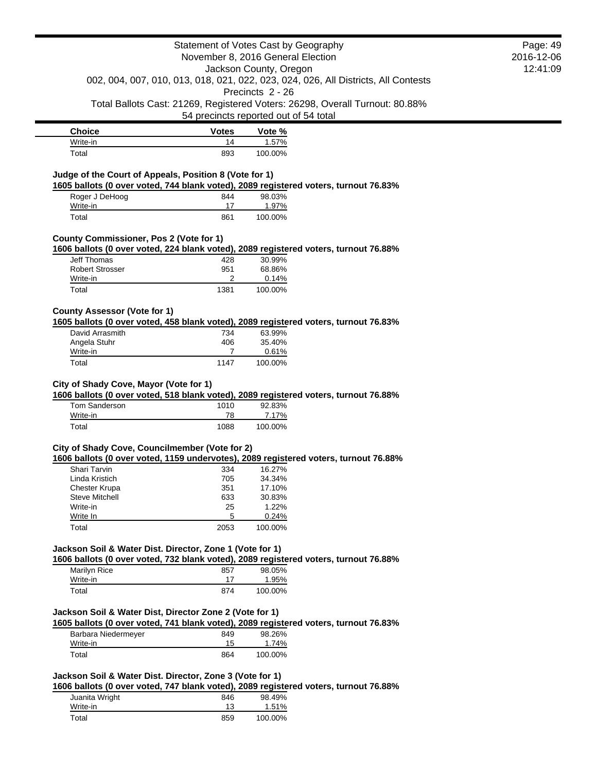| Choice | Votes | Vote % |
|---|---|---|
| Write-in | 14 | 1.57% |
| Total | 893 | 100.00% |

### Judge of the Court of Appeals, Position 8 (Vote for 1)

**1605 ballots (0 over voted, 744 blank voted), 2089 registered voters, turnout 76.83%**

| Choice | Votes | Vote % |
|---|---|---|
| Roger J DeHoog | 844 | 98.03% |
| Write-in | 17 | 1.97% |
| Total | 861 | 100.00% |

### County Commissioner, Pos 2 (Vote for 1)

**1606 ballots (0 over voted, 224 blank voted), 2089 registered voters, turnout 76.88%**

| Choice | Votes | Vote % |
|---|---|---|
| Jeff Thomas | 428 | 30.99% |
| Robert Strosser | 951 | 68.86% |
| Write-in | 2 | 0.14% |
| Total | 1381 | 100.00% |

### County Assessor (Vote for 1)

**1605 ballots (0 over voted, 458 blank voted), 2089 registered voters, turnout 76.83%**

| Choice | Votes | Vote % |
|---|---|---|
| David Arrasmith | 734 | 63.99% |
| Angela Stuhr | 406 | 35.40% |
| Write-in | 7 | 0.61% |
| Total | 1147 | 100.00% |

### City of Shady Cove, Mayor (Vote for 1)

**1606 ballots (0 over voted, 518 blank voted), 2089 registered voters, turnout 76.88%**

| Choice | Votes | Vote % |
|---|---|---|
| Tom Sanderson | 1010 | 92.83% |
| Write-in | 78 | 7.17% |
| Total | 1088 | 100.00% |

### City of Shady Cove, Councilmember (Vote for 2)

**1606 ballots (0 over voted, 1159 undervotes), 2089 registered voters, turnout 76.88%**

| Choice | Votes | Vote % |
|---|---|---|
| Shari Tarvin | 334 | 16.27% |
| Linda Kristich | 705 | 34.34% |
| Chester Krupa | 351 | 17.10% |
| Steve Mitchell | 633 | 30.83% |
| Write-in | 25 | 1.22% |
| Write In | 5 | 0.24% |
| Total | 2053 | 100.00% |

### Jackson Soil & Water Dist. Director, Zone 1 (Vote for 1)

**1606 ballots (0 over voted, 732 blank voted), 2089 registered voters, turnout 76.88%**

| Choice | Votes | Vote % |
|---|---|---|
| Marilyn Rice | 857 | 98.05% |
| Write-in | 17 | 1.95% |
| Total | 874 | 100.00% |

### Jackson Soil & Water Dist, Director Zone 2 (Vote for 1)

**1605 ballots (0 over voted, 741 blank voted), 2089 registered voters, turnout 76.83%**

| Choice | Votes | Vote % |
|---|---|---|
| Barbara Niedermeyer | 849 | 98.26% |
| Write-in | 15 | 1.74% |
| Total | 864 | 100.00% |

### Jackson Soil & Water Dist. Director, Zone 3 (Vote for 1)

**1606 ballots (0 over voted, 747 blank voted), 2089 registered voters, turnout 76.88%**

| Choice | Votes | Vote % |
|---|---|---|
| Juanita Wright | 846 | 98.49% |
| Write-in | 13 | 1.51% |
| Total | 859 | 100.00% |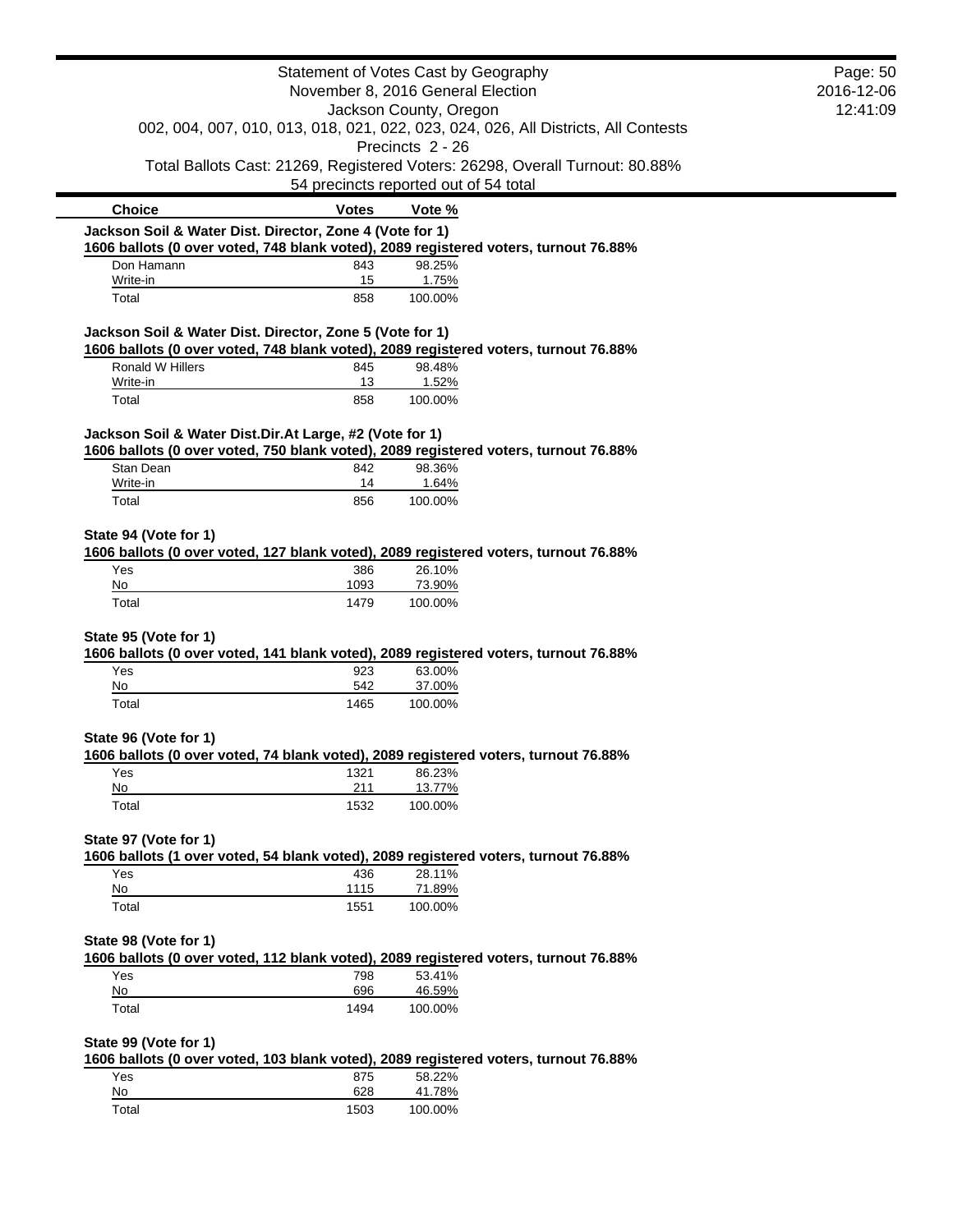Statement of Votes Cast by Geography
November 8, 2016 General Election
Jackson County, Oregon
002, 004, 007, 010, 013, 018, 021, 022, 023, 024, 026, All Districts, All Contests
Precincts 2 - 26
Total Ballots Cast: 21269, Registered Voters: 26298, Overall Turnout: 80.88%
54 precincts reported out of 54 total

| Choice | Votes | Vote % |
|---|---|---|

**Jackson Soil & Water Dist. Director, Zone 4 (Vote for 1)**
**1606 ballots (0 over voted, 748 blank voted), 2089 registered voters, turnout 76.88%**

| Choice | Votes | Vote % |
|---|---|---|
| Don Hamann | 843 | 98.25% |
| Write-in | 15 | 1.75% |
| Total | 858 | 100.00% |

**Jackson Soil & Water Dist. Director, Zone 5 (Vote for 1)**
**1606 ballots (0 over voted, 748 blank voted), 2089 registered voters, turnout 76.88%**

| Choice | Votes | Vote % |
|---|---|---|
| Ronald W Hillers | 845 | 98.48% |
| Write-in | 13 | 1.52% |
| Total | 858 | 100.00% |

**Jackson Soil & Water Dist.Dir.At Large, #2 (Vote for 1)**
**1606 ballots (0 over voted, 750 blank voted), 2089 registered voters, turnout 76.88%**

| Choice | Votes | Vote % |
|---|---|---|
| Stan Dean | 842 | 98.36% |
| Write-in | 14 | 1.64% |
| Total | 856 | 100.00% |

**State 94 (Vote for 1)**
**1606 ballots (0 over voted, 127 blank voted), 2089 registered voters, turnout 76.88%**

| Choice | Votes | Vote % |
|---|---|---|
| Yes | 386 | 26.10% |
| No | 1093 | 73.90% |
| Total | 1479 | 100.00% |

**State 95 (Vote for 1)**
**1606 ballots (0 over voted, 141 blank voted), 2089 registered voters, turnout 76.88%**

| Choice | Votes | Vote % |
|---|---|---|
| Yes | 923 | 63.00% |
| No | 542 | 37.00% |
| Total | 1465 | 100.00% |

**State 96 (Vote for 1)**
**1606 ballots (0 over voted, 74 blank voted), 2089 registered voters, turnout 76.88%**

| Choice | Votes | Vote % |
|---|---|---|
| Yes | 1321 | 86.23% |
| No | 211 | 13.77% |
| Total | 1532 | 100.00% |

**State 97 (Vote for 1)**
**1606 ballots (1 over voted, 54 blank voted), 2089 registered voters, turnout 76.88%**

| Choice | Votes | Vote % |
|---|---|---|
| Yes | 436 | 28.11% |
| No | 1115 | 71.89% |
| Total | 1551 | 100.00% |

**State 98 (Vote for 1)**
**1606 ballots (0 over voted, 112 blank voted), 2089 registered voters, turnout 76.88%**

| Choice | Votes | Vote % |
|---|---|---|
| Yes | 798 | 53.41% |
| No | 696 | 46.59% |
| Total | 1494 | 100.00% |

**State 99 (Vote for 1)**
**1606 ballots (0 over voted, 103 blank voted), 2089 registered voters, turnout 76.88%**

| Choice | Votes | Vote % |
|---|---|---|
| Yes | 875 | 58.22% |
| No | 628 | 41.78% |
| Total | 1503 | 100.00% |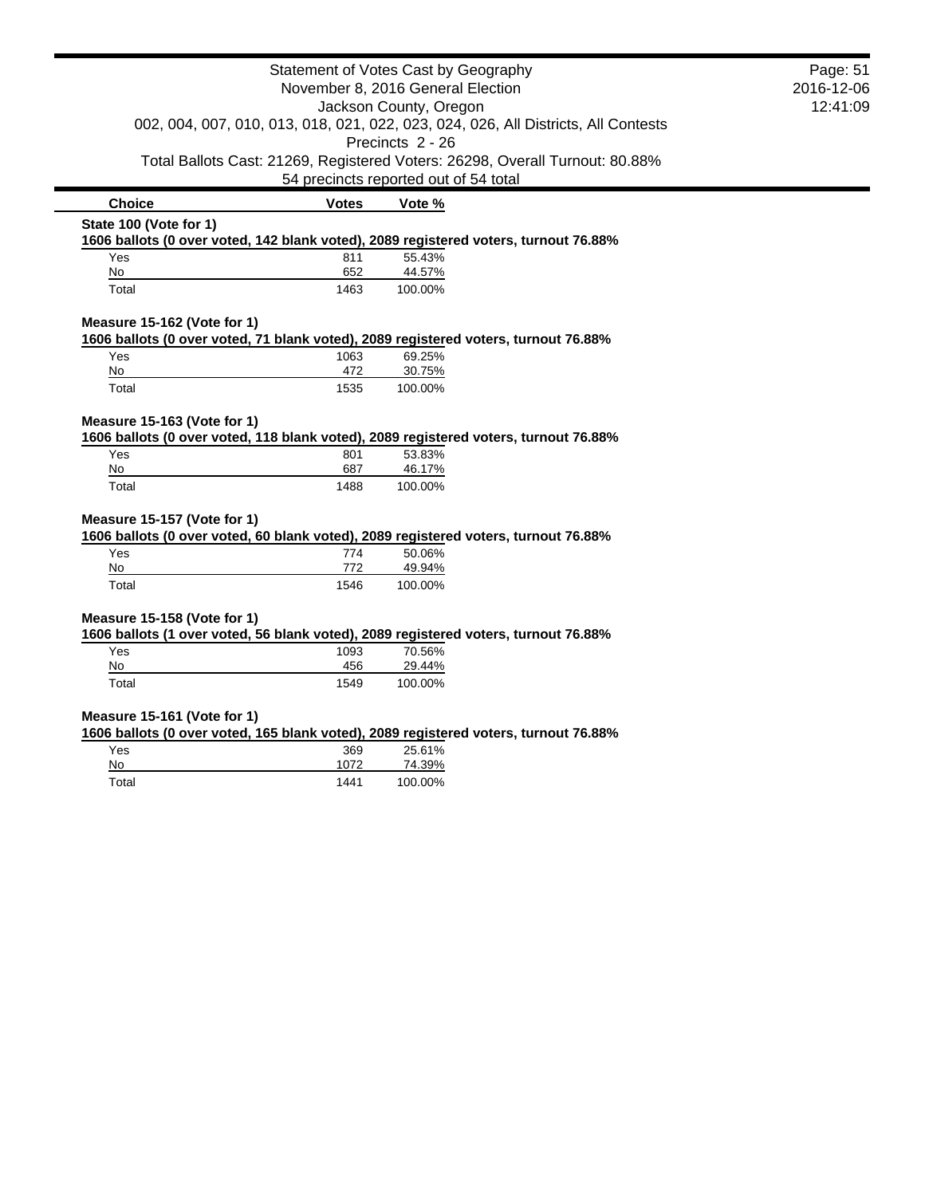| Choice | Votes | Vote % |
|---|---|---|

**State 100 (Vote for 1)**

**1606 ballots (0 over voted, 142 blank voted), 2089 registered voters, turnout 76.88%**

| Choice | Votes | Vote % |
|---|---|---|
| Yes | 811 | 55.43% |
| No | 652 | 44.57% |
| Total | 1463 | 100.00% |

**Measure 15-162 (Vote for 1)**

**1606 ballots (0 over voted, 71 blank voted), 2089 registered voters, turnout 76.88%**

| Choice | Votes | Vote % |
|---|---|---|
| Yes | 1063 | 69.25% |
| No | 472 | 30.75% |
| Total | 1535 | 100.00% |

**Measure 15-163 (Vote for 1)**

**1606 ballots (0 over voted, 118 blank voted), 2089 registered voters, turnout 76.88%**

| Choice | Votes | Vote % |
|---|---|---|
| Yes | 801 | 53.83% |
| No | 687 | 46.17% |
| Total | 1488 | 100.00% |

**Measure 15-157 (Vote for 1)**

**1606 ballots (0 over voted, 60 blank voted), 2089 registered voters, turnout 76.88%**

| Choice | Votes | Vote % |
|---|---|---|
| Yes | 774 | 50.06% |
| No | 772 | 49.94% |
| Total | 1546 | 100.00% |

**Measure 15-158 (Vote for 1)**

**1606 ballots (1 over voted, 56 blank voted), 2089 registered voters, turnout 76.88%**

| Choice | Votes | Vote % |
|---|---|---|
| Yes | 1093 | 70.56% |
| No | 456 | 29.44% |
| Total | 1549 | 100.00% |

**Measure 15-161 (Vote for 1)**

**1606 ballots (0 over voted, 165 blank voted), 2089 registered voters, turnout 76.88%**

| Choice | Votes | Vote % |
|---|---|---|
| Yes | 369 | 25.61% |
| No | 1072 | 74.39% |
| Total | 1441 | 100.00% |